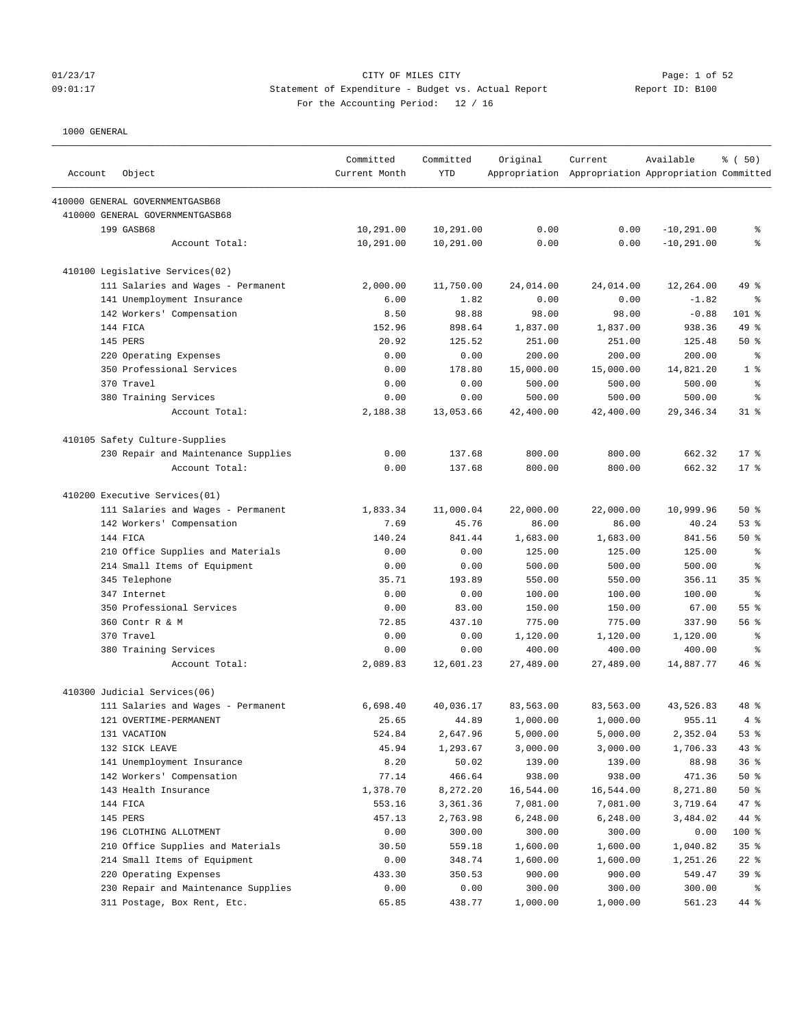CITY OF MILES CITY

Statement of Expenditure - Budget vs. Actual Report

For the Accounting Period: 12 / 16

01/23/17 09:01:17 — Report ID: B100

1000 GENERAL

| Account | Object | Committed Current Month | Committed YTD | Original Appropriation | Current Appropriation | Available Appropriation | % ( 50) Committed |
|---|---|---|---|---|---|---|---|
| 410000 GENERAL GOVERNMENTGASB68 | | | | | | | |
| 410000 GENERAL GOVERNMENTGASB68 | | | | | | | |
| | 199 GASB68 | 10,291.00 | 10,291.00 | 0.00 | 0.00 | -10,291.00 | % |
| | Account Total: | 10,291.00 | 10,291.00 | 0.00 | 0.00 | -10,291.00 | % |
| 410100 Legislative Services(02) | | | | | | | |
| | 111 Salaries and Wages - Permanent | 2,000.00 | 11,750.00 | 24,014.00 | 24,014.00 | 12,264.00 | 49 % |
| | 141 Unemployment Insurance | 6.00 | 1.82 | 0.00 | 0.00 | -1.82 | % |
| | 142 Workers' Compensation | 8.50 | 98.88 | 98.00 | 98.00 | -0.88 | 101 % |
| | 144 FICA | 152.96 | 898.64 | 1,837.00 | 1,837.00 | 938.36 | 49 % |
| | 145 PERS | 20.92 | 125.52 | 251.00 | 251.00 | 125.48 | 50 % |
| | 220 Operating Expenses | 0.00 | 0.00 | 200.00 | 200.00 | 200.00 | % |
| | 350 Professional Services | 0.00 | 178.80 | 15,000.00 | 15,000.00 | 14,821.20 | 1 % |
| | 370 Travel | 0.00 | 0.00 | 500.00 | 500.00 | 500.00 | % |
| | 380 Training Services | 0.00 | 0.00 | 500.00 | 500.00 | 500.00 | % |
| | Account Total: | 2,188.38 | 13,053.66 | 42,400.00 | 42,400.00 | 29,346.34 | 31 % |
| 410105 Safety Culture-Supplies | | | | | | | |
| | 230 Repair and Maintenance Supplies | 0.00 | 137.68 | 800.00 | 800.00 | 662.32 | 17 % |
| | Account Total: | 0.00 | 137.68 | 800.00 | 800.00 | 662.32 | 17 % |
| 410200 Executive Services(01) | | | | | | | |
| | 111 Salaries and Wages - Permanent | 1,833.34 | 11,000.04 | 22,000.00 | 22,000.00 | 10,999.96 | 50 % |
| | 142 Workers' Compensation | 7.69 | 45.76 | 86.00 | 86.00 | 40.24 | 53 % |
| | 144 FICA | 140.24 | 841.44 | 1,683.00 | 1,683.00 | 841.56 | 50 % |
| | 210 Office Supplies and Materials | 0.00 | 0.00 | 125.00 | 125.00 | 125.00 | % |
| | 214 Small Items of Equipment | 0.00 | 0.00 | 500.00 | 500.00 | 500.00 | % |
| | 345 Telephone | 35.71 | 193.89 | 550.00 | 550.00 | 356.11 | 35 % |
| | 347 Internet | 0.00 | 0.00 | 100.00 | 100.00 | 100.00 | % |
| | 350 Professional Services | 0.00 | 83.00 | 150.00 | 150.00 | 67.00 | 55 % |
| | 360 Contr R & M | 72.85 | 437.10 | 775.00 | 775.00 | 337.90 | 56 % |
| | 370 Travel | 0.00 | 0.00 | 1,120.00 | 1,120.00 | 1,120.00 | % |
| | 380 Training Services | 0.00 | 0.00 | 400.00 | 400.00 | 400.00 | % |
| | Account Total: | 2,089.83 | 12,601.23 | 27,489.00 | 27,489.00 | 14,887.77 | 46 % |
| 410300 Judicial Services(06) | | | | | | | |
| | 111 Salaries and Wages - Permanent | 6,698.40 | 40,036.17 | 83,563.00 | 83,563.00 | 43,526.83 | 48 % |
| | 121 OVERTIME-PERMANENT | 25.65 | 44.89 | 1,000.00 | 1,000.00 | 955.11 | 4 % |
| | 131 VACATION | 524.84 | 2,647.96 | 5,000.00 | 5,000.00 | 2,352.04 | 53 % |
| | 132 SICK LEAVE | 45.94 | 1,293.67 | 3,000.00 | 3,000.00 | 1,706.33 | 43 % |
| | 141 Unemployment Insurance | 8.20 | 50.02 | 139.00 | 139.00 | 88.98 | 36 % |
| | 142 Workers' Compensation | 77.14 | 466.64 | 938.00 | 938.00 | 471.36 | 50 % |
| | 143 Health Insurance | 1,378.70 | 8,272.20 | 16,544.00 | 16,544.00 | 8,271.80 | 50 % |
| | 144 FICA | 553.16 | 3,361.36 | 7,081.00 | 7,081.00 | 3,719.64 | 47 % |
| | 145 PERS | 457.13 | 2,763.98 | 6,248.00 | 6,248.00 | 3,484.02 | 44 % |
| | 196 CLOTHING ALLOTMENT | 0.00 | 300.00 | 300.00 | 300.00 | 0.00 | 100 % |
| | 210 Office Supplies and Materials | 30.50 | 559.18 | 1,600.00 | 1,600.00 | 1,040.82 | 35 % |
| | 214 Small Items of Equipment | 0.00 | 348.74 | 1,600.00 | 1,600.00 | 1,251.26 | 22 % |
| | 220 Operating Expenses | 433.30 | 350.53 | 900.00 | 900.00 | 549.47 | 39 % |
| | 230 Repair and Maintenance Supplies | 0.00 | 0.00 | 300.00 | 300.00 | 300.00 | % |
| | 311 Postage, Box Rent, Etc. | 65.85 | 438.77 | 1,000.00 | 1,000.00 | 561.23 | 44 % |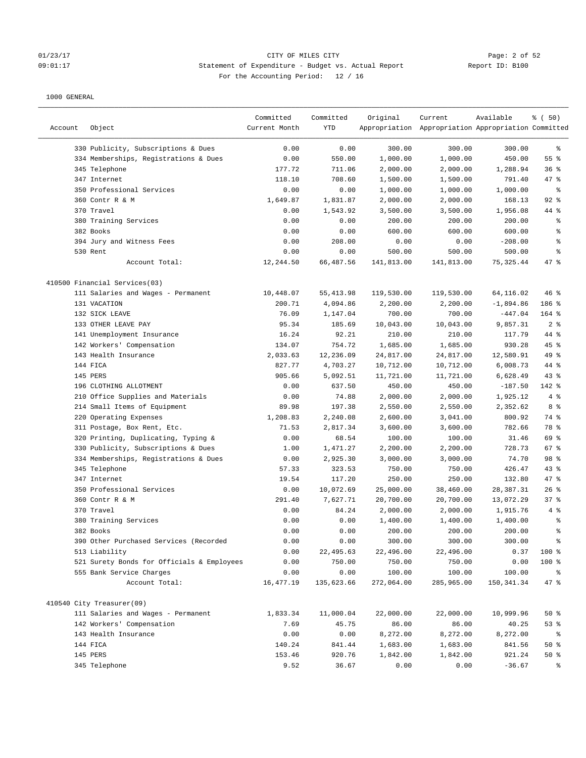CITY OF MILES CITY
Statement of Expenditure - Budget vs. Actual Report
For the Accounting Period: 12 / 16

01/23/17
09:01:17

Report ID: B100

1000 GENERAL

| Account | Object | Committed Current Month | Committed YTD | Original Appropriation | Current Appropriation | Available Appropriation | % ( 50) Committed |
|---|---|---|---|---|---|---|---|
| | 330 Publicity, Subscriptions & Dues | 0.00 | 0.00 | 300.00 | 300.00 | 300.00 | % |
| | 334 Memberships, Registrations & Dues | 0.00 | 550.00 | 1,000.00 | 1,000.00 | 450.00 | 55 % |
| | 345 Telephone | 177.72 | 711.06 | 2,000.00 | 2,000.00 | 1,288.94 | 36 % |
| | 347 Internet | 118.10 | 708.60 | 1,500.00 | 1,500.00 | 791.40 | 47 % |
| | 350 Professional Services | 0.00 | 0.00 | 1,000.00 | 1,000.00 | 1,000.00 | % |
| | 360 Contr R & M | 1,649.87 | 1,831.87 | 2,000.00 | 2,000.00 | 168.13 | 92 % |
| | 370 Travel | 0.00 | 1,543.92 | 3,500.00 | 3,500.00 | 1,956.08 | 44 % |
| | 380 Training Services | 0.00 | 0.00 | 200.00 | 200.00 | 200.00 | % |
| | 382 Books | 0.00 | 0.00 | 600.00 | 600.00 | 600.00 | % |
| | 394 Jury and Witness Fees | 0.00 | 208.00 | 0.00 | 0.00 | -208.00 | % |
| | 530 Rent | 0.00 | 0.00 | 500.00 | 500.00 | 500.00 | % |
| | Account Total: | 12,244.50 | 66,487.56 | 141,813.00 | 141,813.00 | 75,325.44 | 47 % |
| 410500 Financial Services(03) | | | | | | | |
| | 111 Salaries and Wages - Permanent | 10,448.07 | 55,413.98 | 119,530.00 | 119,530.00 | 64,116.02 | 46 % |
| | 131 VACATION | 200.71 | 4,094.86 | 2,200.00 | 2,200.00 | -1,894.86 | 186 % |
| | 132 SICK LEAVE | 76.09 | 1,147.04 | 700.00 | 700.00 | -447.04 | 164 % |
| | 133 OTHER LEAVE PAY | 95.34 | 185.69 | 10,043.00 | 10,043.00 | 9,857.31 | 2 % |
| | 141 Unemployment Insurance | 16.24 | 92.21 | 210.00 | 210.00 | 117.79 | 44 % |
| | 142 Workers' Compensation | 134.07 | 754.72 | 1,685.00 | 1,685.00 | 930.28 | 45 % |
| | 143 Health Insurance | 2,033.63 | 12,236.09 | 24,817.00 | 24,817.00 | 12,580.91 | 49 % |
| | 144 FICA | 827.77 | 4,703.27 | 10,712.00 | 10,712.00 | 6,008.73 | 44 % |
| | 145 PERS | 905.66 | 5,092.51 | 11,721.00 | 11,721.00 | 6,628.49 | 43 % |
| | 196 CLOTHING ALLOTMENT | 0.00 | 637.50 | 450.00 | 450.00 | -187.50 | 142 % |
| | 210 Office Supplies and Materials | 0.00 | 74.88 | 2,000.00 | 2,000.00 | 1,925.12 | 4 % |
| | 214 Small Items of Equipment | 89.98 | 197.38 | 2,550.00 | 2,550.00 | 2,352.62 | 8 % |
| | 220 Operating Expenses | 1,208.83 | 2,240.08 | 2,600.00 | 3,041.00 | 800.92 | 74 % |
| | 311 Postage, Box Rent, Etc. | 71.53 | 2,817.34 | 3,600.00 | 3,600.00 | 782.66 | 78 % |
| | 320 Printing, Duplicating, Typing & | 0.00 | 68.54 | 100.00 | 100.00 | 31.46 | 69 % |
| | 330 Publicity, Subscriptions & Dues | 1.00 | 1,471.27 | 2,200.00 | 2,200.00 | 728.73 | 67 % |
| | 334 Memberships, Registrations & Dues | 0.00 | 2,925.30 | 3,000.00 | 3,000.00 | 74.70 | 98 % |
| | 345 Telephone | 57.33 | 323.53 | 750.00 | 750.00 | 426.47 | 43 % |
| | 347 Internet | 19.54 | 117.20 | 250.00 | 250.00 | 132.80 | 47 % |
| | 350 Professional Services | 0.00 | 10,072.69 | 25,000.00 | 38,460.00 | 28,387.31 | 26 % |
| | 360 Contr R & M | 291.40 | 7,627.71 | 20,700.00 | 20,700.00 | 13,072.29 | 37 % |
| | 370 Travel | 0.00 | 84.24 | 2,000.00 | 2,000.00 | 1,915.76 | 4 % |
| | 380 Training Services | 0.00 | 0.00 | 1,400.00 | 1,400.00 | 1,400.00 | % |
| | 382 Books | 0.00 | 0.00 | 200.00 | 200.00 | 200.00 | % |
| | 390 Other Purchased Services (Recorded | 0.00 | 0.00 | 300.00 | 300.00 | 300.00 | % |
| | 513 Liability | 0.00 | 22,495.63 | 22,496.00 | 22,496.00 | 0.37 | 100 % |
| | 521 Surety Bonds for Officials & Employees | 0.00 | 750.00 | 750.00 | 750.00 | 0.00 | 100 % |
| | 555 Bank Service Charges | 0.00 | 0.00 | 100.00 | 100.00 | 100.00 | % |
| | Account Total: | 16,477.19 | 135,623.66 | 272,064.00 | 285,965.00 | 150,341.34 | 47 % |
| 410540 City Treasurer(09) | | | | | | | |
| | 111 Salaries and Wages - Permanent | 1,833.34 | 11,000.04 | 22,000.00 | 22,000.00 | 10,999.96 | 50 % |
| | 142 Workers' Compensation | 7.69 | 45.75 | 86.00 | 86.00 | 40.25 | 53 % |
| | 143 Health Insurance | 0.00 | 0.00 | 8,272.00 | 8,272.00 | 8,272.00 | % |
| | 144 FICA | 140.24 | 841.44 | 1,683.00 | 1,683.00 | 841.56 | 50 % |
| | 145 PERS | 153.46 | 920.76 | 1,842.00 | 1,842.00 | 921.24 | 50 % |
| | 345 Telephone | 9.52 | 36.67 | 0.00 | 0.00 | -36.67 | % |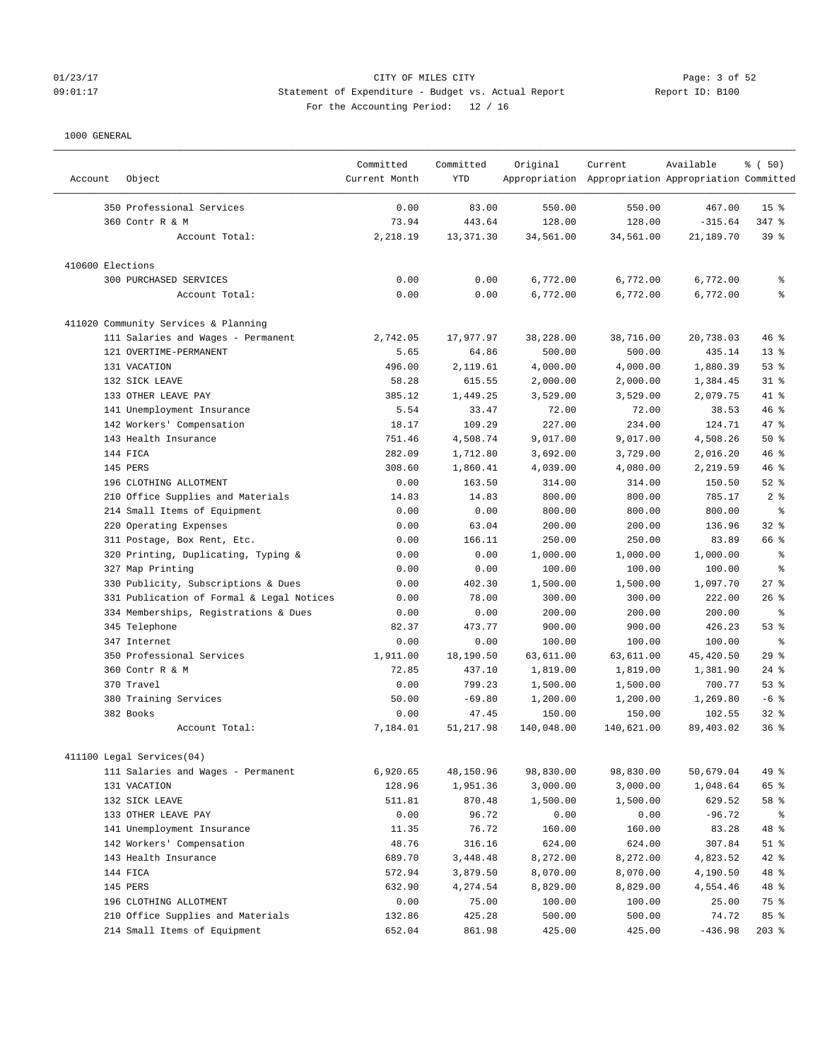01/23/17 CITY OF MILES CITY
09:01:17 Statement of Expenditure - Budget vs. Actual Report Report ID: B100
For the Accounting Period: 12 / 16

1000 GENERAL

| Account | Object | Committed Current Month | Committed YTD | Original Appropriation | Current Appropriation | Available Appropriation | % ( 50) Committed |
|---|---|---|---|---|---|---|---|
| | 350 Professional Services | 0.00 | 83.00 | 550.00 | 550.00 | 467.00 | 15 % |
| | 360 Contr R & M | 73.94 | 443.64 | 128.00 | 128.00 | -315.64 | 347 % |
| | Account Total: | 2,218.19 | 13,371.30 | 34,561.00 | 34,561.00 | 21,189.70 | 39 % |
| 410600 Elections | | | | | | | |
| | 300 PURCHASED SERVICES | 0.00 | 0.00 | 6,772.00 | 6,772.00 | 6,772.00 | % |
| | Account Total: | 0.00 | 0.00 | 6,772.00 | 6,772.00 | 6,772.00 | % |
| 411020 Community Services & Planning | | | | | | | |
| | 111 Salaries and Wages - Permanent | 2,742.05 | 17,977.97 | 38,228.00 | 38,716.00 | 20,738.03 | 46 % |
| | 121 OVERTIME-PERMANENT | 5.65 | 64.86 | 500.00 | 500.00 | 435.14 | 13 % |
| | 131 VACATION | 496.00 | 2,119.61 | 4,000.00 | 4,000.00 | 1,880.39 | 53 % |
| | 132 SICK LEAVE | 58.28 | 615.55 | 2,000.00 | 2,000.00 | 1,384.45 | 31 % |
| | 133 OTHER LEAVE PAY | 385.12 | 1,449.25 | 3,529.00 | 3,529.00 | 2,079.75 | 41 % |
| | 141 Unemployment Insurance | 5.54 | 33.47 | 72.00 | 72.00 | 38.53 | 46 % |
| | 142 Workers' Compensation | 18.17 | 109.29 | 227.00 | 234.00 | 124.71 | 47 % |
| | 143 Health Insurance | 751.46 | 4,508.74 | 9,017.00 | 9,017.00 | 4,508.26 | 50 % |
| | 144 FICA | 282.09 | 1,712.80 | 3,692.00 | 3,729.00 | 2,016.20 | 46 % |
| | 145 PERS | 308.60 | 1,860.41 | 4,039.00 | 4,080.00 | 2,219.59 | 46 % |
| | 196 CLOTHING ALLOTMENT | 0.00 | 163.50 | 314.00 | 314.00 | 150.50 | 52 % |
| | 210 Office Supplies and Materials | 14.83 | 14.83 | 800.00 | 800.00 | 785.17 | 2 % |
| | 214 Small Items of Equipment | 0.00 | 0.00 | 800.00 | 800.00 | 800.00 | % |
| | 220 Operating Expenses | 0.00 | 63.04 | 200.00 | 200.00 | 136.96 | 32 % |
| | 311 Postage, Box Rent, Etc. | 0.00 | 166.11 | 250.00 | 250.00 | 83.89 | 66 % |
| | 320 Printing, Duplicating, Typing & | 0.00 | 0.00 | 1,000.00 | 1,000.00 | 1,000.00 | % |
| | 327 Map Printing | 0.00 | 0.00 | 100.00 | 100.00 | 100.00 | % |
| | 330 Publicity, Subscriptions & Dues | 0.00 | 402.30 | 1,500.00 | 1,500.00 | 1,097.70 | 27 % |
| | 331 Publication of Formal & Legal Notices | 0.00 | 78.00 | 300.00 | 300.00 | 222.00 | 26 % |
| | 334 Memberships, Registrations & Dues | 0.00 | 0.00 | 200.00 | 200.00 | 200.00 | % |
| | 345 Telephone | 82.37 | 473.77 | 900.00 | 900.00 | 426.23 | 53 % |
| | 347 Internet | 0.00 | 0.00 | 100.00 | 100.00 | 100.00 | % |
| | 350 Professional Services | 1,911.00 | 18,190.50 | 63,611.00 | 63,611.00 | 45,420.50 | 29 % |
| | 360 Contr R & M | 72.85 | 437.10 | 1,819.00 | 1,819.00 | 1,381.90 | 24 % |
| | 370 Travel | 0.00 | 799.23 | 1,500.00 | 1,500.00 | 700.77 | 53 % |
| | 380 Training Services | 50.00 | -69.80 | 1,200.00 | 1,200.00 | 1,269.80 | -6 % |
| | 382 Books | 0.00 | 47.45 | 150.00 | 150.00 | 102.55 | 32 % |
| | Account Total: | 7,184.01 | 51,217.98 | 140,048.00 | 140,621.00 | 89,403.02 | 36 % |
| 411100 Legal Services(04) | | | | | | | |
| | 111 Salaries and Wages - Permanent | 6,920.65 | 48,150.96 | 98,830.00 | 98,830.00 | 50,679.04 | 49 % |
| | 131 VACATION | 128.96 | 1,951.36 | 3,000.00 | 3,000.00 | 1,048.64 | 65 % |
| | 132 SICK LEAVE | 511.81 | 870.48 | 1,500.00 | 1,500.00 | 629.52 | 58 % |
| | 133 OTHER LEAVE PAY | 0.00 | 96.72 | 0.00 | 0.00 | -96.72 | % |
| | 141 Unemployment Insurance | 11.35 | 76.72 | 160.00 | 160.00 | 83.28 | 48 % |
| | 142 Workers' Compensation | 48.76 | 316.16 | 624.00 | 624.00 | 307.84 | 51 % |
| | 143 Health Insurance | 689.70 | 3,448.48 | 8,272.00 | 8,272.00 | 4,823.52 | 42 % |
| | 144 FICA | 572.94 | 3,879.50 | 8,070.00 | 8,070.00 | 4,190.50 | 48 % |
| | 145 PERS | 632.90 | 4,274.54 | 8,829.00 | 8,829.00 | 4,554.46 | 48 % |
| | 196 CLOTHING ALLOTMENT | 0.00 | 75.00 | 100.00 | 100.00 | 25.00 | 75 % |
| | 210 Office Supplies and Materials | 132.86 | 425.28 | 500.00 | 500.00 | 74.72 | 85 % |
| | 214 Small Items of Equipment | 652.04 | 861.98 | 425.00 | 425.00 | -436.98 | 203 % |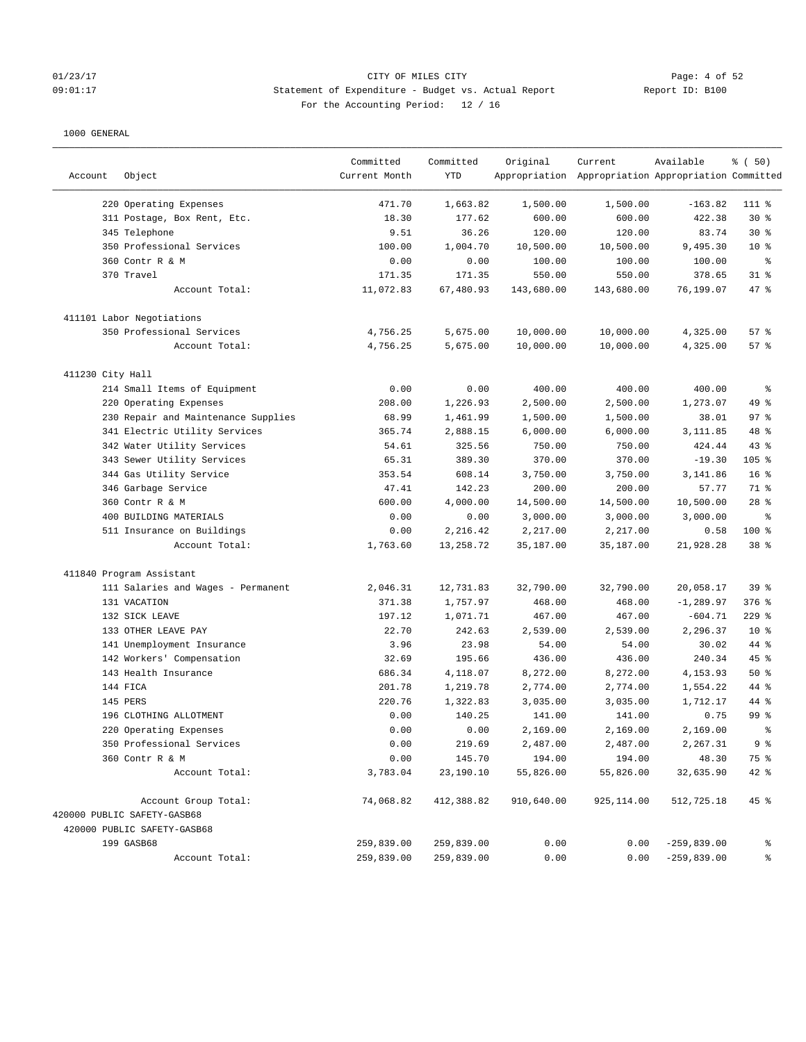CITY OF MILES CITY
Statement of Expenditure - Budget vs. Actual Report
For the Accounting Period: 12 / 16

1000 GENERAL

| Account | Object | Committed Current Month | Committed YTD | Original Appropriation | Current Appropriation | Available Appropriation | % ( 50) Committed |
|---|---|---|---|---|---|---|---|
| | 220 Operating Expenses | 471.70 | 1,663.82 | 1,500.00 | 1,500.00 | -163.82 | 111 % |
| | 311 Postage, Box Rent, Etc. | 18.30 | 177.62 | 600.00 | 600.00 | 422.38 | 30 % |
| | 345 Telephone | 9.51 | 36.26 | 120.00 | 120.00 | 83.74 | 30 % |
| | 350 Professional Services | 100.00 | 1,004.70 | 10,500.00 | 10,500.00 | 9,495.30 | 10 % |
| | 360 Contr R & M | 0.00 | 0.00 | 100.00 | 100.00 | 100.00 | % |
| | 370 Travel | 171.35 | 171.35 | 550.00 | 550.00 | 378.65 | 31 % |
| | Account Total: | 11,072.83 | 67,480.93 | 143,680.00 | 143,680.00 | 76,199.07 | 47 % |
| 411101 Labor Negotiations | | | | | | | |
| | 350 Professional Services | 4,756.25 | 5,675.00 | 10,000.00 | 10,000.00 | 4,325.00 | 57 % |
| | Account Total: | 4,756.25 | 5,675.00 | 10,000.00 | 10,000.00 | 4,325.00 | 57 % |
| 411230 City Hall | | | | | | | |
| | 214 Small Items of Equipment | 0.00 | 0.00 | 400.00 | 400.00 | 400.00 | % |
| | 220 Operating Expenses | 208.00 | 1,226.93 | 2,500.00 | 2,500.00 | 1,273.07 | 49 % |
| | 230 Repair and Maintenance Supplies | 68.99 | 1,461.99 | 1,500.00 | 1,500.00 | 38.01 | 97 % |
| | 341 Electric Utility Services | 365.74 | 2,888.15 | 6,000.00 | 6,000.00 | 3,111.85 | 48 % |
| | 342 Water Utility Services | 54.61 | 325.56 | 750.00 | 750.00 | 424.44 | 43 % |
| | 343 Sewer Utility Services | 65.31 | 389.30 | 370.00 | 370.00 | -19.30 | 105 % |
| | 344 Gas Utility Service | 353.54 | 608.14 | 3,750.00 | 3,750.00 | 3,141.86 | 16 % |
| | 346 Garbage Service | 47.41 | 142.23 | 200.00 | 200.00 | 57.77 | 71 % |
| | 360 Contr R & M | 600.00 | 4,000.00 | 14,500.00 | 14,500.00 | 10,500.00 | 28 % |
| | 400 BUILDING MATERIALS | 0.00 | 0.00 | 3,000.00 | 3,000.00 | 3,000.00 | % |
| | 511 Insurance on Buildings | 0.00 | 2,216.42 | 2,217.00 | 2,217.00 | 0.58 | 100 % |
| | Account Total: | 1,763.60 | 13,258.72 | 35,187.00 | 35,187.00 | 21,928.28 | 38 % |
| 411840 Program Assistant | | | | | | | |
| | 111 Salaries and Wages - Permanent | 2,046.31 | 12,731.83 | 32,790.00 | 32,790.00 | 20,058.17 | 39 % |
| | 131 VACATION | 371.38 | 1,757.97 | 468.00 | 468.00 | -1,289.97 | 376 % |
| | 132 SICK LEAVE | 197.12 | 1,071.71 | 467.00 | 467.00 | -604.71 | 229 % |
| | 133 OTHER LEAVE PAY | 22.70 | 242.63 | 2,539.00 | 2,539.00 | 2,296.37 | 10 % |
| | 141 Unemployment Insurance | 3.96 | 23.98 | 54.00 | 54.00 | 30.02 | 44 % |
| | 142 Workers' Compensation | 32.69 | 195.66 | 436.00 | 436.00 | 240.34 | 45 % |
| | 143 Health Insurance | 686.34 | 4,118.07 | 8,272.00 | 8,272.00 | 4,153.93 | 50 % |
| | 144 FICA | 201.78 | 1,219.78 | 2,774.00 | 2,774.00 | 1,554.22 | 44 % |
| | 145 PERS | 220.76 | 1,322.83 | 3,035.00 | 3,035.00 | 1,712.17 | 44 % |
| | 196 CLOTHING ALLOTMENT | 0.00 | 140.25 | 141.00 | 141.00 | 0.75 | 99 % |
| | 220 Operating Expenses | 0.00 | 0.00 | 2,169.00 | 2,169.00 | 2,169.00 | % |
| | 350 Professional Services | 0.00 | 219.69 | 2,487.00 | 2,487.00 | 2,267.31 | 9 % |
| | 360 Contr R & M | 0.00 | 145.70 | 194.00 | 194.00 | 48.30 | 75 % |
| | Account Total: | 3,783.04 | 23,190.10 | 55,826.00 | 55,826.00 | 32,635.90 | 42 % |
| | Account Group Total: | 74,068.82 | 412,388.82 | 910,640.00 | 925,114.00 | 512,725.18 | 45 % |
| 420000 PUBLIC SAFETY-GASB68 | | | | | | | |
| 420000 PUBLIC SAFETY-GASB68 | | | | | | | |
| | 199 GASB68 | 259,839.00 | 259,839.00 | 0.00 | 0.00 | -259,839.00 | % |
| | Account Total: | 259,839.00 | 259,839.00 | 0.00 | 0.00 | -259,839.00 | % |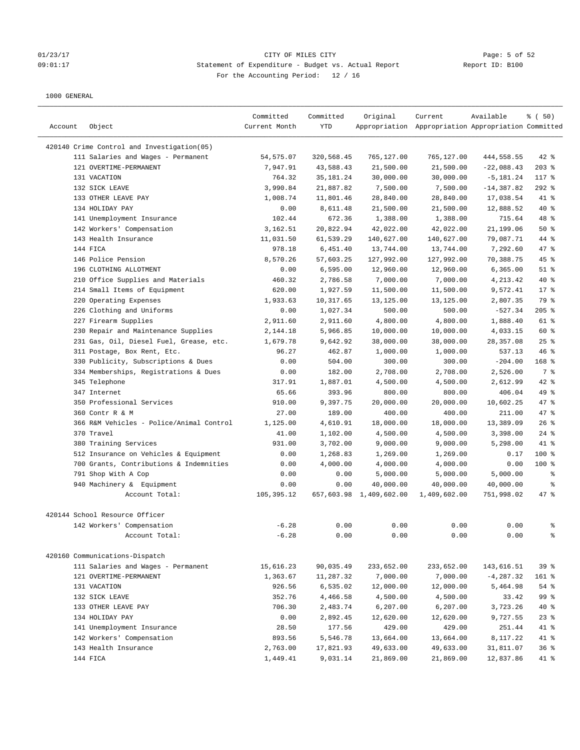CITY OF MILES CITY

Statement of Expenditure - Budget vs. Actual Report

For the Accounting Period: 12 / 16

01/23/17 09:01:17 Report ID: B100

1000 GENERAL

| Account | Object | Committed Current Month | Committed YTD | Original Appropriation | Current Appropriation | Available Appropriation | % ( 50) Committed |
|---|---|---|---|---|---|---|---|
| 420140 Crime Control and Investigation(05) | | | | | | | |
| | 111 Salaries and Wages - Permanent | 54,575.07 | 320,568.45 | 765,127.00 | 765,127.00 | 444,558.55 | 42 % |
| | 121 OVERTIME-PERMANENT | 7,947.91 | 43,588.43 | 21,500.00 | 21,500.00 | -22,088.43 | 203 % |
| | 131 VACATION | 764.32 | 35,181.24 | 30,000.00 | 30,000.00 | -5,181.24 | 117 % |
| | 132 SICK LEAVE | 3,990.84 | 21,887.82 | 7,500.00 | 7,500.00 | -14,387.82 | 292 % |
| | 133 OTHER LEAVE PAY | 1,008.74 | 11,801.46 | 28,840.00 | 28,840.00 | 17,038.54 | 41 % |
| | 134 HOLIDAY PAY | 0.00 | 8,611.48 | 21,500.00 | 21,500.00 | 12,888.52 | 40 % |
| | 141 Unemployment Insurance | 102.44 | 672.36 | 1,388.00 | 1,388.00 | 715.64 | 48 % |
| | 142 Workers' Compensation | 3,162.51 | 20,822.94 | 42,022.00 | 42,022.00 | 21,199.06 | 50 % |
| | 143 Health Insurance | 11,031.50 | 61,539.29 | 140,627.00 | 140,627.00 | 79,087.71 | 44 % |
| | 144 FICA | 978.18 | 6,451.40 | 13,744.00 | 13,744.00 | 7,292.60 | 47 % |
| | 146 Police Pension | 8,570.26 | 57,603.25 | 127,992.00 | 127,992.00 | 70,388.75 | 45 % |
| | 196 CLOTHING ALLOTMENT | 0.00 | 6,595.00 | 12,960.00 | 12,960.00 | 6,365.00 | 51 % |
| | 210 Office Supplies and Materials | 460.32 | 2,786.58 | 7,000.00 | 7,000.00 | 4,213.42 | 40 % |
| | 214 Small Items of Equipment | 620.00 | 1,927.59 | 11,500.00 | 11,500.00 | 9,572.41 | 17 % |
| | 220 Operating Expenses | 1,933.63 | 10,317.65 | 13,125.00 | 13,125.00 | 2,807.35 | 79 % |
| | 226 Clothing and Uniforms | 0.00 | 1,027.34 | 500.00 | 500.00 | -527.34 | 205 % |
| | 227 Firearm Supplies | 2,911.60 | 2,911.60 | 4,800.00 | 4,800.00 | 1,888.40 | 61 % |
| | 230 Repair and Maintenance Supplies | 2,144.18 | 5,966.85 | 10,000.00 | 10,000.00 | 4,033.15 | 60 % |
| | 231 Gas, Oil, Diesel Fuel, Grease, etc. | 1,679.78 | 9,642.92 | 38,000.00 | 38,000.00 | 28,357.08 | 25 % |
| | 311 Postage, Box Rent, Etc. | 96.27 | 462.87 | 1,000.00 | 1,000.00 | 537.13 | 46 % |
| | 330 Publicity, Subscriptions & Dues | 0.00 | 504.00 | 300.00 | 300.00 | -204.00 | 168 % |
| | 334 Memberships, Registrations & Dues | 0.00 | 182.00 | 2,708.00 | 2,708.00 | 2,526.00 | 7 % |
| | 345 Telephone | 317.91 | 1,887.01 | 4,500.00 | 4,500.00 | 2,612.99 | 42 % |
| | 347 Internet | 65.66 | 393.96 | 800.00 | 800.00 | 406.04 | 49 % |
| | 350 Professional Services | 910.00 | 9,397.75 | 20,000.00 | 20,000.00 | 10,602.25 | 47 % |
| | 360 Contr R & M | 27.00 | 189.00 | 400.00 | 400.00 | 211.00 | 47 % |
| | 366 R&M Vehicles - Police/Animal Control | 1,125.00 | 4,610.91 | 18,000.00 | 18,000.00 | 13,389.09 | 26 % |
| | 370 Travel | 41.00 | 1,102.00 | 4,500.00 | 4,500.00 | 3,398.00 | 24 % |
| | 380 Training Services | 931.00 | 3,702.00 | 9,000.00 | 9,000.00 | 5,298.00 | 41 % |
| | 512 Insurance on Vehicles & Equipment | 0.00 | 1,268.83 | 1,269.00 | 1,269.00 | 0.17 | 100 % |
| | 700 Grants, Contributions & Indemnities | 0.00 | 4,000.00 | 4,000.00 | 4,000.00 | 0.00 | 100 % |
| | 791 Shop With A Cop | 0.00 | 0.00 | 5,000.00 | 5,000.00 | 5,000.00 | % |
| | 940 Machinery & Equipment | 0.00 | 0.00 | 40,000.00 | 40,000.00 | 40,000.00 | % |
| | Account Total: | 105,395.12 | 657,603.98 | 1,409,602.00 | 1,409,602.00 | 751,998.02 | 47 % |
| 420144 School Resource Officer | | | | | | | |
| | 142 Workers' Compensation | -6.28 | 0.00 | 0.00 | 0.00 | 0.00 | % |
| | Account Total: | -6.28 | 0.00 | 0.00 | 0.00 | 0.00 | % |
| 420160 Communications-Dispatch | | | | | | | |
| | 111 Salaries and Wages - Permanent | 15,616.23 | 90,035.49 | 233,652.00 | 233,652.00 | 143,616.51 | 39 % |
| | 121 OVERTIME-PERMANENT | 1,363.67 | 11,287.32 | 7,000.00 | 7,000.00 | -4,287.32 | 161 % |
| | 131 VACATION | 926.56 | 6,535.02 | 12,000.00 | 12,000.00 | 5,464.98 | 54 % |
| | 132 SICK LEAVE | 352.76 | 4,466.58 | 4,500.00 | 4,500.00 | 33.42 | 99 % |
| | 133 OTHER LEAVE PAY | 706.30 | 2,483.74 | 6,207.00 | 6,207.00 | 3,723.26 | 40 % |
| | 134 HOLIDAY PAY | 0.00 | 2,892.45 | 12,620.00 | 12,620.00 | 9,727.55 | 23 % |
| | 141 Unemployment Insurance | 28.50 | 177.56 | 429.00 | 429.00 | 251.44 | 41 % |
| | 142 Workers' Compensation | 893.56 | 5,546.78 | 13,664.00 | 13,664.00 | 8,117.22 | 41 % |
| | 143 Health Insurance | 2,763.00 | 17,821.93 | 49,633.00 | 49,633.00 | 31,811.07 | 36 % |
| | 144 FICA | 1,449.41 | 9,031.14 | 21,869.00 | 21,869.00 | 12,837.86 | 41 % |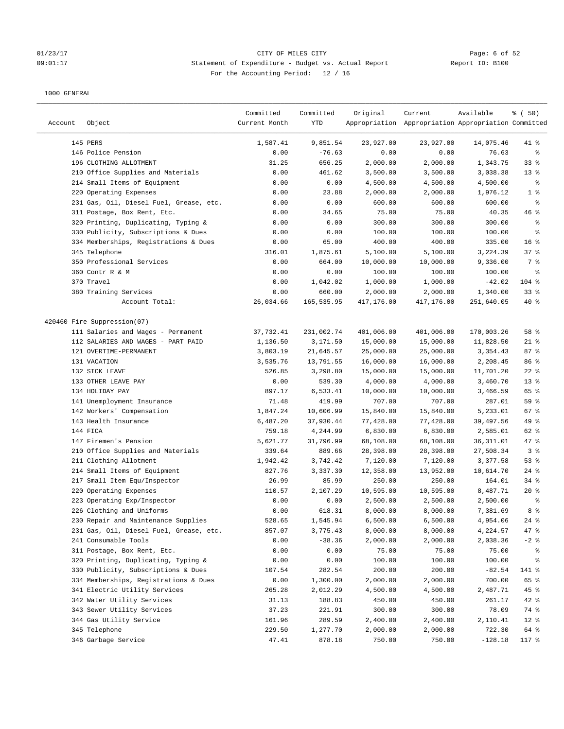CITY OF MILES CITY
Statement of Expenditure - Budget vs. Actual Report
For the Accounting Period: 12 / 16

1000 GENERAL

| Account | Object | Committed Current Month | Committed YTD | Original Appropriation | Current Appropriation | Available Appropriation | % ( 50) Committed |
|---|---|---|---|---|---|---|---|
| | 145 PERS | 1,587.41 | 9,851.54 | 23,927.00 | 23,927.00 | 14,075.46 | 41 % |
| | 146 Police Pension | 0.00 | -76.63 | 0.00 | 0.00 | 76.63 | % |
| | 196 CLOTHING ALLOTMENT | 31.25 | 656.25 | 2,000.00 | 2,000.00 | 1,343.75 | 33 % |
| | 210 Office Supplies and Materials | 0.00 | 461.62 | 3,500.00 | 3,500.00 | 3,038.38 | 13 % |
| | 214 Small Items of Equipment | 0.00 | 0.00 | 4,500.00 | 4,500.00 | 4,500.00 | % |
| | 220 Operating Expenses | 0.00 | 23.88 | 2,000.00 | 2,000.00 | 1,976.12 | 1 % |
| | 231 Gas, Oil, Diesel Fuel, Grease, etc. | 0.00 | 0.00 | 600.00 | 600.00 | 600.00 | % |
| | 311 Postage, Box Rent, Etc. | 0.00 | 34.65 | 75.00 | 75.00 | 40.35 | 46 % |
| | 320 Printing, Duplicating, Typing & | 0.00 | 0.00 | 300.00 | 300.00 | 300.00 | % |
| | 330 Publicity, Subscriptions & Dues | 0.00 | 0.00 | 100.00 | 100.00 | 100.00 | % |
| | 334 Memberships, Registrations & Dues | 0.00 | 65.00 | 400.00 | 400.00 | 335.00 | 16 % |
| | 345 Telephone | 316.01 | 1,875.61 | 5,100.00 | 5,100.00 | 3,224.39 | 37 % |
| | 350 Professional Services | 0.00 | 664.00 | 10,000.00 | 10,000.00 | 9,336.00 | 7 % |
| | 360 Contr R & M | 0.00 | 0.00 | 100.00 | 100.00 | 100.00 | % |
| | 370 Travel | 0.00 | 1,042.02 | 1,000.00 | 1,000.00 | -42.02 | 104 % |
| | 380 Training Services | 0.00 | 660.00 | 2,000.00 | 2,000.00 | 1,340.00 | 33 % |
| | Account Total: | 26,034.66 | 165,535.95 | 417,176.00 | 417,176.00 | 251,640.05 | 40 % |
| 420460 | Fire Suppression(07) | | | | | | |
| | 111 Salaries and Wages - Permanent | 37,732.41 | 231,002.74 | 401,006.00 | 401,006.00 | 170,003.26 | 58 % |
| | 112 SALARIES AND WAGES - PART PAID | 1,136.50 | 3,171.50 | 15,000.00 | 15,000.00 | 11,828.50 | 21 % |
| | 121 OVERTIME-PERMANENT | 3,803.19 | 21,645.57 | 25,000.00 | 25,000.00 | 3,354.43 | 87 % |
| | 131 VACATION | 3,535.76 | 13,791.55 | 16,000.00 | 16,000.00 | 2,208.45 | 86 % |
| | 132 SICK LEAVE | 526.85 | 3,298.80 | 15,000.00 | 15,000.00 | 11,701.20 | 22 % |
| | 133 OTHER LEAVE PAY | 0.00 | 539.30 | 4,000.00 | 4,000.00 | 3,460.70 | 13 % |
| | 134 HOLIDAY PAY | 897.17 | 6,533.41 | 10,000.00 | 10,000.00 | 3,466.59 | 65 % |
| | 141 Unemployment Insurance | 71.48 | 419.99 | 707.00 | 707.00 | 287.01 | 59 % |
| | 142 Workers' Compensation | 1,847.24 | 10,606.99 | 15,840.00 | 15,840.00 | 5,233.01 | 67 % |
| | 143 Health Insurance | 6,487.20 | 37,930.44 | 77,428.00 | 77,428.00 | 39,497.56 | 49 % |
| | 144 FICA | 759.18 | 4,244.99 | 6,830.00 | 6,830.00 | 2,585.01 | 62 % |
| | 147 Firemen's Pension | 5,621.77 | 31,796.99 | 68,108.00 | 68,108.00 | 36,311.01 | 47 % |
| | 210 Office Supplies and Materials | 339.64 | 889.66 | 28,398.00 | 28,398.00 | 27,508.34 | 3 % |
| | 211 Clothing Allotment | 1,942.42 | 3,742.42 | 7,120.00 | 7,120.00 | 3,377.58 | 53 % |
| | 214 Small Items of Equipment | 827.76 | 3,337.30 | 12,358.00 | 13,952.00 | 10,614.70 | 24 % |
| | 217 Small Item Equ/Inspector | 26.99 | 85.99 | 250.00 | 250.00 | 164.01 | 34 % |
| | 220 Operating Expenses | 110.57 | 2,107.29 | 10,595.00 | 10,595.00 | 8,487.71 | 20 % |
| | 223 Operating Exp/Inspector | 0.00 | 0.00 | 2,500.00 | 2,500.00 | 2,500.00 | % |
| | 226 Clothing and Uniforms | 0.00 | 618.31 | 8,000.00 | 8,000.00 | 7,381.69 | 8 % |
| | 230 Repair and Maintenance Supplies | 528.65 | 1,545.94 | 6,500.00 | 6,500.00 | 4,954.06 | 24 % |
| | 231 Gas, Oil, Diesel Fuel, Grease, etc. | 857.07 | 3,775.43 | 8,000.00 | 8,000.00 | 4,224.57 | 47 % |
| | 241 Consumable Tools | 0.00 | -38.36 | 2,000.00 | 2,000.00 | 2,038.36 | -2 % |
| | 311 Postage, Box Rent, Etc. | 0.00 | 0.00 | 75.00 | 75.00 | 75.00 | % |
| | 320 Printing, Duplicating, Typing & | 0.00 | 0.00 | 100.00 | 100.00 | 100.00 | % |
| | 330 Publicity, Subscriptions & Dues | 107.54 | 282.54 | 200.00 | 200.00 | -82.54 | 141 % |
| | 334 Memberships, Registrations & Dues | 0.00 | 1,300.00 | 2,000.00 | 2,000.00 | 700.00 | 65 % |
| | 341 Electric Utility Services | 265.28 | 2,012.29 | 4,500.00 | 4,500.00 | 2,487.71 | 45 % |
| | 342 Water Utility Services | 31.13 | 188.83 | 450.00 | 450.00 | 261.17 | 42 % |
| | 343 Sewer Utility Services | 37.23 | 221.91 | 300.00 | 300.00 | 78.09 | 74 % |
| | 344 Gas Utility Service | 161.96 | 289.59 | 2,400.00 | 2,400.00 | 2,110.41 | 12 % |
| | 345 Telephone | 229.50 | 1,277.70 | 2,000.00 | 2,000.00 | 722.30 | 64 % |
| | 346 Garbage Service | 47.41 | 878.18 | 750.00 | 750.00 | -128.18 | 117 % |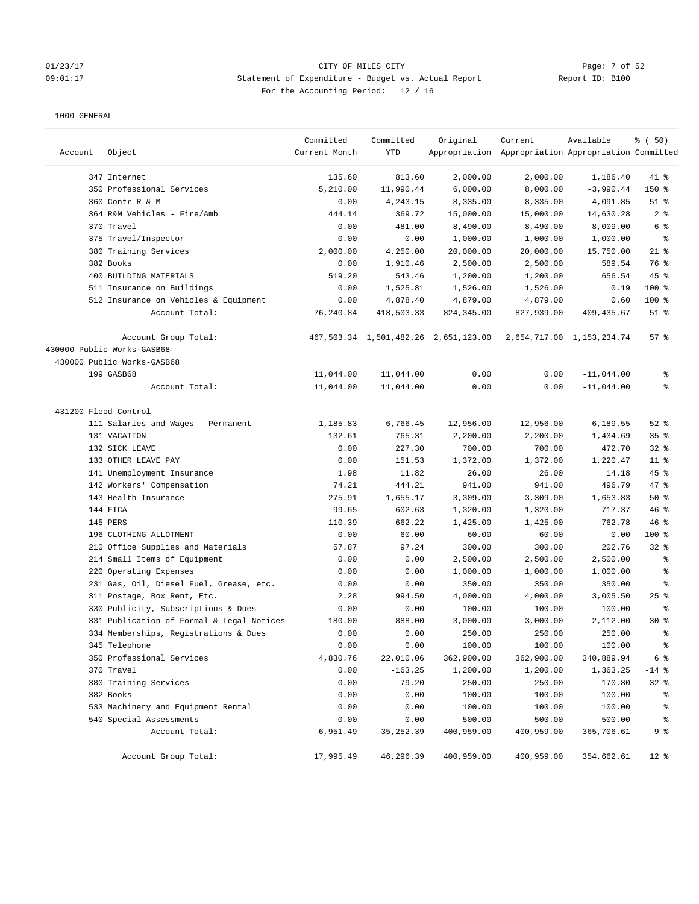01/23/17 CITY OF MILES CITY
09:01:17 Statement of Expenditure - Budget vs. Actual Report Report ID: B100
For the Accounting Period: 12 / 16

1000 GENERAL

| Account | Object | Committed Current Month | Committed YTD | Original Appropriation | Current Appropriation | Available Appropriation | % ( 50) Committed |
|---|---|---|---|---|---|---|---|
| | 347 Internet | 135.60 | 813.60 | 2,000.00 | 2,000.00 | 1,186.40 | 41 % |
| | 350 Professional Services | 5,210.00 | 11,990.44 | 6,000.00 | 8,000.00 | -3,990.44 | 150 % |
| | 360 Contr R & M | 0.00 | 4,243.15 | 8,335.00 | 8,335.00 | 4,091.85 | 51 % |
| | 364 R&M Vehicles - Fire/Amb | 444.14 | 369.72 | 15,000.00 | 15,000.00 | 14,630.28 | 2 % |
| | 370 Travel | 0.00 | 481.00 | 8,490.00 | 8,490.00 | 8,009.00 | 6 % |
| | 375 Travel/Inspector | 0.00 | 0.00 | 1,000.00 | 1,000.00 | 1,000.00 | % |
| | 380 Training Services | 2,000.00 | 4,250.00 | 20,000.00 | 20,000.00 | 15,750.00 | 21 % |
| | 382 Books | 0.00 | 1,910.46 | 2,500.00 | 2,500.00 | 589.54 | 76 % |
| | 400 BUILDING MATERIALS | 519.20 | 543.46 | 1,200.00 | 1,200.00 | 656.54 | 45 % |
| | 511 Insurance on Buildings | 0.00 | 1,525.81 | 1,526.00 | 1,526.00 | 0.19 | 100 % |
| | 512 Insurance on Vehicles & Equipment | 0.00 | 4,878.40 | 4,879.00 | 4,879.00 | 0.60 | 100 % |
| | Account Total: | 76,240.84 | 418,503.33 | 824,345.00 | 827,939.00 | 409,435.67 | 51 % |
| | | | | | | | |
| | Account Group Total: | 467,503.34 | 1,501,482.26 | 2,651,123.00 | 2,654,717.00 | 1,153,234.74 | 57 % |
| 430000 Public Works-GASB68 | | | | | | | |
| 430000 Public Works-GASB68 | | | | | | | |
| | 199 GASB68 | 11,044.00 | 11,044.00 | 0.00 | 0.00 | -11,044.00 | % |
| | Account Total: | 11,044.00 | 11,044.00 | 0.00 | 0.00 | -11,044.00 | % |
| | | | | | | | |
| 431200 Flood Control | | | | | | | |
| | 111 Salaries and Wages - Permanent | 1,185.83 | 6,766.45 | 12,956.00 | 12,956.00 | 6,189.55 | 52 % |
| | 131 VACATION | 132.61 | 765.31 | 2,200.00 | 2,200.00 | 1,434.69 | 35 % |
| | 132 SICK LEAVE | 0.00 | 227.30 | 700.00 | 700.00 | 472.70 | 32 % |
| | 133 OTHER LEAVE PAY | 0.00 | 151.53 | 1,372.00 | 1,372.00 | 1,220.47 | 11 % |
| | 141 Unemployment Insurance | 1.98 | 11.82 | 26.00 | 26.00 | 14.18 | 45 % |
| | 142 Workers' Compensation | 74.21 | 444.21 | 941.00 | 941.00 | 496.79 | 47 % |
| | 143 Health Insurance | 275.91 | 1,655.17 | 3,309.00 | 3,309.00 | 1,653.83 | 50 % |
| | 144 FICA | 99.65 | 602.63 | 1,320.00 | 1,320.00 | 717.37 | 46 % |
| | 145 PERS | 110.39 | 662.22 | 1,425.00 | 1,425.00 | 762.78 | 46 % |
| | 196 CLOTHING ALLOTMENT | 0.00 | 60.00 | 60.00 | 60.00 | 0.00 | 100 % |
| | 210 Office Supplies and Materials | 57.87 | 97.24 | 300.00 | 300.00 | 202.76 | 32 % |
| | 214 Small Items of Equipment | 0.00 | 0.00 | 2,500.00 | 2,500.00 | 2,500.00 | % |
| | 220 Operating Expenses | 0.00 | 0.00 | 1,000.00 | 1,000.00 | 1,000.00 | % |
| | 231 Gas, Oil, Diesel Fuel, Grease, etc. | 0.00 | 0.00 | 350.00 | 350.00 | 350.00 | % |
| | 311 Postage, Box Rent, Etc. | 2.28 | 994.50 | 4,000.00 | 4,000.00 | 3,005.50 | 25 % |
| | 330 Publicity, Subscriptions & Dues | 0.00 | 0.00 | 100.00 | 100.00 | 100.00 | % |
| | 331 Publication of Formal & Legal Notices | 180.00 | 888.00 | 3,000.00 | 3,000.00 | 2,112.00 | 30 % |
| | 334 Memberships, Registrations & Dues | 0.00 | 0.00 | 250.00 | 250.00 | 250.00 | % |
| | 345 Telephone | 0.00 | 0.00 | 100.00 | 100.00 | 100.00 | % |
| | 350 Professional Services | 4,830.76 | 22,010.06 | 362,900.00 | 362,900.00 | 340,889.94 | 6 % |
| | 370 Travel | 0.00 | -163.25 | 1,200.00 | 1,200.00 | 1,363.25 | -14 % |
| | 380 Training Services | 0.00 | 79.20 | 250.00 | 250.00 | 170.80 | 32 % |
| | 382 Books | 0.00 | 0.00 | 100.00 | 100.00 | 100.00 | % |
| | 533 Machinery and Equipment Rental | 0.00 | 0.00 | 100.00 | 100.00 | 100.00 | % |
| | 540 Special Assessments | 0.00 | 0.00 | 500.00 | 500.00 | 500.00 | % |
| | Account Total: | 6,951.49 | 35,252.39 | 400,959.00 | 400,959.00 | 365,706.61 | 9 % |
| | | | | | | | |
| | Account Group Total: | 17,995.49 | 46,296.39 | 400,959.00 | 400,959.00 | 354,662.61 | 12 % |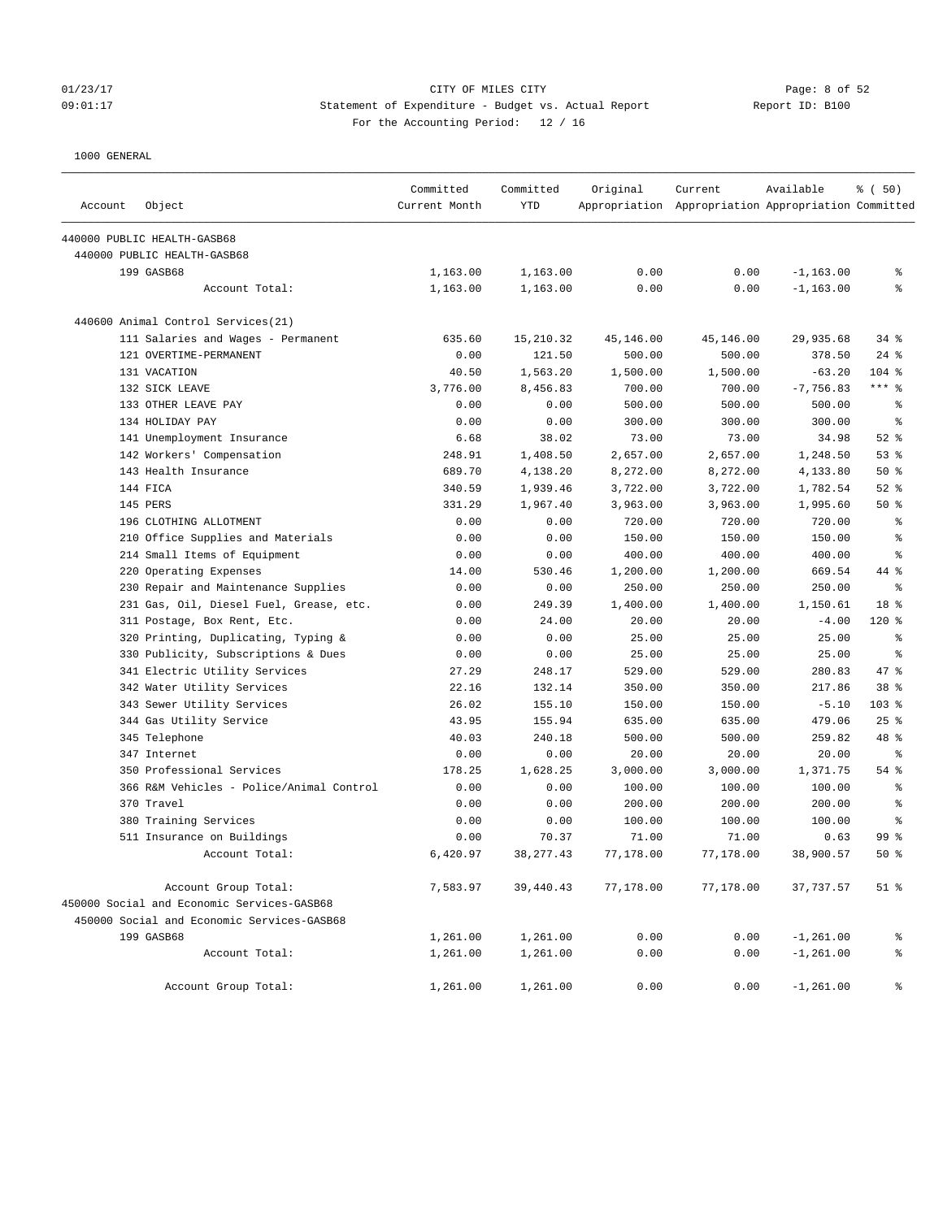CITY OF MILES CITY
Statement of Expenditure - Budget vs. Actual Report
For the Accounting Period: 12 / 16

01/23/17
09:01:17

Report ID: B100

1000 GENERAL

| Account | Object | Committed Current Month | Committed YTD | Original Appropriation | Current Appropriation | Available Appropriation | % ( 50) Committed |
|---|---|---|---|---|---|---|---|
| 440000 PUBLIC HEALTH-GASB68 | | | | | | | |
| 440000 PUBLIC HEALTH-GASB68 | | | | | | | |
| | 199 GASB68 | 1,163.00 | 1,163.00 | 0.00 | 0.00 | -1,163.00 | % |
| | Account Total: | 1,163.00 | 1,163.00 | 0.00 | 0.00 | -1,163.00 | % |
| 440600 Animal Control Services(21) | | | | | | | |
| | 111 Salaries and Wages - Permanent | 635.60 | 15,210.32 | 45,146.00 | 45,146.00 | 29,935.68 | 34 % |
| | 121 OVERTIME-PERMANENT | 0.00 | 121.50 | 500.00 | 500.00 | 378.50 | 24 % |
| | 131 VACATION | 40.50 | 1,563.20 | 1,500.00 | 1,500.00 | -63.20 | 104 % |
| | 132 SICK LEAVE | 3,776.00 | 8,456.83 | 700.00 | 700.00 | -7,756.83 | *** % |
| | 133 OTHER LEAVE PAY | 0.00 | 0.00 | 500.00 | 500.00 | 500.00 | % |
| | 134 HOLIDAY PAY | 0.00 | 0.00 | 300.00 | 300.00 | 300.00 | % |
| | 141 Unemployment Insurance | 6.68 | 38.02 | 73.00 | 73.00 | 34.98 | 52 % |
| | 142 Workers' Compensation | 248.91 | 1,408.50 | 2,657.00 | 2,657.00 | 1,248.50 | 53 % |
| | 143 Health Insurance | 689.70 | 4,138.20 | 8,272.00 | 8,272.00 | 4,133.80 | 50 % |
| | 144 FICA | 340.59 | 1,939.46 | 3,722.00 | 3,722.00 | 1,782.54 | 52 % |
| | 145 PERS | 331.29 | 1,967.40 | 3,963.00 | 3,963.00 | 1,995.60 | 50 % |
| | 196 CLOTHING ALLOTMENT | 0.00 | 0.00 | 720.00 | 720.00 | 720.00 | % |
| | 210 Office Supplies and Materials | 0.00 | 0.00 | 150.00 | 150.00 | 150.00 | % |
| | 214 Small Items of Equipment | 0.00 | 0.00 | 400.00 | 400.00 | 400.00 | % |
| | 220 Operating Expenses | 14.00 | 530.46 | 1,200.00 | 1,200.00 | 669.54 | 44 % |
| | 230 Repair and Maintenance Supplies | 0.00 | 0.00 | 250.00 | 250.00 | 250.00 | % |
| | 231 Gas, Oil, Diesel Fuel, Grease, etc. | 0.00 | 249.39 | 1,400.00 | 1,400.00 | 1,150.61 | 18 % |
| | 311 Postage, Box Rent, Etc. | 0.00 | 24.00 | 20.00 | 20.00 | -4.00 | 120 % |
| | 320 Printing, Duplicating, Typing & | 0.00 | 0.00 | 25.00 | 25.00 | 25.00 | % |
| | 330 Publicity, Subscriptions & Dues | 0.00 | 0.00 | 25.00 | 25.00 | 25.00 | % |
| | 341 Electric Utility Services | 27.29 | 248.17 | 529.00 | 529.00 | 280.83 | 47 % |
| | 342 Water Utility Services | 22.16 | 132.14 | 350.00 | 350.00 | 217.86 | 38 % |
| | 343 Sewer Utility Services | 26.02 | 155.10 | 150.00 | 150.00 | -5.10 | 103 % |
| | 344 Gas Utility Service | 43.95 | 155.94 | 635.00 | 635.00 | 479.06 | 25 % |
| | 345 Telephone | 40.03 | 240.18 | 500.00 | 500.00 | 259.82 | 48 % |
| | 347 Internet | 0.00 | 0.00 | 20.00 | 20.00 | 20.00 | % |
| | 350 Professional Services | 178.25 | 1,628.25 | 3,000.00 | 3,000.00 | 1,371.75 | 54 % |
| | 366 R&M Vehicles - Police/Animal Control | 0.00 | 0.00 | 100.00 | 100.00 | 100.00 | % |
| | 370 Travel | 0.00 | 0.00 | 200.00 | 200.00 | 200.00 | % |
| | 380 Training Services | 0.00 | 0.00 | 100.00 | 100.00 | 100.00 | % |
| | 511 Insurance on Buildings | 0.00 | 70.37 | 71.00 | 71.00 | 0.63 | 99 % |
| | Account Total: | 6,420.97 | 38,277.43 | 77,178.00 | 77,178.00 | 38,900.57 | 50 % |
| | Account Group Total: | 7,583.97 | 39,440.43 | 77,178.00 | 77,178.00 | 37,737.57 | 51 % |
| 450000 Social and Economic Services-GASB68 | | | | | | | |
| 450000 Social and Economic Services-GASB68 | | | | | | | |
| | 199 GASB68 | 1,261.00 | 1,261.00 | 0.00 | 0.00 | -1,261.00 | % |
| | Account Total: | 1,261.00 | 1,261.00 | 0.00 | 0.00 | -1,261.00 | % |
| | Account Group Total: | 1,261.00 | 1,261.00 | 0.00 | 0.00 | -1,261.00 | % |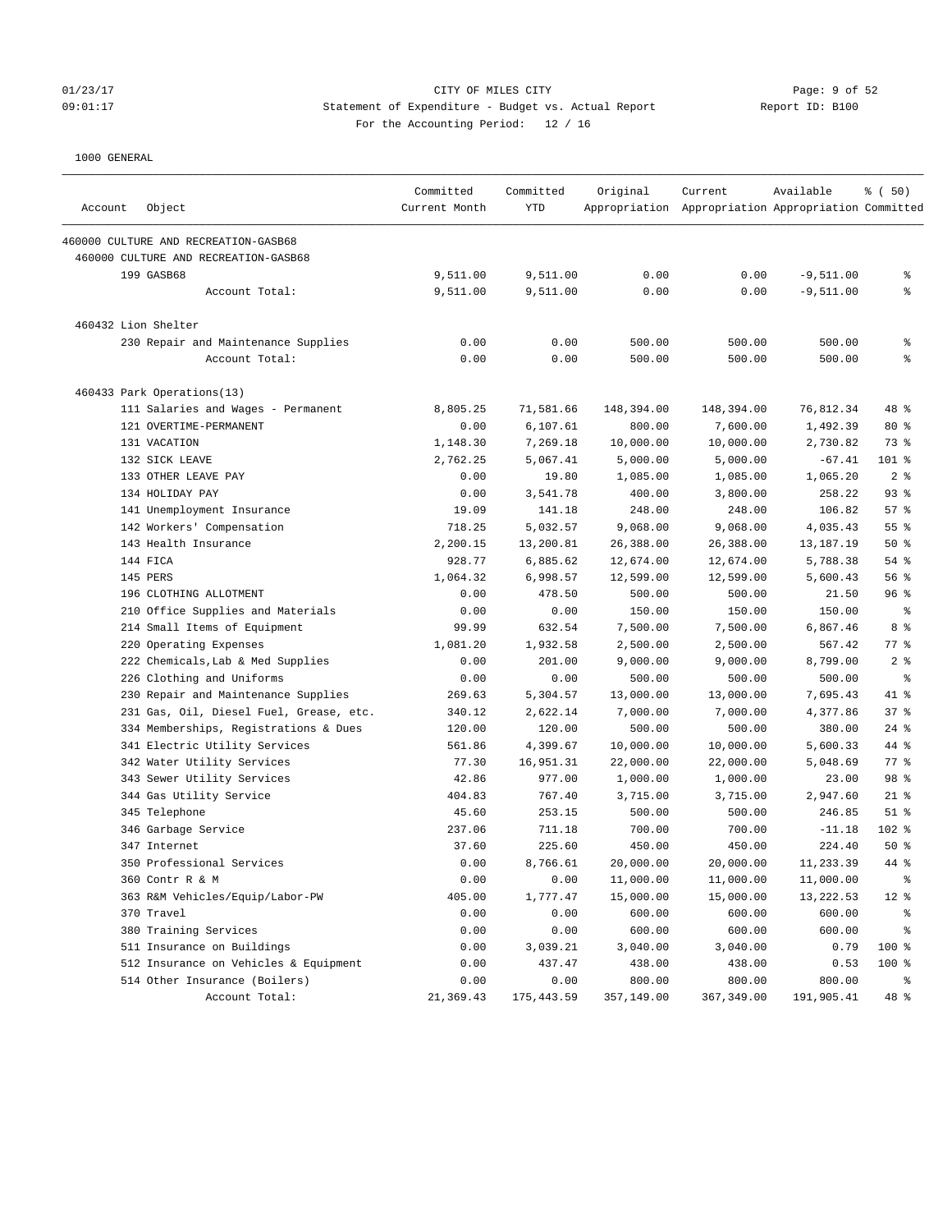CITY OF MILES CITY

Statement of Expenditure - Budget vs. Actual Report

Report ID: B100

For the Accounting Period: 12 / 16

01/23/17
09:01:17

1000 GENERAL

| Account | Object | Committed Current Month | Committed YTD | Original Appropriation | Current Appropriation | Available Appropriation | % ( 50) Committed |
|---|---|---|---|---|---|---|---|
| 460000 CULTURE AND RECREATION-GASB68 | | | | | | | |
| 460000 CULTURE AND RECREATION-GASB68 | | | | | | | |
| | 199 GASB68 | 9,511.00 | 9,511.00 | 0.00 | 0.00 | -9,511.00 | % |
| | Account Total: | 9,511.00 | 9,511.00 | 0.00 | 0.00 | -9,511.00 | % |
| 460432 Lion Shelter | | | | | | | |
| | 230 Repair and Maintenance Supplies | 0.00 | 0.00 | 500.00 | 500.00 | 500.00 | % |
| | Account Total: | 0.00 | 0.00 | 500.00 | 500.00 | 500.00 | % |
| 460433 Park Operations(13) | | | | | | | |
| | 111 Salaries and Wages - Permanent | 8,805.25 | 71,581.66 | 148,394.00 | 148,394.00 | 76,812.34 | 48 % |
| | 121 OVERTIME-PERMANENT | 0.00 | 6,107.61 | 800.00 | 7,600.00 | 1,492.39 | 80 % |
| | 131 VACATION | 1,148.30 | 7,269.18 | 10,000.00 | 10,000.00 | 2,730.82 | 73 % |
| | 132 SICK LEAVE | 2,762.25 | 5,067.41 | 5,000.00 | 5,000.00 | -67.41 | 101 % |
| | 133 OTHER LEAVE PAY | 0.00 | 19.80 | 1,085.00 | 1,085.00 | 1,065.20 | 2 % |
| | 134 HOLIDAY PAY | 0.00 | 3,541.78 | 400.00 | 3,800.00 | 258.22 | 93 % |
| | 141 Unemployment Insurance | 19.09 | 141.18 | 248.00 | 248.00 | 106.82 | 57 % |
| | 142 Workers' Compensation | 718.25 | 5,032.57 | 9,068.00 | 9,068.00 | 4,035.43 | 55 % |
| | 143 Health Insurance | 2,200.15 | 13,200.81 | 26,388.00 | 26,388.00 | 13,187.19 | 50 % |
| | 144 FICA | 928.77 | 6,885.62 | 12,674.00 | 12,674.00 | 5,788.38 | 54 % |
| | 145 PERS | 1,064.32 | 6,998.57 | 12,599.00 | 12,599.00 | 5,600.43 | 56 % |
| | 196 CLOTHING ALLOTMENT | 0.00 | 478.50 | 500.00 | 500.00 | 21.50 | 96 % |
| | 210 Office Supplies and Materials | 0.00 | 0.00 | 150.00 | 150.00 | 150.00 | % |
| | 214 Small Items of Equipment | 99.99 | 632.54 | 7,500.00 | 7,500.00 | 6,867.46 | 8 % |
| | 220 Operating Expenses | 1,081.20 | 1,932.58 | 2,500.00 | 2,500.00 | 567.42 | 77 % |
| | 222 Chemicals,Lab & Med Supplies | 0.00 | 201.00 | 9,000.00 | 9,000.00 | 8,799.00 | 2 % |
| | 226 Clothing and Uniforms | 0.00 | 0.00 | 500.00 | 500.00 | 500.00 | % |
| | 230 Repair and Maintenance Supplies | 269.63 | 5,304.57 | 13,000.00 | 13,000.00 | 7,695.43 | 41 % |
| | 231 Gas, Oil, Diesel Fuel, Grease, etc. | 340.12 | 2,622.14 | 7,000.00 | 7,000.00 | 4,377.86 | 37 % |
| | 334 Memberships, Registrations & Dues | 120.00 | 120.00 | 500.00 | 500.00 | 380.00 | 24 % |
| | 341 Electric Utility Services | 561.86 | 4,399.67 | 10,000.00 | 10,000.00 | 5,600.33 | 44 % |
| | 342 Water Utility Services | 77.30 | 16,951.31 | 22,000.00 | 22,000.00 | 5,048.69 | 77 % |
| | 343 Sewer Utility Services | 42.86 | 977.00 | 1,000.00 | 1,000.00 | 23.00 | 98 % |
| | 344 Gas Utility Service | 404.83 | 767.40 | 3,715.00 | 3,715.00 | 2,947.60 | 21 % |
| | 345 Telephone | 45.60 | 253.15 | 500.00 | 500.00 | 246.85 | 51 % |
| | 346 Garbage Service | 237.06 | 711.18 | 700.00 | 700.00 | -11.18 | 102 % |
| | 347 Internet | 37.60 | 225.60 | 450.00 | 450.00 | 224.40 | 50 % |
| | 350 Professional Services | 0.00 | 8,766.61 | 20,000.00 | 20,000.00 | 11,233.39 | 44 % |
| | 360 Contr R & M | 0.00 | 0.00 | 11,000.00 | 11,000.00 | 11,000.00 | % |
| | 363 R&M Vehicles/Equip/Labor-PW | 405.00 | 1,777.47 | 15,000.00 | 15,000.00 | 13,222.53 | 12 % |
| | 370 Travel | 0.00 | 0.00 | 600.00 | 600.00 | 600.00 | % |
| | 380 Training Services | 0.00 | 0.00 | 600.00 | 600.00 | 600.00 | % |
| | 511 Insurance on Buildings | 0.00 | 3,039.21 | 3,040.00 | 3,040.00 | 0.79 | 100 % |
| | 512 Insurance on Vehicles & Equipment | 0.00 | 437.47 | 438.00 | 438.00 | 0.53 | 100 % |
| | 514 Other Insurance (Boilers) | 0.00 | 0.00 | 800.00 | 800.00 | 800.00 | % |
| | Account Total: | 21,369.43 | 175,443.59 | 357,149.00 | 367,349.00 | 191,905.41 | 48 % |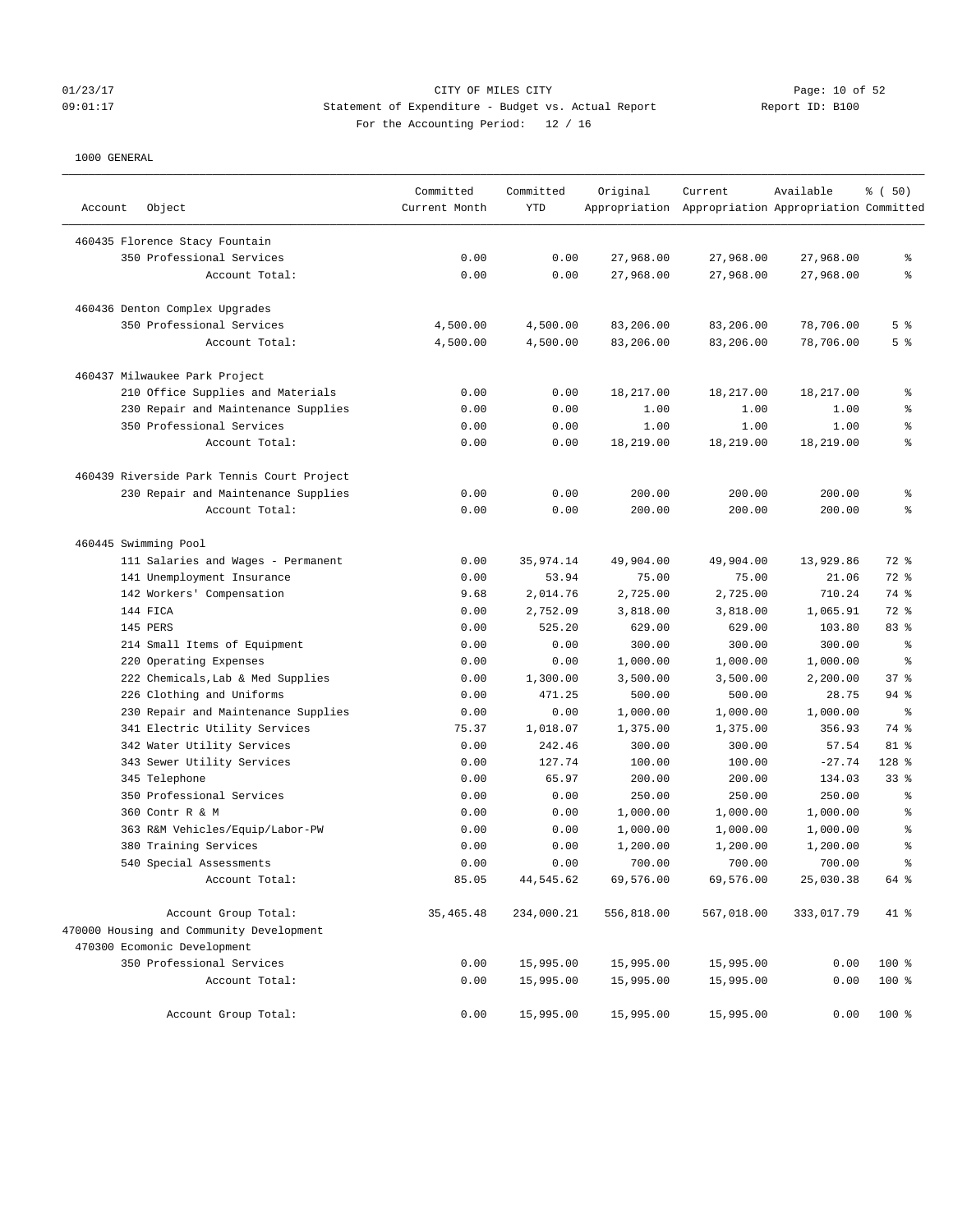01/23/17 CITY OF MILES CITY
09:01:17 Statement of Expenditure - Budget vs. Actual Report Report ID: B100
For the Accounting Period: 12 / 16

1000 GENERAL

| Account | Object | Committed Current Month | Committed YTD | Original Appropriation | Current Appropriation | Available Appropriation | % ( 50) Committed |
|---|---|---|---|---|---|---|---|
| 460435 Florence Stacy Fountain | | | | | | | |
| | 350 Professional Services | 0.00 | 0.00 | 27,968.00 | 27,968.00 | 27,968.00 | % |
| | Account Total: | 0.00 | 0.00 | 27,968.00 | 27,968.00 | 27,968.00 | % |
| 460436 Denton Complex Upgrades | | | | | | | |
| | 350 Professional Services | 4,500.00 | 4,500.00 | 83,206.00 | 83,206.00 | 78,706.00 | 5 % |
| | Account Total: | 4,500.00 | 4,500.00 | 83,206.00 | 83,206.00 | 78,706.00 | 5 % |
| 460437 Milwaukee Park Project | | | | | | | |
| | 210 Office Supplies and Materials | 0.00 | 0.00 | 18,217.00 | 18,217.00 | 18,217.00 | % |
| | 230 Repair and Maintenance Supplies | 0.00 | 0.00 | 1.00 | 1.00 | 1.00 | % |
| | 350 Professional Services | 0.00 | 0.00 | 1.00 | 1.00 | 1.00 | % |
| | Account Total: | 0.00 | 0.00 | 18,219.00 | 18,219.00 | 18,219.00 | % |
| 460439 Riverside Park Tennis Court Project | | | | | | | |
| | 230 Repair and Maintenance Supplies | 0.00 | 0.00 | 200.00 | 200.00 | 200.00 | % |
| | Account Total: | 0.00 | 0.00 | 200.00 | 200.00 | 200.00 | % |
| 460445 Swimming Pool | | | | | | | |
| | 111 Salaries and Wages - Permanent | 0.00 | 35,974.14 | 49,904.00 | 49,904.00 | 13,929.86 | 72 % |
| | 141 Unemployment Insurance | 0.00 | 53.94 | 75.00 | 75.00 | 21.06 | 72 % |
| | 142 Workers' Compensation | 9.68 | 2,014.76 | 2,725.00 | 2,725.00 | 710.24 | 74 % |
| | 144 FICA | 0.00 | 2,752.09 | 3,818.00 | 3,818.00 | 1,065.91 | 72 % |
| | 145 PERS | 0.00 | 525.20 | 629.00 | 629.00 | 103.80 | 83 % |
| | 214 Small Items of Equipment | 0.00 | 0.00 | 300.00 | 300.00 | 300.00 | % |
| | 220 Operating Expenses | 0.00 | 0.00 | 1,000.00 | 1,000.00 | 1,000.00 | % |
| | 222 Chemicals,Lab & Med Supplies | 0.00 | 1,300.00 | 3,500.00 | 3,500.00 | 2,200.00 | 37 % |
| | 226 Clothing and Uniforms | 0.00 | 471.25 | 500.00 | 500.00 | 28.75 | 94 % |
| | 230 Repair and Maintenance Supplies | 0.00 | 0.00 | 1,000.00 | 1,000.00 | 1,000.00 | % |
| | 341 Electric Utility Services | 75.37 | 1,018.07 | 1,375.00 | 1,375.00 | 356.93 | 74 % |
| | 342 Water Utility Services | 0.00 | 242.46 | 300.00 | 300.00 | 57.54 | 81 % |
| | 343 Sewer Utility Services | 0.00 | 127.74 | 100.00 | 100.00 | -27.74 | 128 % |
| | 345 Telephone | 0.00 | 65.97 | 200.00 | 200.00 | 134.03 | 33 % |
| | 350 Professional Services | 0.00 | 0.00 | 250.00 | 250.00 | 250.00 | % |
| | 360 Contr R & M | 0.00 | 0.00 | 1,000.00 | 1,000.00 | 1,000.00 | % |
| | 363 R&M Vehicles/Equip/Labor-PW | 0.00 | 0.00 | 1,000.00 | 1,000.00 | 1,000.00 | % |
| | 380 Training Services | 0.00 | 0.00 | 1,200.00 | 1,200.00 | 1,200.00 | % |
| | 540 Special Assessments | 0.00 | 0.00 | 700.00 | 700.00 | 700.00 | % |
| | Account Total: | 85.05 | 44,545.62 | 69,576.00 | 69,576.00 | 25,030.38 | 64 % |
| | Account Group Total: | 35,465.48 | 234,000.21 | 556,818.00 | 567,018.00 | 333,017.79 | 41 % |
| 470000 Housing and Community Development | | | | | | | |
| 470300 Ecomonic Development | | | | | | | |
| | 350 Professional Services | 0.00 | 15,995.00 | 15,995.00 | 15,995.00 | 0.00 | 100 % |
| | Account Total: | 0.00 | 15,995.00 | 15,995.00 | 15,995.00 | 0.00 | 100 % |
| | Account Group Total: | 0.00 | 15,995.00 | 15,995.00 | 15,995.00 | 0.00 | 100 % |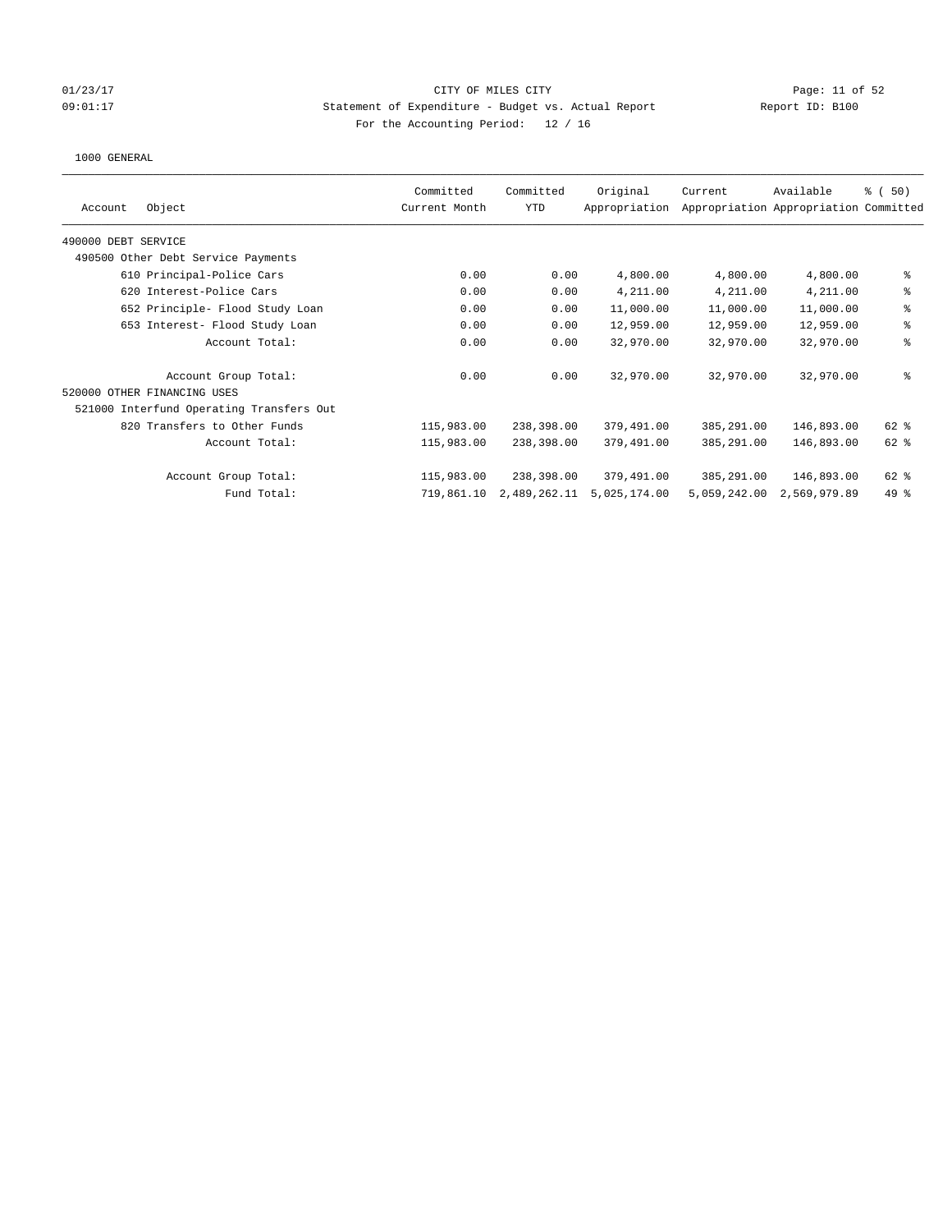CITY OF MILES CITY

Statement of Expenditure - Budget vs. Actual Report

For the Accounting Period: 12 / 16

01/23/17 09:01:17 Report ID: B100

1000 GENERAL

| Account Object | Committed Current Month | Committed YTD | Original Appropriation | Current Appropriation | Available Appropriation | % ( 50) Committed |
|---|---|---|---|---|---|---|
| 490000 DEBT SERVICE | | | | | | |
| 490500 Other Debt Service Payments | | | | | | |
| 610 Principal-Police Cars | 0.00 | 0.00 | 4,800.00 | 4,800.00 | 4,800.00 | % |
| 620 Interest-Police Cars | 0.00 | 0.00 | 4,211.00 | 4,211.00 | 4,211.00 | % |
| 652 Principle- Flood Study Loan | 0.00 | 0.00 | 11,000.00 | 11,000.00 | 11,000.00 | % |
| 653 Interest- Flood Study Loan | 0.00 | 0.00 | 12,959.00 | 12,959.00 | 12,959.00 | % |
| Account Total: | 0.00 | 0.00 | 32,970.00 | 32,970.00 | 32,970.00 | % |
| Account Group Total: | 0.00 | 0.00 | 32,970.00 | 32,970.00 | 32,970.00 | % |
| 520000 OTHER FINANCING USES | | | | | | |
| 521000 Interfund Operating Transfers Out | | | | | | |
| 820 Transfers to Other Funds | 115,983.00 | 238,398.00 | 379,491.00 | 385,291.00 | 146,893.00 | 62 % |
| Account Total: | 115,983.00 | 238,398.00 | 379,491.00 | 385,291.00 | 146,893.00 | 62 % |
| Account Group Total: | 115,983.00 | 238,398.00 | 379,491.00 | 385,291.00 | 146,893.00 | 62 % |
| Fund Total: | 719,861.10 | 2,489,262.11 | 5,025,174.00 | 5,059,242.00 | 2,569,979.89 | 49 % |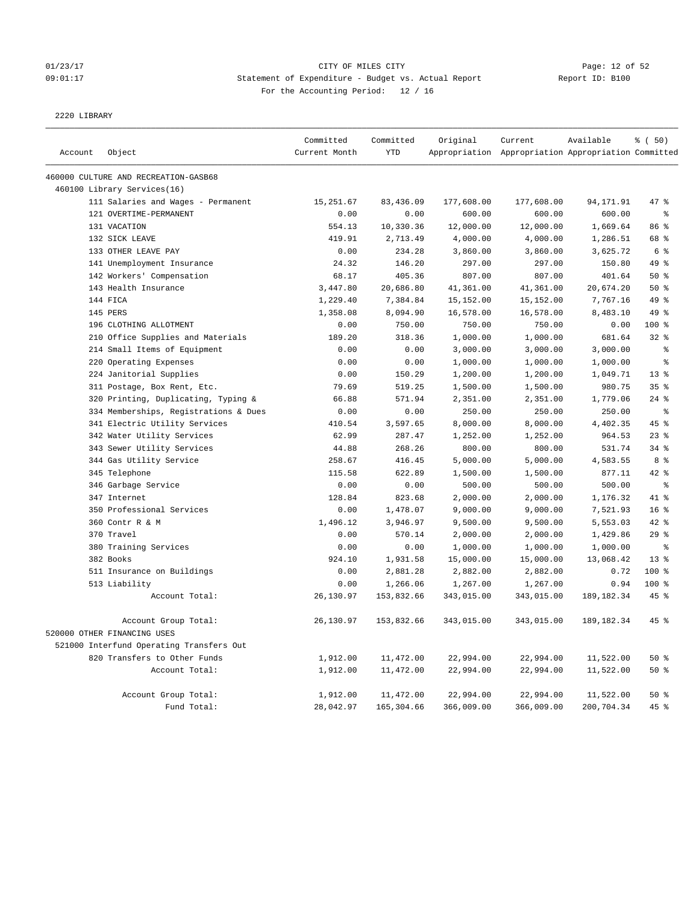CITY OF MILES CITY

Statement of Expenditure - Budget vs. Actual Report

For the Accounting Period: 12 / 16

01/23/17 09:01:17 — Report ID: B100

2220 LIBRARY

| Account | Object | Committed Current Month | Committed YTD | Original Appropriation | Current Appropriation | Available Appropriation | % ( 50) Committed |
|---|---|---|---|---|---|---|---|
| 460000 CULTURE AND RECREATION-GASB68 | | | | | | | |
| 460100 Library Services(16) | | | | | | | |
| | 111 Salaries and Wages - Permanent | 15,251.67 | 83,436.09 | 177,608.00 | 177,608.00 | 94,171.91 | 47 % |
| | 121 OVERTIME-PERMANENT | 0.00 | 0.00 | 600.00 | 600.00 | 600.00 | % |
| | 131 VACATION | 554.13 | 10,330.36 | 12,000.00 | 12,000.00 | 1,669.64 | 86 % |
| | 132 SICK LEAVE | 419.91 | 2,713.49 | 4,000.00 | 4,000.00 | 1,286.51 | 68 % |
| | 133 OTHER LEAVE PAY | 0.00 | 234.28 | 3,860.00 | 3,860.00 | 3,625.72 | 6 % |
| | 141 Unemployment Insurance | 24.32 | 146.20 | 297.00 | 297.00 | 150.80 | 49 % |
| | 142 Workers' Compensation | 68.17 | 405.36 | 807.00 | 807.00 | 401.64 | 50 % |
| | 143 Health Insurance | 3,447.80 | 20,686.80 | 41,361.00 | 41,361.00 | 20,674.20 | 50 % |
| | 144 FICA | 1,229.40 | 7,384.84 | 15,152.00 | 15,152.00 | 7,767.16 | 49 % |
| | 145 PERS | 1,358.08 | 8,094.90 | 16,578.00 | 16,578.00 | 8,483.10 | 49 % |
| | 196 CLOTHING ALLOTMENT | 0.00 | 750.00 | 750.00 | 750.00 | 0.00 | 100 % |
| | 210 Office Supplies and Materials | 189.20 | 318.36 | 1,000.00 | 1,000.00 | 681.64 | 32 % |
| | 214 Small Items of Equipment | 0.00 | 0.00 | 3,000.00 | 3,000.00 | 3,000.00 | % |
| | 220 Operating Expenses | 0.00 | 0.00 | 1,000.00 | 1,000.00 | 1,000.00 | % |
| | 224 Janitorial Supplies | 0.00 | 150.29 | 1,200.00 | 1,200.00 | 1,049.71 | 13 % |
| | 311 Postage, Box Rent, Etc. | 79.69 | 519.25 | 1,500.00 | 1,500.00 | 980.75 | 35 % |
| | 320 Printing, Duplicating, Typing & | 66.88 | 571.94 | 2,351.00 | 2,351.00 | 1,779.06 | 24 % |
| | 334 Memberships, Registrations & Dues | 0.00 | 0.00 | 250.00 | 250.00 | 250.00 | % |
| | 341 Electric Utility Services | 410.54 | 3,597.65 | 8,000.00 | 8,000.00 | 4,402.35 | 45 % |
| | 342 Water Utility Services | 62.99 | 287.47 | 1,252.00 | 1,252.00 | 964.53 | 23 % |
| | 343 Sewer Utility Services | 44.88 | 268.26 | 800.00 | 800.00 | 531.74 | 34 % |
| | 344 Gas Utility Service | 258.67 | 416.45 | 5,000.00 | 5,000.00 | 4,583.55 | 8 % |
| | 345 Telephone | 115.58 | 622.89 | 1,500.00 | 1,500.00 | 877.11 | 42 % |
| | 346 Garbage Service | 0.00 | 0.00 | 500.00 | 500.00 | 500.00 | % |
| | 347 Internet | 128.84 | 823.68 | 2,000.00 | 2,000.00 | 1,176.32 | 41 % |
| | 350 Professional Services | 0.00 | 1,478.07 | 9,000.00 | 9,000.00 | 7,521.93 | 16 % |
| | 360 Contr R & M | 1,496.12 | 3,946.97 | 9,500.00 | 9,500.00 | 5,553.03 | 42 % |
| | 370 Travel | 0.00 | 570.14 | 2,000.00 | 2,000.00 | 1,429.86 | 29 % |
| | 380 Training Services | 0.00 | 0.00 | 1,000.00 | 1,000.00 | 1,000.00 | % |
| | 382 Books | 924.10 | 1,931.58 | 15,000.00 | 15,000.00 | 13,068.42 | 13 % |
| | 511 Insurance on Buildings | 0.00 | 2,881.28 | 2,882.00 | 2,882.00 | 0.72 | 100 % |
| | 513 Liability | 0.00 | 1,266.06 | 1,267.00 | 1,267.00 | 0.94 | 100 % |
| | Account Total: | 26,130.97 | 153,832.66 | 343,015.00 | 343,015.00 | 189,182.34 | 45 % |
| | Account Group Total: | 26,130.97 | 153,832.66 | 343,015.00 | 343,015.00 | 189,182.34 | 45 % |
| 520000 OTHER FINANCING USES | | | | | | | |
| 521000 Interfund Operating Transfers Out | | | | | | | |
| | 820 Transfers to Other Funds | 1,912.00 | 11,472.00 | 22,994.00 | 22,994.00 | 11,522.00 | 50 % |
| | Account Total: | 1,912.00 | 11,472.00 | 22,994.00 | 22,994.00 | 11,522.00 | 50 % |
| | Account Group Total: | 1,912.00 | 11,472.00 | 22,994.00 | 22,994.00 | 11,522.00 | 50 % |
| | Fund Total: | 28,042.97 | 165,304.66 | 366,009.00 | 366,009.00 | 200,704.34 | 45 % |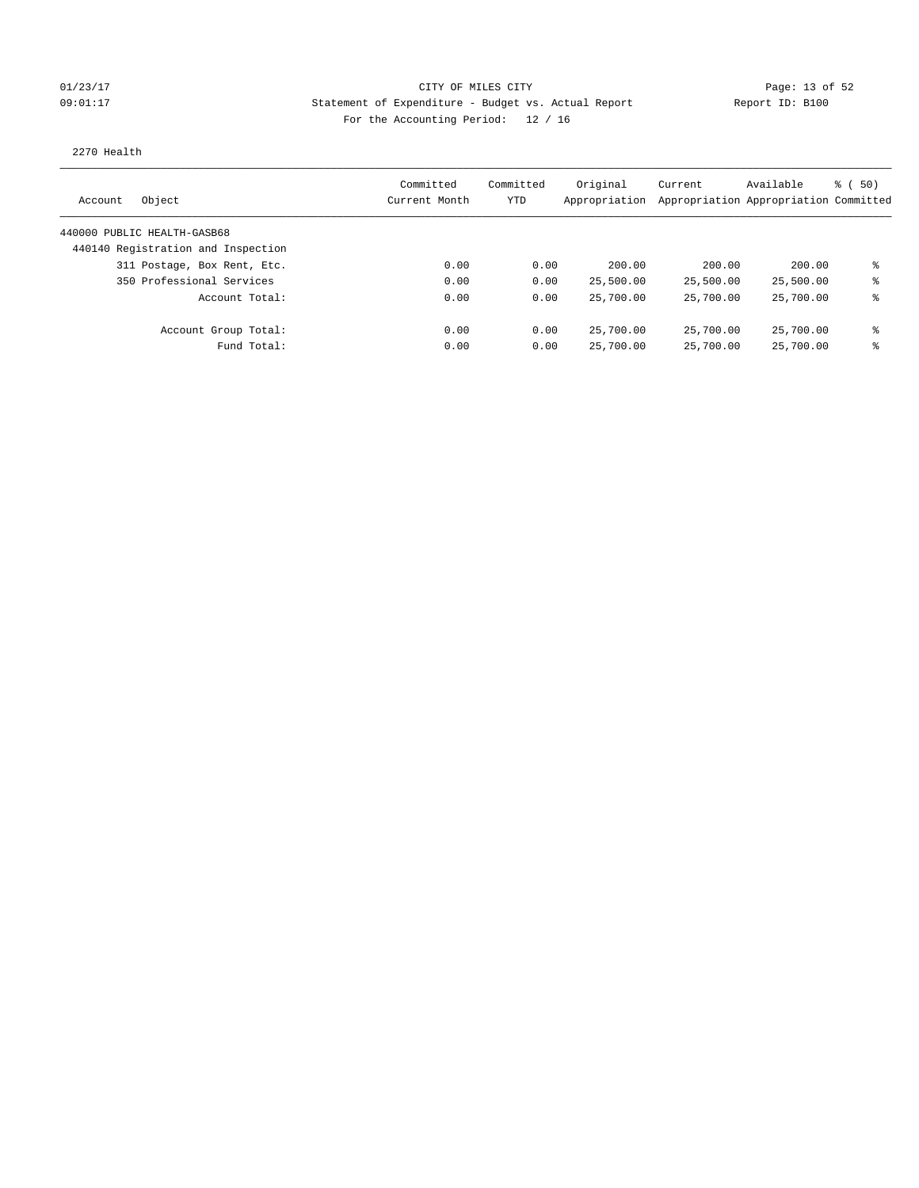CITY OF MILES CITY

Statement of Expenditure - Budget vs. Actual Report

Report ID: B100

For the Accounting Period: 12 / 16

01/23/17
09:01:17

2270 Health

| Account | Object | Committed Current Month | Committed YTD | Original Appropriation | Current Appropriation | Available Appropriation | % ( 50) Committed |
|---|---|---|---|---|---|---|---|
| 440000 PUBLIC HEALTH-GASB68 | | | | | | | |
| 440140 Registration and Inspection | | | | | | | |
| | 311 Postage, Box Rent, Etc. | 0.00 | 0.00 | 200.00 | 200.00 | 200.00 | % |
| | 350 Professional Services | 0.00 | 0.00 | 25,500.00 | 25,500.00 | 25,500.00 | % |
| | Account Total: | 0.00 | 0.00 | 25,700.00 | 25,700.00 | 25,700.00 | % |
| | Account Group Total: | 0.00 | 0.00 | 25,700.00 | 25,700.00 | 25,700.00 | % |
| | Fund Total: | 0.00 | 0.00 | 25,700.00 | 25,700.00 | 25,700.00 | % |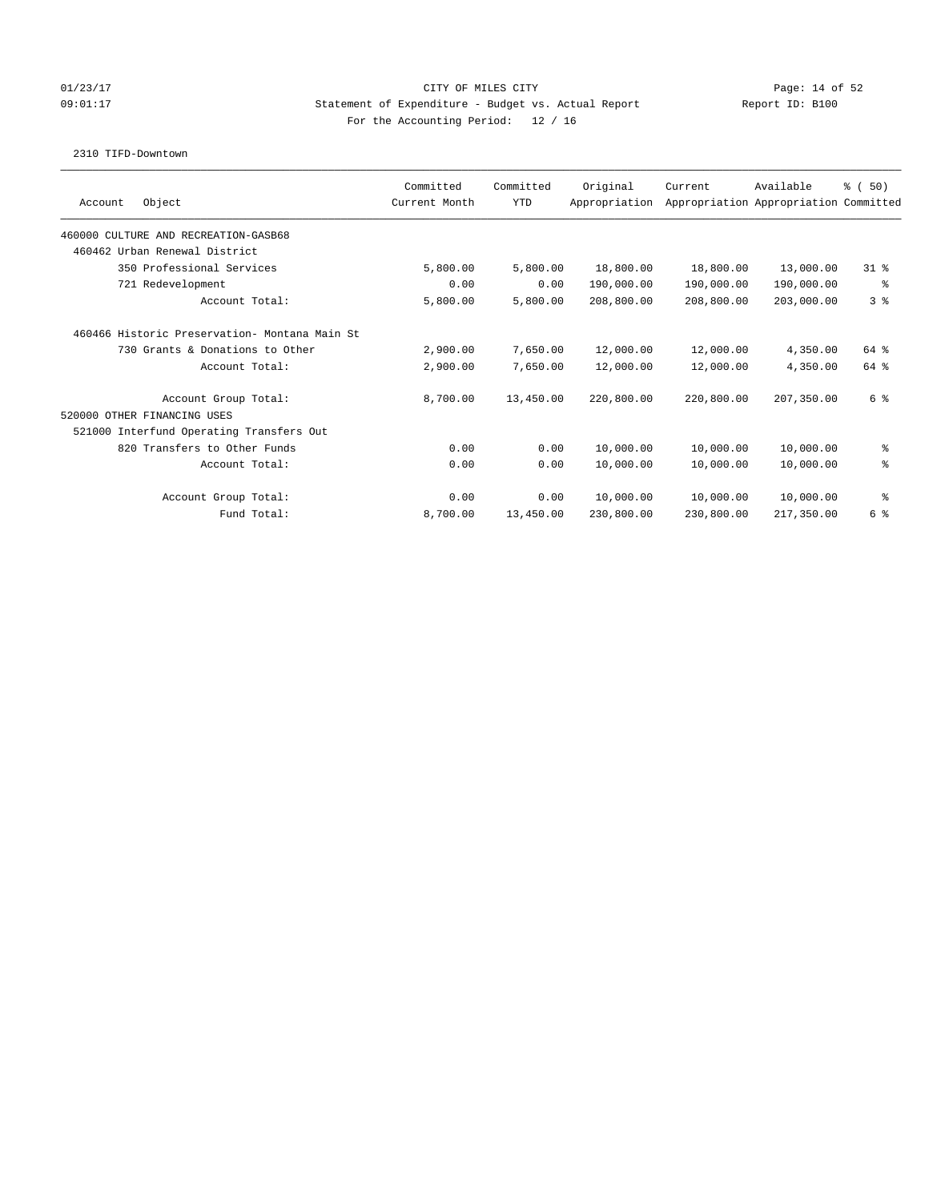CITY OF MILES CITY
Statement of Expenditure - Budget vs. Actual Report
For the Accounting Period: 12 / 16

01/23/17 09:01:17 — Report ID: B100

2310 TIFD-Downtown

| Account Object | Committed Current Month | Committed YTD | Original Appropriation | Current Appropriation | Available Appropriation | % ( 50) Committed |
|---|---|---|---|---|---|---|
| 460000 CULTURE AND RECREATION-GASB68 | | | | | | |
| 460462 Urban Renewal District | | | | | | |
| 350 Professional Services | 5,800.00 | 5,800.00 | 18,800.00 | 18,800.00 | 13,000.00 | 31 % |
| 721 Redevelopment | 0.00 | 0.00 | 190,000.00 | 190,000.00 | 190,000.00 | % |
| Account Total: | 5,800.00 | 5,800.00 | 208,800.00 | 208,800.00 | 203,000.00 | 3 % |
| 460466 Historic Preservation- Montana Main St | | | | | | |
| 730 Grants & Donations to Other | 2,900.00 | 7,650.00 | 12,000.00 | 12,000.00 | 4,350.00 | 64 % |
| Account Total: | 2,900.00 | 7,650.00 | 12,000.00 | 12,000.00 | 4,350.00 | 64 % |
| Account Group Total: | 8,700.00 | 13,450.00 | 220,800.00 | 220,800.00 | 207,350.00 | 6 % |
| 520000 OTHER FINANCING USES | | | | | | |
| 521000 Interfund Operating Transfers Out | | | | | | |
| 820 Transfers to Other Funds | 0.00 | 0.00 | 10,000.00 | 10,000.00 | 10,000.00 | % |
| Account Total: | 0.00 | 0.00 | 10,000.00 | 10,000.00 | 10,000.00 | % |
| Account Group Total: | 0.00 | 0.00 | 10,000.00 | 10,000.00 | 10,000.00 | % |
| Fund Total: | 8,700.00 | 13,450.00 | 230,800.00 | 230,800.00 | 217,350.00 | 6 % |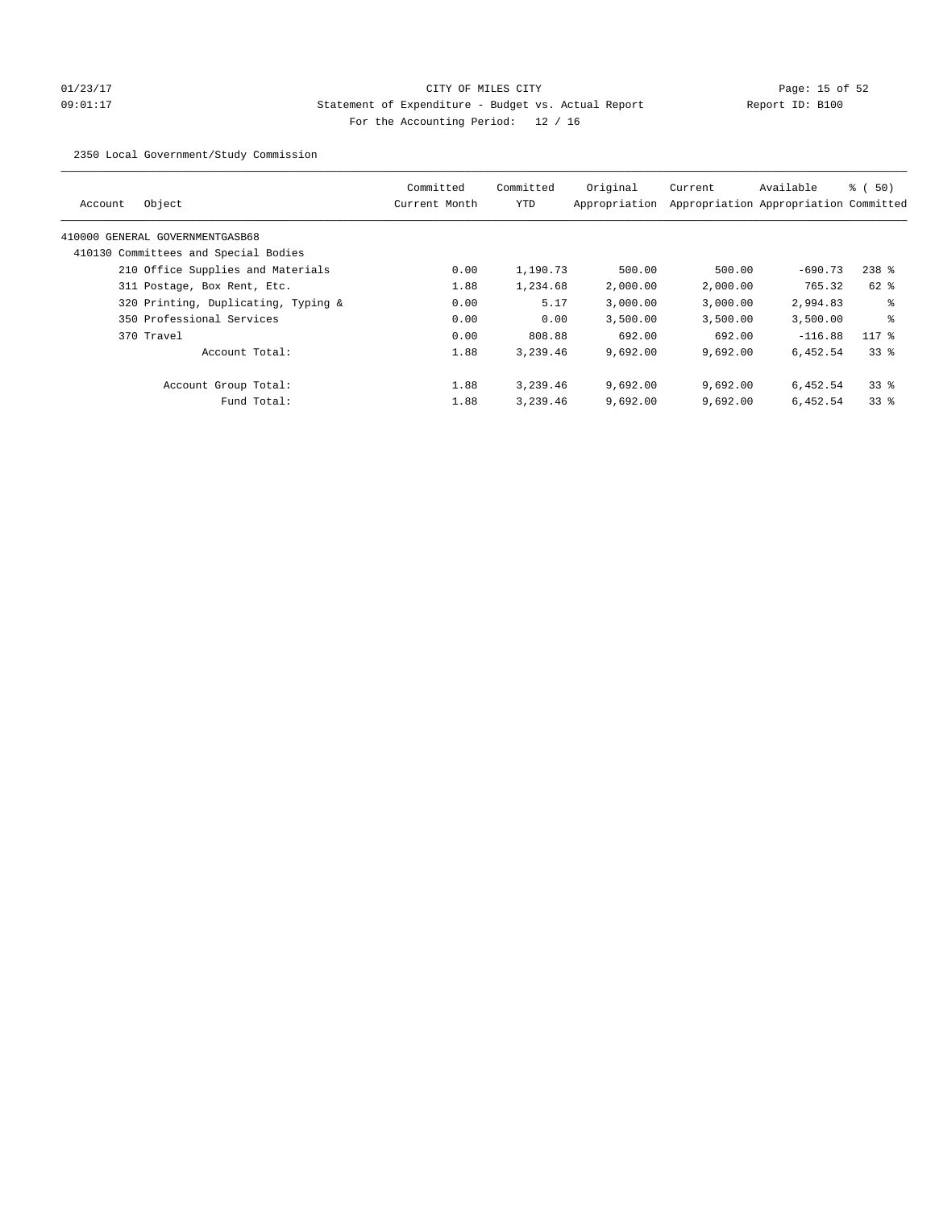01/23/17 CITY OF MILES CITY
09:01:17 Statement of Expenditure - Budget vs. Actual Report Report ID: B100
For the Accounting Period: 12 / 16

2350 Local Government/Study Commission

| Account | Object | Committed Current Month | Committed YTD | Original Appropriation | Current Appropriation | Available Appropriation | % ( 50) Committed |
|---|---|---|---|---|---|---|---|
| 410000 GENERAL GOVERNMENTGASB68 | | | | | | | |
| 410130 Committees and Special Bodies | | | | | | | |
| | 210 Office Supplies and Materials | 0.00 | 1,190.73 | 500.00 | 500.00 | -690.73 | 238 % |
| | 311 Postage, Box Rent, Etc. | 1.88 | 1,234.68 | 2,000.00 | 2,000.00 | 765.32 | 62 % |
| | 320 Printing, Duplicating, Typing & | 0.00 | 5.17 | 3,000.00 | 3,000.00 | 2,994.83 | % |
| | 350 Professional Services | 0.00 | 0.00 | 3,500.00 | 3,500.00 | 3,500.00 | % |
| | 370 Travel | 0.00 | 808.88 | 692.00 | 692.00 | -116.88 | 117 % |
| | Account Total: | 1.88 | 3,239.46 | 9,692.00 | 9,692.00 | 6,452.54 | 33 % |
| | Account Group Total: | 1.88 | 3,239.46 | 9,692.00 | 9,692.00 | 6,452.54 | 33 % |
| | Fund Total: | 1.88 | 3,239.46 | 9,692.00 | 9,692.00 | 6,452.54 | 33 % |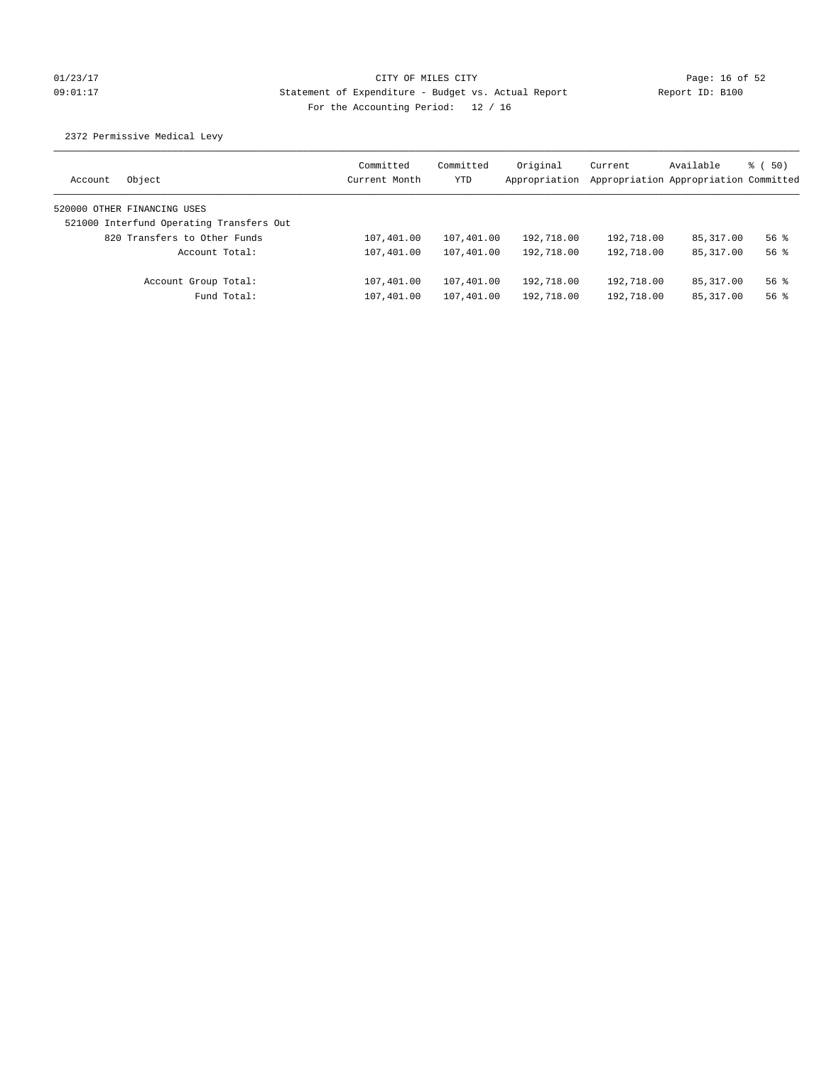CITY OF MILES CITY
Statement of Expenditure - Budget vs. Actual Report
For the Accounting Period: 12 / 16

01/23/17
09:01:17

Report ID: B100

2372 Permissive Medical Levy

| Account | Object | Committed Current Month | Committed YTD | Original Appropriation | Current Appropriation | Available Appropriation | % ( 50) Committed |
|---|---|---|---|---|---|---|---|
| 520000 OTHER FINANCING USES | | | | | | | |
| 521000 Interfund Operating Transfers Out | | | | | | | |
| | 820 Transfers to Other Funds | 107,401.00 | 107,401.00 | 192,718.00 | 192,718.00 | 85,317.00 | 56 % |
| | Account Total: | 107,401.00 | 107,401.00 | 192,718.00 | 192,718.00 | 85,317.00 | 56 % |
| | Account Group Total: | 107,401.00 | 107,401.00 | 192,718.00 | 192,718.00 | 85,317.00 | 56 % |
| | Fund Total: | 107,401.00 | 107,401.00 | 192,718.00 | 192,718.00 | 85,317.00 | 56 % |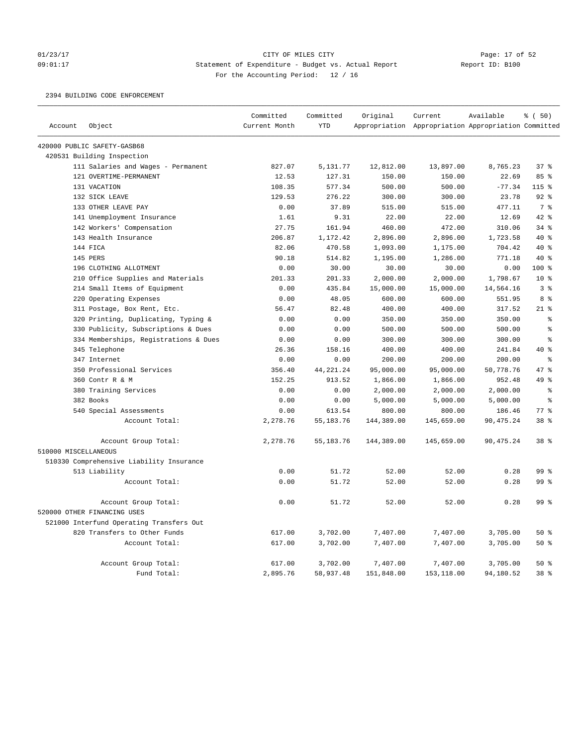01/23/17 CITY OF MILES CITY
09:01:17 Statement of Expenditure - Budget vs. Actual Report Report ID: B100
For the Accounting Period: 12 / 16

2394 BUILDING CODE ENFORCEMENT

| Account | Object | Committed Current Month | Committed YTD | Original Appropriation | Current Appropriation | Available Appropriation | % ( 50) Committed |
|---|---|---|---|---|---|---|---|
| 420000 PUBLIC SAFETY-GASB68 | | | | | | | |
| 420531 Building Inspection | | | | | | | |
| | 111 Salaries and Wages - Permanent | 827.07 | 5,131.77 | 12,812.00 | 13,897.00 | 8,765.23 | 37 % |
| | 121 OVERTIME-PERMANENT | 12.53 | 127.31 | 150.00 | 150.00 | 22.69 | 85 % |
| | 131 VACATION | 108.35 | 577.34 | 500.00 | 500.00 | -77.34 | 115 % |
| | 132 SICK LEAVE | 129.53 | 276.22 | 300.00 | 300.00 | 23.78 | 92 % |
| | 133 OTHER LEAVE PAY | 0.00 | 37.89 | 515.00 | 515.00 | 477.11 | 7 % |
| | 141 Unemployment Insurance | 1.61 | 9.31 | 22.00 | 22.00 | 12.69 | 42 % |
| | 142 Workers' Compensation | 27.75 | 161.94 | 460.00 | 472.00 | 310.06 | 34 % |
| | 143 Health Insurance | 206.87 | 1,172.42 | 2,896.00 | 2,896.00 | 1,723.58 | 40 % |
| | 144 FICA | 82.06 | 470.58 | 1,093.00 | 1,175.00 | 704.42 | 40 % |
| | 145 PERS | 90.18 | 514.82 | 1,195.00 | 1,286.00 | 771.18 | 40 % |
| | 196 CLOTHING ALLOTMENT | 0.00 | 30.00 | 30.00 | 30.00 | 0.00 | 100 % |
| | 210 Office Supplies and Materials | 201.33 | 201.33 | 2,000.00 | 2,000.00 | 1,798.67 | 10 % |
| | 214 Small Items of Equipment | 0.00 | 435.84 | 15,000.00 | 15,000.00 | 14,564.16 | 3 % |
| | 220 Operating Expenses | 0.00 | 48.05 | 600.00 | 600.00 | 551.95 | 8 % |
| | 311 Postage, Box Rent, Etc. | 56.47 | 82.48 | 400.00 | 400.00 | 317.52 | 21 % |
| | 320 Printing, Duplicating, Typing & | 0.00 | 0.00 | 350.00 | 350.00 | 350.00 | % |
| | 330 Publicity, Subscriptions & Dues | 0.00 | 0.00 | 500.00 | 500.00 | 500.00 | % |
| | 334 Memberships, Registrations & Dues | 0.00 | 0.00 | 300.00 | 300.00 | 300.00 | % |
| | 345 Telephone | 26.36 | 158.16 | 400.00 | 400.00 | 241.84 | 40 % |
| | 347 Internet | 0.00 | 0.00 | 200.00 | 200.00 | 200.00 | % |
| | 350 Professional Services | 356.40 | 44,221.24 | 95,000.00 | 95,000.00 | 50,778.76 | 47 % |
| | 360 Contr R & M | 152.25 | 913.52 | 1,866.00 | 1,866.00 | 952.48 | 49 % |
| | 380 Training Services | 0.00 | 0.00 | 2,000.00 | 2,000.00 | 2,000.00 | % |
| | 382 Books | 0.00 | 0.00 | 5,000.00 | 5,000.00 | 5,000.00 | % |
| | 540 Special Assessments | 0.00 | 613.54 | 800.00 | 800.00 | 186.46 | 77 % |
| | Account Total: | 2,278.76 | 55,183.76 | 144,389.00 | 145,659.00 | 90,475.24 | 38 % |
| | Account Group Total: | 2,278.76 | 55,183.76 | 144,389.00 | 145,659.00 | 90,475.24 | 38 % |
| 510000 MISCELLANEOUS | | | | | | | |
| 510330 Comprehensive Liability Insurance | | | | | | | |
| | 513 Liability | 0.00 | 51.72 | 52.00 | 52.00 | 0.28 | 99 % |
| | Account Total: | 0.00 | 51.72 | 52.00 | 52.00 | 0.28 | 99 % |
| | Account Group Total: | 0.00 | 51.72 | 52.00 | 52.00 | 0.28 | 99 % |
| 520000 OTHER FINANCING USES | | | | | | | |
| 521000 Interfund Operating Transfers Out | | | | | | | |
| | 820 Transfers to Other Funds | 617.00 | 3,702.00 | 7,407.00 | 7,407.00 | 3,705.00 | 50 % |
| | Account Total: | 617.00 | 3,702.00 | 7,407.00 | 7,407.00 | 3,705.00 | 50 % |
| | Account Group Total: | 617.00 | 3,702.00 | 7,407.00 | 7,407.00 | 3,705.00 | 50 % |
| | Fund Total: | 2,895.76 | 58,937.48 | 151,848.00 | 153,118.00 | 94,180.52 | 38 % |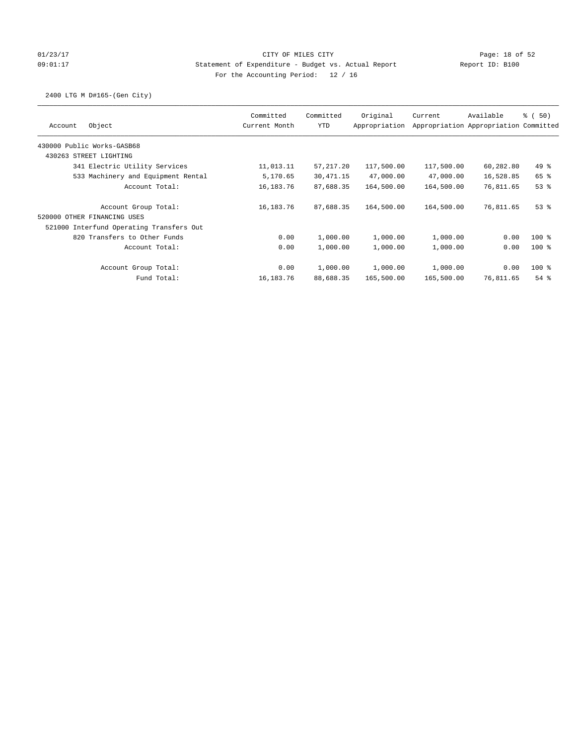CITY OF MILES CITY
Statement of Expenditure - Budget vs. Actual Report
For the Accounting Period: 12 / 16

01/23/17
09:01:17

Report ID: B100

2400 LTG M D#165-(Gen City)

| Account | Object | Committed Current Month | Committed YTD | Original Appropriation | Current Appropriation | Available Appropriation | % ( 50) Committed |
|---|---|---|---|---|---|---|---|
| 430000 Public Works-GASB68 | | | | | | | |
| 430263 STREET LIGHTING | | | | | | | |
| | 341 Electric Utility Services | 11,013.11 | 57,217.20 | 117,500.00 | 117,500.00 | 60,282.80 | 49 % |
| | 533 Machinery and Equipment Rental | 5,170.65 | 30,471.15 | 47,000.00 | 47,000.00 | 16,528.85 | 65 % |
| | Account Total: | 16,183.76 | 87,688.35 | 164,500.00 | 164,500.00 | 76,811.65 | 53 % |
| | Account Group Total: | 16,183.76 | 87,688.35 | 164,500.00 | 164,500.00 | 76,811.65 | 53 % |
| 520000 OTHER FINANCING USES | | | | | | | |
| 521000 Interfund Operating Transfers Out | | | | | | | |
| | 820 Transfers to Other Funds | 0.00 | 1,000.00 | 1,000.00 | 1,000.00 | 0.00 | 100 % |
| | Account Total: | 0.00 | 1,000.00 | 1,000.00 | 1,000.00 | 0.00 | 100 % |
| | Account Group Total: | 0.00 | 1,000.00 | 1,000.00 | 1,000.00 | 0.00 | 100 % |
| | Fund Total: | 16,183.76 | 88,688.35 | 165,500.00 | 165,500.00 | 76,811.65 | 54 % |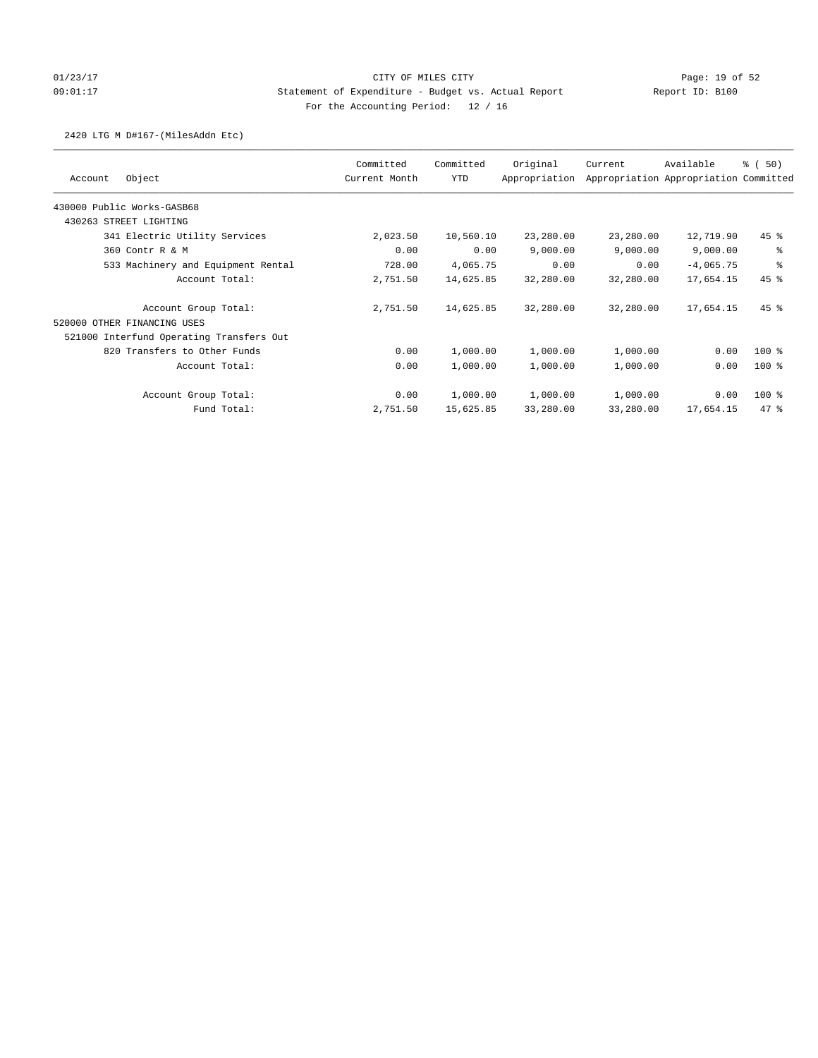01/23/17 CITY OF MILES CITY
09:01:17 Statement of Expenditure - Budget vs. Actual Report Report ID: B100
For the Accounting Period: 12 / 16

2420 LTG M D#167-(MilesAddn Etc)

| Account | Object | Committed Current Month | Committed YTD | Original Appropriation | Current Appropriation | Available Appropriation | % ( 50) Committed |
|---|---|---|---|---|---|---|---|
| 430000 Public Works-GASB68 | | | | | | | |
| 430263 STREET LIGHTING | | | | | | | |
| | 341 Electric Utility Services | 2,023.50 | 10,560.10 | 23,280.00 | 23,280.00 | 12,719.90 | 45 % |
| | 360 Contr R & M | 0.00 | 0.00 | 9,000.00 | 9,000.00 | 9,000.00 | % |
| | 533 Machinery and Equipment Rental | 728.00 | 4,065.75 | 0.00 | 0.00 | -4,065.75 | % |
| | Account Total: | 2,751.50 | 14,625.85 | 32,280.00 | 32,280.00 | 17,654.15 | 45 % |
| | Account Group Total: | 2,751.50 | 14,625.85 | 32,280.00 | 32,280.00 | 17,654.15 | 45 % |
| 520000 OTHER FINANCING USES | | | | | | | |
| 521000 Interfund Operating Transfers Out | | | | | | | |
| | 820 Transfers to Other Funds | 0.00 | 1,000.00 | 1,000.00 | 1,000.00 | 0.00 | 100 % |
| | Account Total: | 0.00 | 1,000.00 | 1,000.00 | 1,000.00 | 0.00 | 100 % |
| | Account Group Total: | 0.00 | 1,000.00 | 1,000.00 | 1,000.00 | 0.00 | 100 % |
| | Fund Total: | 2,751.50 | 15,625.85 | 33,280.00 | 33,280.00 | 17,654.15 | 47 % |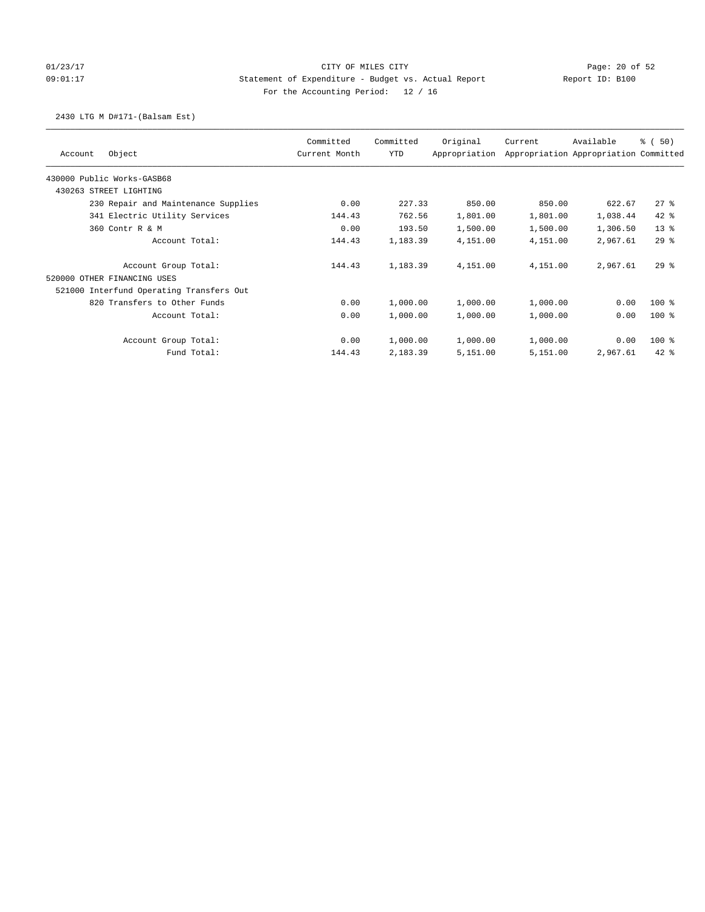CITY OF MILES CITY

Statement of Expenditure - Budget vs. Actual Report

Report ID: B100

For the Accounting Period: 12 / 16

01/23/17 09:01:17

2430 LTG M D#171-(Balsam Est)

| Account | Object | Committed Current Month | Committed YTD | Original Appropriation | Current Appropriation | Available Appropriation | % ( 50) Committed |
|---|---|---|---|---|---|---|---|
| 430000 Public Works-GASB68 | | | | | | | |
| 430263 STREET LIGHTING | | | | | | | |
| | 230 Repair and Maintenance Supplies | 0.00 | 227.33 | 850.00 | 850.00 | 622.67 | 27 % |
| | 341 Electric Utility Services | 144.43 | 762.56 | 1,801.00 | 1,801.00 | 1,038.44 | 42 % |
| | 360 Contr R & M | 0.00 | 193.50 | 1,500.00 | 1,500.00 | 1,306.50 | 13 % |
| | Account Total: | 144.43 | 1,183.39 | 4,151.00 | 4,151.00 | 2,967.61 | 29 % |
| | Account Group Total: | 144.43 | 1,183.39 | 4,151.00 | 4,151.00 | 2,967.61 | 29 % |
| 520000 OTHER FINANCING USES | | | | | | | |
| 521000 Interfund Operating Transfers Out | | | | | | | |
| | 820 Transfers to Other Funds | 0.00 | 1,000.00 | 1,000.00 | 1,000.00 | 0.00 | 100 % |
| | Account Total: | 0.00 | 1,000.00 | 1,000.00 | 1,000.00 | 0.00 | 100 % |
| | Account Group Total: | 0.00 | 1,000.00 | 1,000.00 | 1,000.00 | 0.00 | 100 % |
| | Fund Total: | 144.43 | 2,183.39 | 5,151.00 | 5,151.00 | 2,967.61 | 42 % |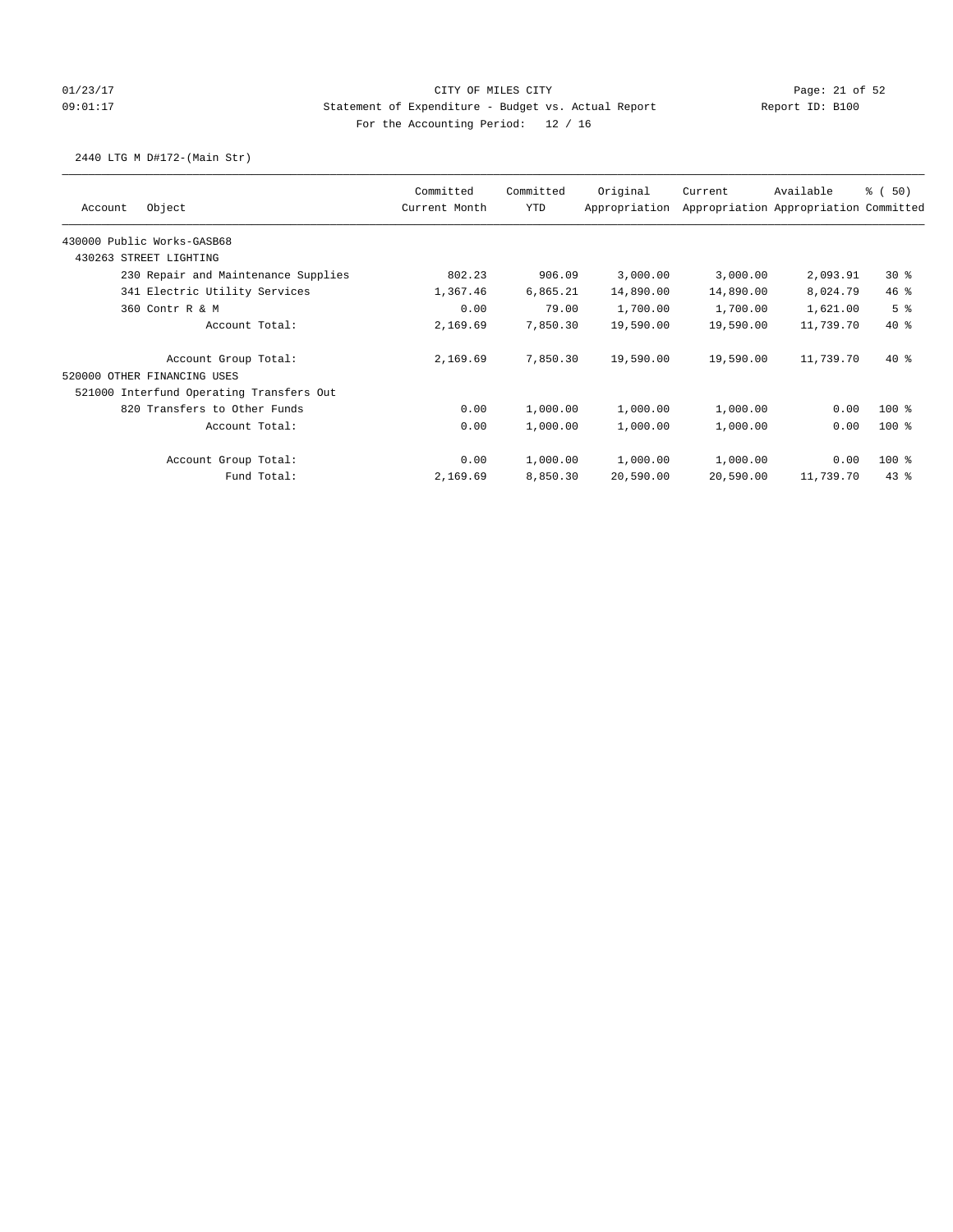CITY OF MILES CITY

Statement of Expenditure - Budget vs. Actual Report

For the Accounting Period: 12 / 16

2440 LTG M D#172-(Main Str)

| Account Object | Committed Current Month | Committed YTD | Original Appropriation | Current Appropriation | Available Appropriation | % ( 50) Committed |
|---|---|---|---|---|---|---|
| 430000 Public Works-GASB68 | | | | | | |
| 430263 STREET LIGHTING | | | | | | |
| 230 Repair and Maintenance Supplies | 802.23 | 906.09 | 3,000.00 | 3,000.00 | 2,093.91 | 30 % |
| 341 Electric Utility Services | 1,367.46 | 6,865.21 | 14,890.00 | 14,890.00 | 8,024.79 | 46 % |
| 360 Contr R & M | 0.00 | 79.00 | 1,700.00 | 1,700.00 | 1,621.00 | 5 % |
| Account Total: | 2,169.69 | 7,850.30 | 19,590.00 | 19,590.00 | 11,739.70 | 40 % |
| Account Group Total: | 2,169.69 | 7,850.30 | 19,590.00 | 19,590.00 | 11,739.70 | 40 % |
| 520000 OTHER FINANCING USES | | | | | | |
| 521000 Interfund Operating Transfers Out | | | | | | |
| 820 Transfers to Other Funds | 0.00 | 1,000.00 | 1,000.00 | 1,000.00 | 0.00 | 100 % |
| Account Total: | 0.00 | 1,000.00 | 1,000.00 | 1,000.00 | 0.00 | 100 % |
| Account Group Total: | 0.00 | 1,000.00 | 1,000.00 | 1,000.00 | 0.00 | 100 % |
| Fund Total: | 2,169.69 | 8,850.30 | 20,590.00 | 20,590.00 | 11,739.70 | 43 % |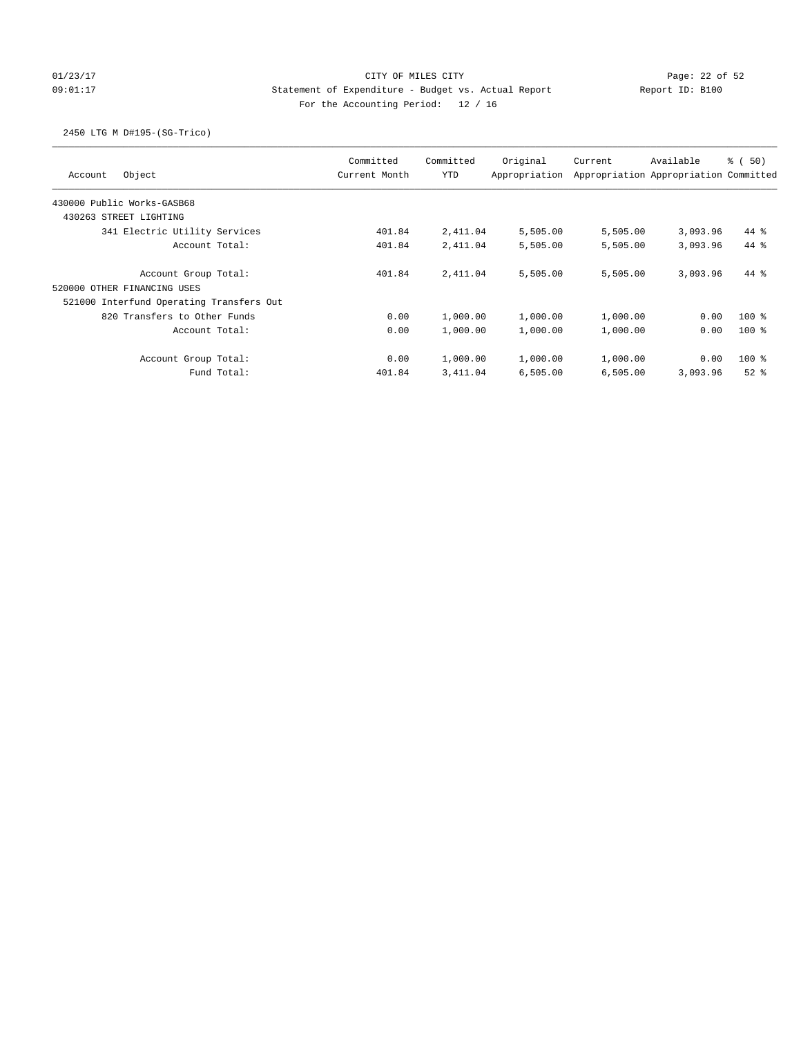01/23/17
09:01:17

CITY OF MILES CITY
Statement of Expenditure - Budget vs. Actual Report
For the Accounting Period: 12 / 16

Report ID: B100

2450 LTG M D#195-(SG-Trico)

| Account Object | Committed Current Month | Committed YTD | Original Appropriation | Current Appropriation | Available Appropriation | % ( 50) Committed |
|---|---|---|---|---|---|---|
| 430000 Public Works-GASB68 | | | | | | |
| 430263 STREET LIGHTING | | | | | | |
| 341 Electric Utility Services | 401.84 | 2,411.04 | 5,505.00 | 5,505.00 | 3,093.96 | 44 % |
| Account Total: | 401.84 | 2,411.04 | 5,505.00 | 5,505.00 | 3,093.96 | 44 % |
| Account Group Total: | 401.84 | 2,411.04 | 5,505.00 | 5,505.00 | 3,093.96 | 44 % |
| 520000 OTHER FINANCING USES | | | | | | |
| 521000 Interfund Operating Transfers Out | | | | | | |
| 820 Transfers to Other Funds | 0.00 | 1,000.00 | 1,000.00 | 1,000.00 | 0.00 | 100 % |
| Account Total: | 0.00 | 1,000.00 | 1,000.00 | 1,000.00 | 0.00 | 100 % |
| Account Group Total: | 0.00 | 1,000.00 | 1,000.00 | 1,000.00 | 0.00 | 100 % |
| Fund Total: | 401.84 | 3,411.04 | 6,505.00 | 6,505.00 | 3,093.96 | 52 % |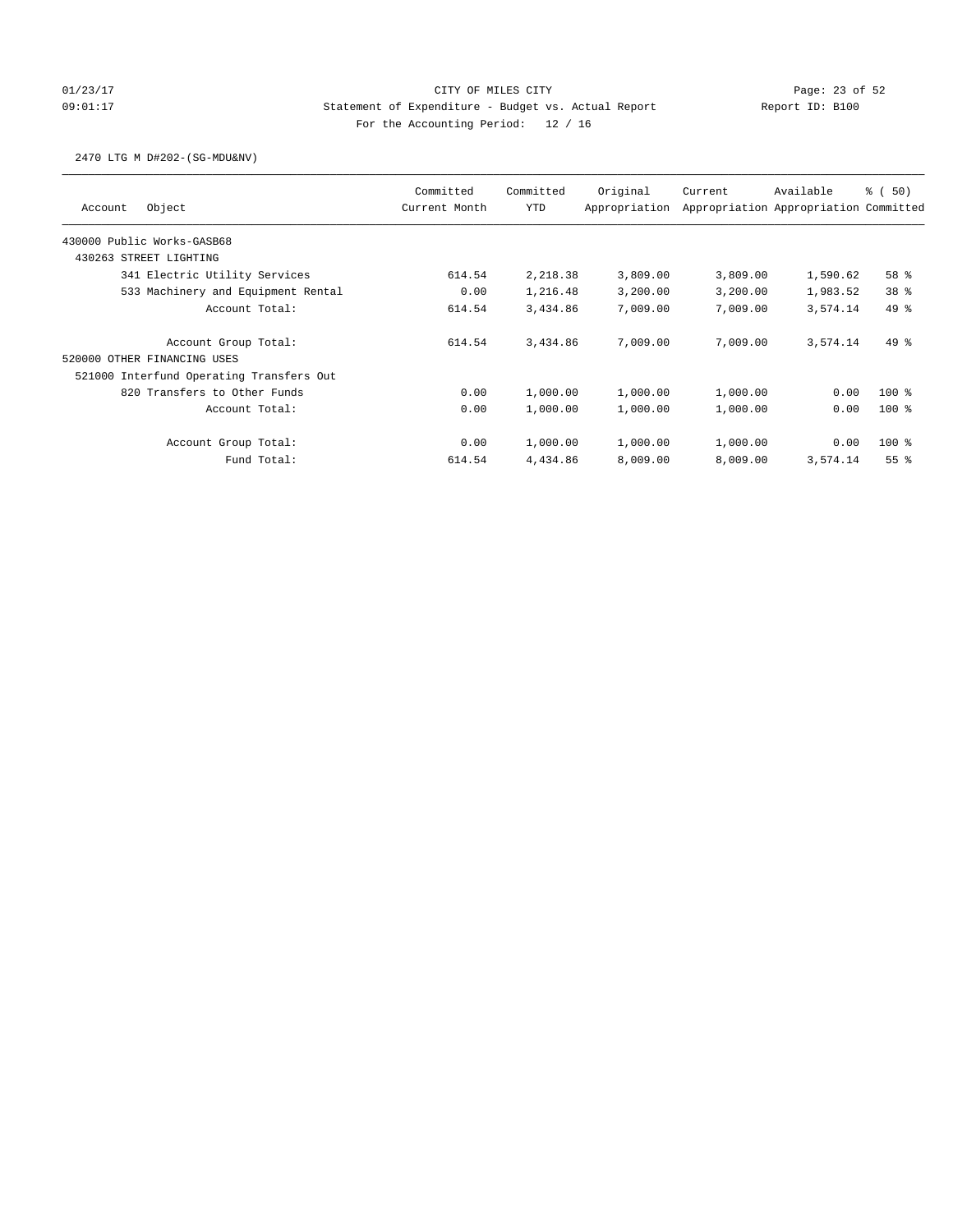CITY OF MILES CITY
Statement of Expenditure - Budget vs. Actual Report
For the Accounting Period: 12 / 16

2470 LTG M D#202-(SG-MDU&NV)

| Account Object | Committed Current Month | Committed YTD | Original Appropriation | Current Appropriation | Available Appropriation | % ( 50) Committed |
|---|---|---|---|---|---|---|
| 430000 Public Works-GASB68 | | | | | | |
| 430263 STREET LIGHTING | | | | | | |
| 341 Electric Utility Services | 614.54 | 2,218.38 | 3,809.00 | 3,809.00 | 1,590.62 | 58 % |
| 533 Machinery and Equipment Rental | 0.00 | 1,216.48 | 3,200.00 | 3,200.00 | 1,983.52 | 38 % |
| Account Total: | 614.54 | 3,434.86 | 7,009.00 | 7,009.00 | 3,574.14 | 49 % |
| Account Group Total: | 614.54 | 3,434.86 | 7,009.00 | 7,009.00 | 3,574.14 | 49 % |
| 520000 OTHER FINANCING USES | | | | | | |
| 521000 Interfund Operating Transfers Out | | | | | | |
| 820 Transfers to Other Funds | 0.00 | 1,000.00 | 1,000.00 | 1,000.00 | 0.00 | 100 % |
| Account Total: | 0.00 | 1,000.00 | 1,000.00 | 1,000.00 | 0.00 | 100 % |
| Account Group Total: | 0.00 | 1,000.00 | 1,000.00 | 1,000.00 | 0.00 | 100 % |
| Fund Total: | 614.54 | 4,434.86 | 8,009.00 | 8,009.00 | 3,574.14 | 55 % |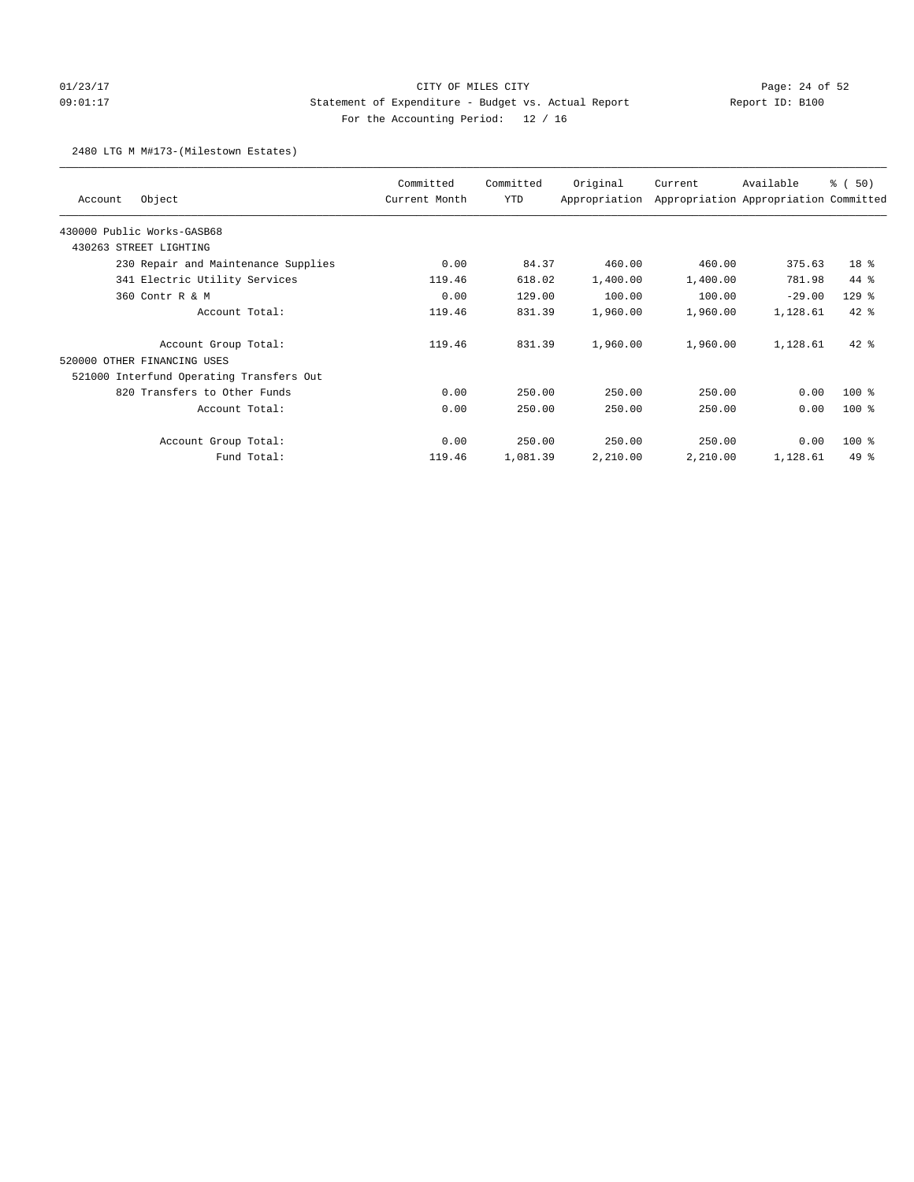01/23/17 CITY OF MILES CITY
09:01:17 Statement of Expenditure - Budget vs. Actual Report Report ID: B100
For the Accounting Period: 12 / 16

2480 LTG M M#173-(Milestown Estates)

| Account | Object | Committed Current Month | Committed YTD | Original Appropriation | Current Appropriation | Available Appropriation | % ( 50) Committed |
|---|---|---|---|---|---|---|---|
| 430000 Public Works-GASB68 | | | | | | | |
| 430263 STREET LIGHTING | | | | | | | |
| | 230 Repair and Maintenance Supplies | 0.00 | 84.37 | 460.00 | 460.00 | 375.63 | 18 % |
| | 341 Electric Utility Services | 119.46 | 618.02 | 1,400.00 | 1,400.00 | 781.98 | 44 % |
| | 360 Contr R & M | 0.00 | 129.00 | 100.00 | 100.00 | -29.00 | 129 % |
| | Account Total: | 119.46 | 831.39 | 1,960.00 | 1,960.00 | 1,128.61 | 42 % |
| | Account Group Total: | 119.46 | 831.39 | 1,960.00 | 1,960.00 | 1,128.61 | 42 % |
| 520000 OTHER FINANCING USES | | | | | | | |
| 521000 Interfund Operating Transfers Out | | | | | | | |
| | 820 Transfers to Other Funds | 0.00 | 250.00 | 250.00 | 250.00 | 0.00 | 100 % |
| | Account Total: | 0.00 | 250.00 | 250.00 | 250.00 | 0.00 | 100 % |
| | Account Group Total: | 0.00 | 250.00 | 250.00 | 250.00 | 0.00 | 100 % |
| | Fund Total: | 119.46 | 1,081.39 | 2,210.00 | 2,210.00 | 1,128.61 | 49 % |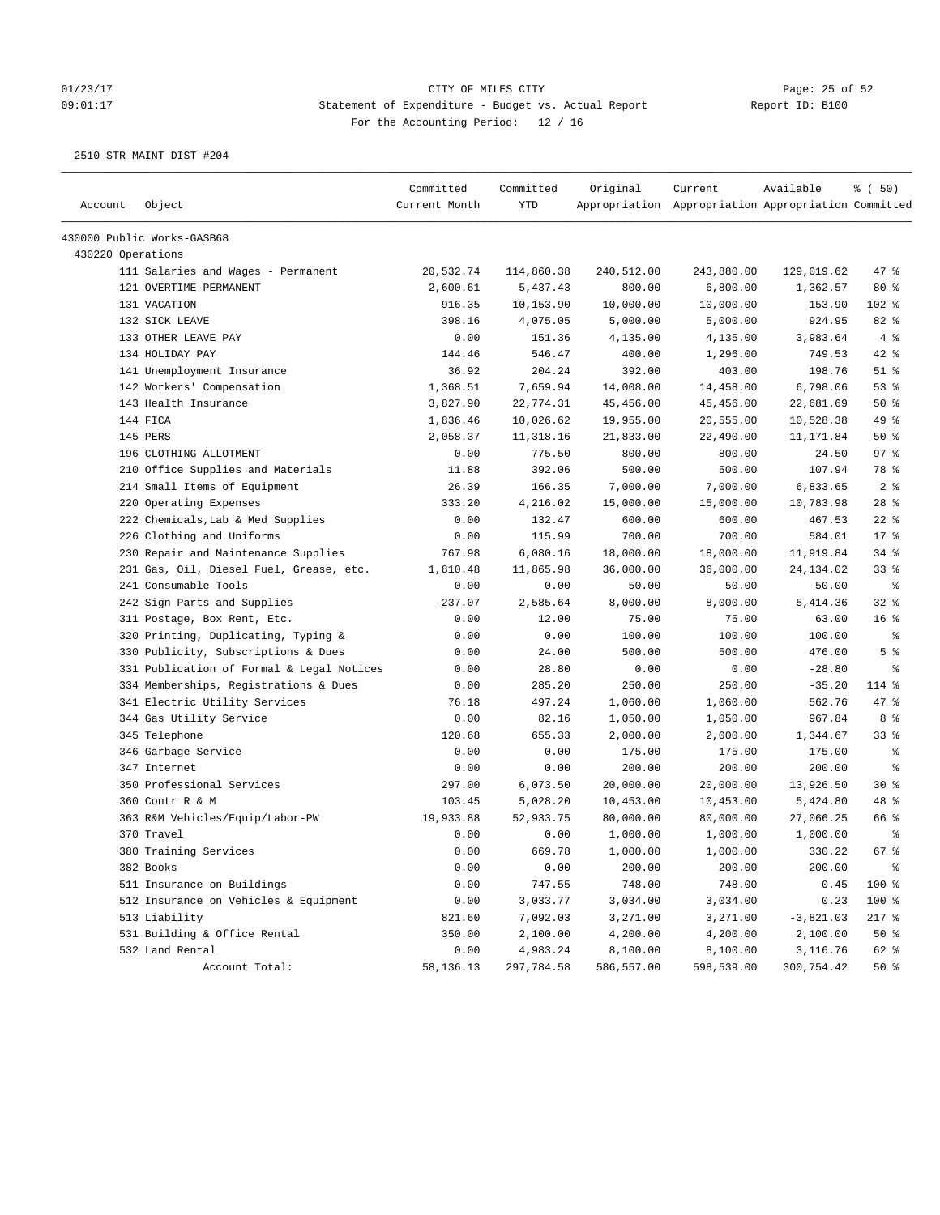CITY OF MILES CITY

Statement of Expenditure - Budget vs. Actual Report

For the Accounting Period: 12 / 16

01/23/17 09:01:17 — Report ID: B100

2510 STR MAINT DIST #204

| Account | Object | Committed Current Month | Committed YTD | Original Appropriation | Current Appropriation | Available Appropriation | % ( 50) Committed |
|---|---|---|---|---|---|---|---|
| 430000 Public Works-GASB68 | | | | | | | |
| 430220 Operations | | | | | | | |
| | 111 Salaries and Wages - Permanent | 20,532.74 | 114,860.38 | 240,512.00 | 243,880.00 | 129,019.62 | 47 % |
| | 121 OVERTIME-PERMANENT | 2,600.61 | 5,437.43 | 800.00 | 6,800.00 | 1,362.57 | 80 % |
| | 131 VACATION | 916.35 | 10,153.90 | 10,000.00 | 10,000.00 | -153.90 | 102 % |
| | 132 SICK LEAVE | 398.16 | 4,075.05 | 5,000.00 | 5,000.00 | 924.95 | 82 % |
| | 133 OTHER LEAVE PAY | 0.00 | 151.36 | 4,135.00 | 4,135.00 | 3,983.64 | 4 % |
| | 134 HOLIDAY PAY | 144.46 | 546.47 | 400.00 | 1,296.00 | 749.53 | 42 % |
| | 141 Unemployment Insurance | 36.92 | 204.24 | 392.00 | 403.00 | 198.76 | 51 % |
| | 142 Workers' Compensation | 1,368.51 | 7,659.94 | 14,008.00 | 14,458.00 | 6,798.06 | 53 % |
| | 143 Health Insurance | 3,827.90 | 22,774.31 | 45,456.00 | 45,456.00 | 22,681.69 | 50 % |
| | 144 FICA | 1,836.46 | 10,026.62 | 19,955.00 | 20,555.00 | 10,528.38 | 49 % |
| | 145 PERS | 2,058.37 | 11,318.16 | 21,833.00 | 22,490.00 | 11,171.84 | 50 % |
| | 196 CLOTHING ALLOTMENT | 0.00 | 775.50 | 800.00 | 800.00 | 24.50 | 97 % |
| | 210 Office Supplies and Materials | 11.88 | 392.06 | 500.00 | 500.00 | 107.94 | 78 % |
| | 214 Small Items of Equipment | 26.39 | 166.35 | 7,000.00 | 7,000.00 | 6,833.65 | 2 % |
| | 220 Operating Expenses | 333.20 | 4,216.02 | 15,000.00 | 15,000.00 | 10,783.98 | 28 % |
| | 222 Chemicals,Lab & Med Supplies | 0.00 | 132.47 | 600.00 | 600.00 | 467.53 | 22 % |
| | 226 Clothing and Uniforms | 0.00 | 115.99 | 700.00 | 700.00 | 584.01 | 17 % |
| | 230 Repair and Maintenance Supplies | 767.98 | 6,080.16 | 18,000.00 | 18,000.00 | 11,919.84 | 34 % |
| | 231 Gas, Oil, Diesel Fuel, Grease, etc. | 1,810.48 | 11,865.98 | 36,000.00 | 36,000.00 | 24,134.02 | 33 % |
| | 241 Consumable Tools | 0.00 | 0.00 | 50.00 | 50.00 | 50.00 | % |
| | 242 Sign Parts and Supplies | -237.07 | 2,585.64 | 8,000.00 | 8,000.00 | 5,414.36 | 32 % |
| | 311 Postage, Box Rent, Etc. | 0.00 | 12.00 | 75.00 | 75.00 | 63.00 | 16 % |
| | 320 Printing, Duplicating, Typing & | 0.00 | 0.00 | 100.00 | 100.00 | 100.00 | % |
| | 330 Publicity, Subscriptions & Dues | 0.00 | 24.00 | 500.00 | 500.00 | 476.00 | 5 % |
| | 331 Publication of Formal & Legal Notices | 0.00 | 28.80 | 0.00 | 0.00 | -28.80 | % |
| | 334 Memberships, Registrations & Dues | 0.00 | 285.20 | 250.00 | 250.00 | -35.20 | 114 % |
| | 341 Electric Utility Services | 76.18 | 497.24 | 1,060.00 | 1,060.00 | 562.76 | 47 % |
| | 344 Gas Utility Service | 0.00 | 82.16 | 1,050.00 | 1,050.00 | 967.84 | 8 % |
| | 345 Telephone | 120.68 | 655.33 | 2,000.00 | 2,000.00 | 1,344.67 | 33 % |
| | 346 Garbage Service | 0.00 | 0.00 | 175.00 | 175.00 | 175.00 | % |
| | 347 Internet | 0.00 | 0.00 | 200.00 | 200.00 | 200.00 | % |
| | 350 Professional Services | 297.00 | 6,073.50 | 20,000.00 | 20,000.00 | 13,926.50 | 30 % |
| | 360 Contr R & M | 103.45 | 5,028.20 | 10,453.00 | 10,453.00 | 5,424.80 | 48 % |
| | 363 R&M Vehicles/Equip/Labor-PW | 19,933.88 | 52,933.75 | 80,000.00 | 80,000.00 | 27,066.25 | 66 % |
| | 370 Travel | 0.00 | 0.00 | 1,000.00 | 1,000.00 | 1,000.00 | % |
| | 380 Training Services | 0.00 | 669.78 | 1,000.00 | 1,000.00 | 330.22 | 67 % |
| | 382 Books | 0.00 | 0.00 | 200.00 | 200.00 | 200.00 | % |
| | 511 Insurance on Buildings | 0.00 | 747.55 | 748.00 | 748.00 | 0.45 | 100 % |
| | 512 Insurance on Vehicles & Equipment | 0.00 | 3,033.77 | 3,034.00 | 3,034.00 | 0.23 | 100 % |
| | 513 Liability | 821.60 | 7,092.03 | 3,271.00 | 3,271.00 | -3,821.03 | 217 % |
| | 531 Building & Office Rental | 350.00 | 2,100.00 | 4,200.00 | 4,200.00 | 2,100.00 | 50 % |
| | 532 Land Rental | 0.00 | 4,983.24 | 8,100.00 | 8,100.00 | 3,116.76 | 62 % |
| | Account Total: | 58,136.13 | 297,784.58 | 586,557.00 | 598,539.00 | 300,754.42 | 50 % |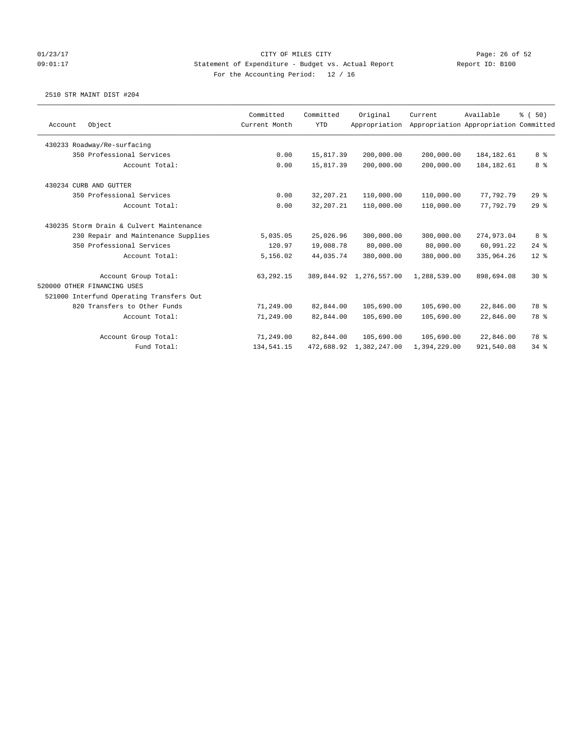CITY OF MILES CITY
Statement of Expenditure - Budget vs. Actual Report
For the Accounting Period: 12 / 16

01/23/17
09:01:17

Report ID: B100

2510 STR MAINT DIST #204

| Account | Object | Committed Current Month | Committed YTD | Original Appropriation | Current Appropriation | Available Appropriation | % ( 50) Committed |
|---|---|---|---|---|---|---|---|
| 430233 Roadway/Re-surfacing | | | | | | | |
| | 350 Professional Services | 0.00 | 15,817.39 | 200,000.00 | 200,000.00 | 184,182.61 | 8 % |
| | Account Total: | 0.00 | 15,817.39 | 200,000.00 | 200,000.00 | 184,182.61 | 8 % |
| 430234 CURB AND GUTTER | | | | | | | |
| | 350 Professional Services | 0.00 | 32,207.21 | 110,000.00 | 110,000.00 | 77,792.79 | 29 % |
| | Account Total: | 0.00 | 32,207.21 | 110,000.00 | 110,000.00 | 77,792.79 | 29 % |
| 430235 Storm Drain & Culvert Maintenance | | | | | | | |
| | 230 Repair and Maintenance Supplies | 5,035.05 | 25,026.96 | 300,000.00 | 300,000.00 | 274,973.04 | 8 % |
| | 350 Professional Services | 120.97 | 19,008.78 | 80,000.00 | 80,000.00 | 60,991.22 | 24 % |
| | Account Total: | 5,156.02 | 44,035.74 | 380,000.00 | 380,000.00 | 335,964.26 | 12 % |
| | Account Group Total: | 63,292.15 | 389,844.92 | 1,276,557.00 | 1,288,539.00 | 898,694.08 | 30 % |
| 520000 OTHER FINANCING USES | | | | | | | |
| 521000 Interfund Operating Transfers Out | | | | | | | |
| | 820 Transfers to Other Funds | 71,249.00 | 82,844.00 | 105,690.00 | 105,690.00 | 22,846.00 | 78 % |
| | Account Total: | 71,249.00 | 82,844.00 | 105,690.00 | 105,690.00 | 22,846.00 | 78 % |
| | Account Group Total: | 71,249.00 | 82,844.00 | 105,690.00 | 105,690.00 | 22,846.00 | 78 % |
| | Fund Total: | 134,541.15 | 472,688.92 | 1,382,247.00 | 1,394,229.00 | 921,540.08 | 34 % |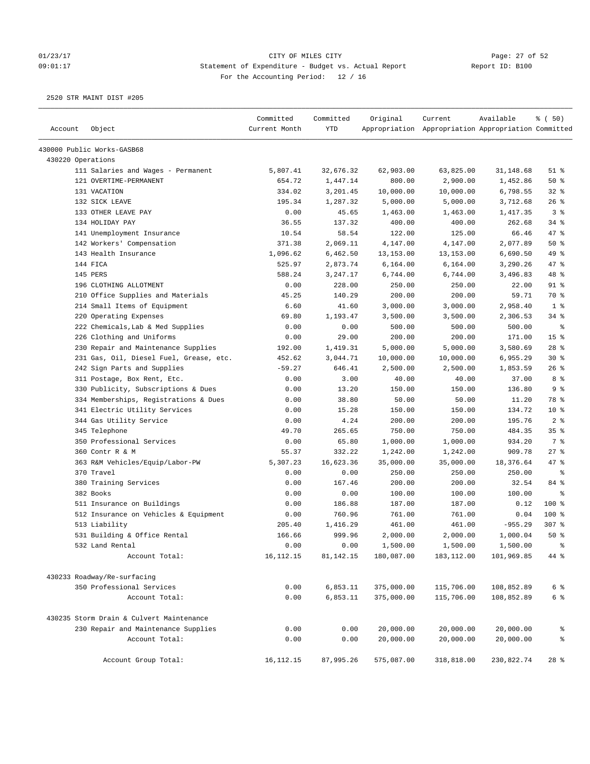CITY OF MILES CITY
Statement of Expenditure - Budget vs. Actual Report
For the Accounting Period: 12 / 16

2520 STR MAINT DIST #205

| Account | Object | Committed Current Month | Committed YTD | Original Appropriation | Current Appropriation | Available Appropriation | % ( 50) Committed |
|---|---|---|---|---|---|---|---|
| 430000 Public Works-GASB68 | | | | | | | |
| 430220 Operations | | | | | | | |
| | 111 Salaries and Wages - Permanent | 5,807.41 | 32,676.32 | 62,903.00 | 63,825.00 | 31,148.68 | 51 % |
| | 121 OVERTIME-PERMANENT | 654.72 | 1,447.14 | 800.00 | 2,900.00 | 1,452.86 | 50 % |
| | 131 VACATION | 334.02 | 3,201.45 | 10,000.00 | 10,000.00 | 6,798.55 | 32 % |
| | 132 SICK LEAVE | 195.34 | 1,287.32 | 5,000.00 | 5,000.00 | 3,712.68 | 26 % |
| | 133 OTHER LEAVE PAY | 0.00 | 45.65 | 1,463.00 | 1,463.00 | 1,417.35 | 3 % |
| | 134 HOLIDAY PAY | 36.55 | 137.32 | 400.00 | 400.00 | 262.68 | 34 % |
| | 141 Unemployment Insurance | 10.54 | 58.54 | 122.00 | 125.00 | 66.46 | 47 % |
| | 142 Workers' Compensation | 371.38 | 2,069.11 | 4,147.00 | 4,147.00 | 2,077.89 | 50 % |
| | 143 Health Insurance | 1,096.62 | 6,462.50 | 13,153.00 | 13,153.00 | 6,690.50 | 49 % |
| | 144 FICA | 525.97 | 2,873.74 | 6,164.00 | 6,164.00 | 3,290.26 | 47 % |
| | 145 PERS | 588.24 | 3,247.17 | 6,744.00 | 6,744.00 | 3,496.83 | 48 % |
| | 196 CLOTHING ALLOTMENT | 0.00 | 228.00 | 250.00 | 250.00 | 22.00 | 91 % |
| | 210 Office Supplies and Materials | 45.25 | 140.29 | 200.00 | 200.00 | 59.71 | 70 % |
| | 214 Small Items of Equipment | 6.60 | 41.60 | 3,000.00 | 3,000.00 | 2,958.40 | 1 % |
| | 220 Operating Expenses | 69.80 | 1,193.47 | 3,500.00 | 3,500.00 | 2,306.53 | 34 % |
| | 222 Chemicals,Lab & Med Supplies | 0.00 | 0.00 | 500.00 | 500.00 | 500.00 | % |
| | 226 Clothing and Uniforms | 0.00 | 29.00 | 200.00 | 200.00 | 171.00 | 15 % |
| | 230 Repair and Maintenance Supplies | 192.00 | 1,419.31 | 5,000.00 | 5,000.00 | 3,580.69 | 28 % |
| | 231 Gas, Oil, Diesel Fuel, Grease, etc. | 452.62 | 3,044.71 | 10,000.00 | 10,000.00 | 6,955.29 | 30 % |
| | 242 Sign Parts and Supplies | -59.27 | 646.41 | 2,500.00 | 2,500.00 | 1,853.59 | 26 % |
| | 311 Postage, Box Rent, Etc. | 0.00 | 3.00 | 40.00 | 40.00 | 37.00 | 8 % |
| | 330 Publicity, Subscriptions & Dues | 0.00 | 13.20 | 150.00 | 150.00 | 136.80 | 9 % |
| | 334 Memberships, Registrations & Dues | 0.00 | 38.80 | 50.00 | 50.00 | 11.20 | 78 % |
| | 341 Electric Utility Services | 0.00 | 15.28 | 150.00 | 150.00 | 134.72 | 10 % |
| | 344 Gas Utility Service | 0.00 | 4.24 | 200.00 | 200.00 | 195.76 | 2 % |
| | 345 Telephone | 49.70 | 265.65 | 750.00 | 750.00 | 484.35 | 35 % |
| | 350 Professional Services | 0.00 | 65.80 | 1,000.00 | 1,000.00 | 934.20 | 7 % |
| | 360 Contr R & M | 55.37 | 332.22 | 1,242.00 | 1,242.00 | 909.78 | 27 % |
| | 363 R&M Vehicles/Equip/Labor-PW | 5,307.23 | 16,623.36 | 35,000.00 | 35,000.00 | 18,376.64 | 47 % |
| | 370 Travel | 0.00 | 0.00 | 250.00 | 250.00 | 250.00 | % |
| | 380 Training Services | 0.00 | 167.46 | 200.00 | 200.00 | 32.54 | 84 % |
| | 382 Books | 0.00 | 0.00 | 100.00 | 100.00 | 100.00 | % |
| | 511 Insurance on Buildings | 0.00 | 186.88 | 187.00 | 187.00 | 0.12 | 100 % |
| | 512 Insurance on Vehicles & Equipment | 0.00 | 760.96 | 761.00 | 761.00 | 0.04 | 100 % |
| | 513 Liability | 205.40 | 1,416.29 | 461.00 | 461.00 | -955.29 | 307 % |
| | 531 Building & Office Rental | 166.66 | 999.96 | 2,000.00 | 2,000.00 | 1,000.04 | 50 % |
| | 532 Land Rental | 0.00 | 0.00 | 1,500.00 | 1,500.00 | 1,500.00 | % |
| | Account Total: | 16,112.15 | 81,142.15 | 180,087.00 | 183,112.00 | 101,969.85 | 44 % |
| 430233 Roadway/Re-surfacing | | | | | | | |
| | 350 Professional Services | 0.00 | 6,853.11 | 375,000.00 | 115,706.00 | 108,852.89 | 6 % |
| | Account Total: | 0.00 | 6,853.11 | 375,000.00 | 115,706.00 | 108,852.89 | 6 % |
| 430235 Storm Drain & Culvert Maintenance | | | | | | | |
| | 230 Repair and Maintenance Supplies | 0.00 | 0.00 | 20,000.00 | 20,000.00 | 20,000.00 | % |
| | Account Total: | 0.00 | 0.00 | 20,000.00 | 20,000.00 | 20,000.00 | % |
| | Account Group Total: | 16,112.15 | 87,995.26 | 575,087.00 | 318,818.00 | 230,822.74 | 28 % |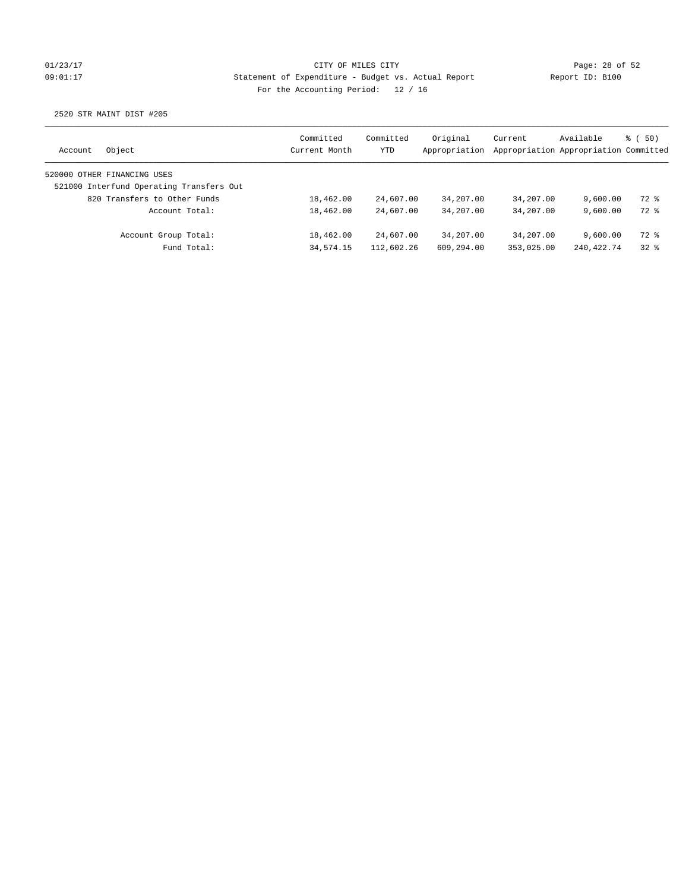CITY OF MILES CITY
Statement of Expenditure - Budget vs. Actual Report
For the Accounting Period: 12 / 16

01/23/17 09:01:17 Report ID: B100

2520 STR MAINT DIST #205

| Account | Object | Committed Current Month | Committed YTD | Original Appropriation | Current Appropriation | Available Appropriation | % ( 50) Committed |
|---|---|---|---|---|---|---|---|
| 520000 OTHER FINANCING USES | | | | | | | |
| 521000 Interfund Operating Transfers Out | | | | | | | |
| | 820 Transfers to Other Funds | 18,462.00 | 24,607.00 | 34,207.00 | 34,207.00 | 9,600.00 | 72 % |
| | Account Total: | 18,462.00 | 24,607.00 | 34,207.00 | 34,207.00 | 9,600.00 | 72 % |
| | Account Group Total: | 18,462.00 | 24,607.00 | 34,207.00 | 34,207.00 | 9,600.00 | 72 % |
| | Fund Total: | 34,574.15 | 112,602.26 | 609,294.00 | 353,025.00 | 240,422.74 | 32 % |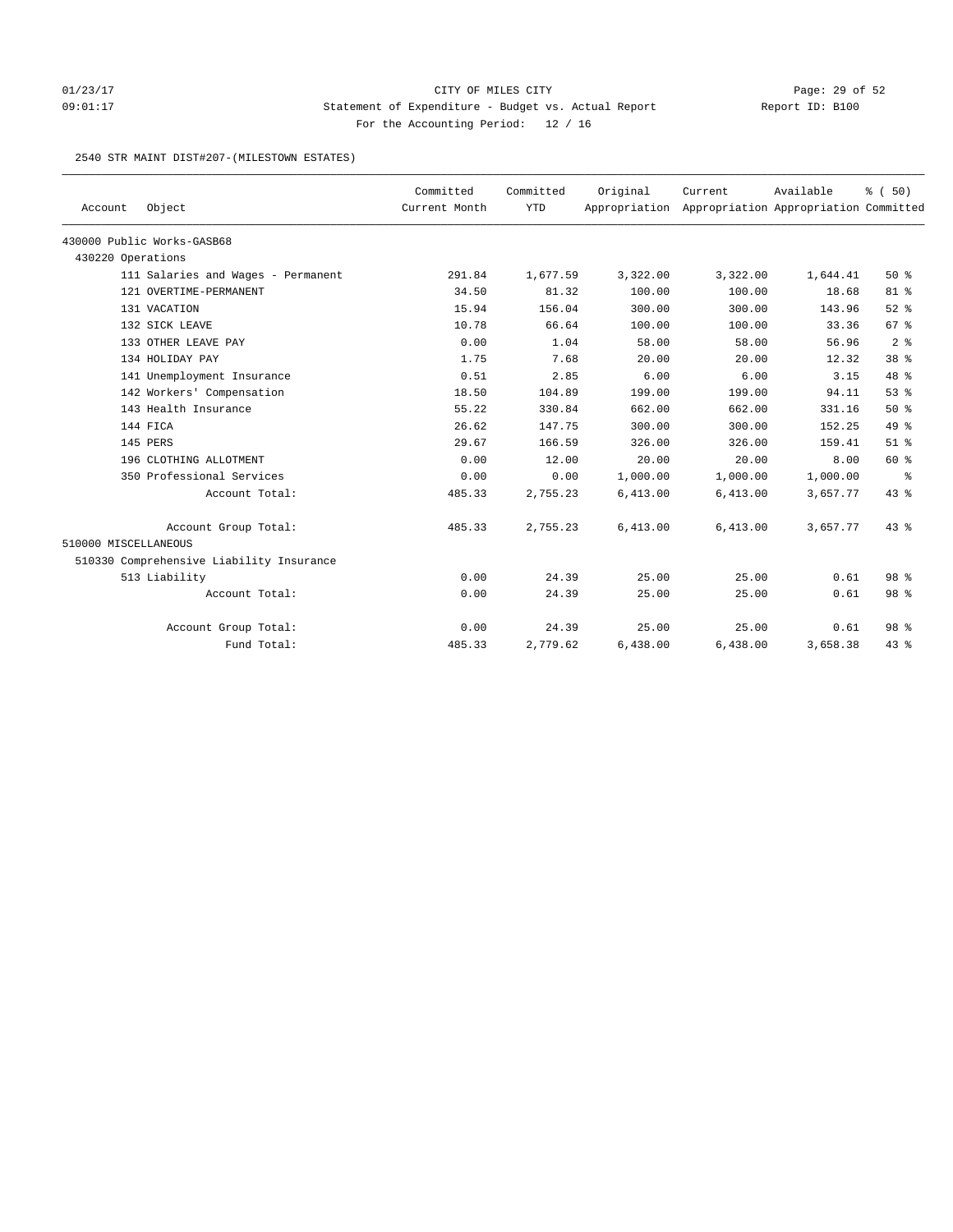CITY OF MILES CITY

Statement of Expenditure - Budget vs. Actual Report

Report ID: B100

For the Accounting Period: 12 / 16

01/23/17 09:01:17

2540 STR MAINT DIST#207-(MILESTOWN ESTATES)

| Account | Object | Committed Current Month | Committed YTD | Original Appropriation | Current Appropriation | Available Appropriation | % ( 50) Committed |
|---|---|---|---|---|---|---|---|
| 430000 Public Works-GASB68 | | | | | | | |
| 430220 Operations | | | | | | | |
| | 111 Salaries and Wages - Permanent | 291.84 | 1,677.59 | 3,322.00 | 3,322.00 | 1,644.41 | 50 % |
| | 121 OVERTIME-PERMANENT | 34.50 | 81.32 | 100.00 | 100.00 | 18.68 | 81 % |
| | 131 VACATION | 15.94 | 156.04 | 300.00 | 300.00 | 143.96 | 52 % |
| | 132 SICK LEAVE | 10.78 | 66.64 | 100.00 | 100.00 | 33.36 | 67 % |
| | 133 OTHER LEAVE PAY | 0.00 | 1.04 | 58.00 | 58.00 | 56.96 | 2 % |
| | 134 HOLIDAY PAY | 1.75 | 7.68 | 20.00 | 20.00 | 12.32 | 38 % |
| | 141 Unemployment Insurance | 0.51 | 2.85 | 6.00 | 6.00 | 3.15 | 48 % |
| | 142 Workers' Compensation | 18.50 | 104.89 | 199.00 | 199.00 | 94.11 | 53 % |
| | 143 Health Insurance | 55.22 | 330.84 | 662.00 | 662.00 | 331.16 | 50 % |
| | 144 FICA | 26.62 | 147.75 | 300.00 | 300.00 | 152.25 | 49 % |
| | 145 PERS | 29.67 | 166.59 | 326.00 | 326.00 | 159.41 | 51 % |
| | 196 CLOTHING ALLOTMENT | 0.00 | 12.00 | 20.00 | 20.00 | 8.00 | 60 % |
| | 350 Professional Services | 0.00 | 0.00 | 1,000.00 | 1,000.00 | 1,000.00 | % |
| | Account Total: | 485.33 | 2,755.23 | 6,413.00 | 6,413.00 | 3,657.77 | 43 % |
| | Account Group Total: | 485.33 | 2,755.23 | 6,413.00 | 6,413.00 | 3,657.77 | 43 % |
| 510000 MISCELLANEOUS | | | | | | | |
| 510330 Comprehensive Liability Insurance | | | | | | | |
| | 513 Liability | 0.00 | 24.39 | 25.00 | 25.00 | 0.61 | 98 % |
| | Account Total: | 0.00 | 24.39 | 25.00 | 25.00 | 0.61 | 98 % |
| | Account Group Total: | 0.00 | 24.39 | 25.00 | 25.00 | 0.61 | 98 % |
| | Fund Total: | 485.33 | 2,779.62 | 6,438.00 | 6,438.00 | 3,658.38 | 43 % |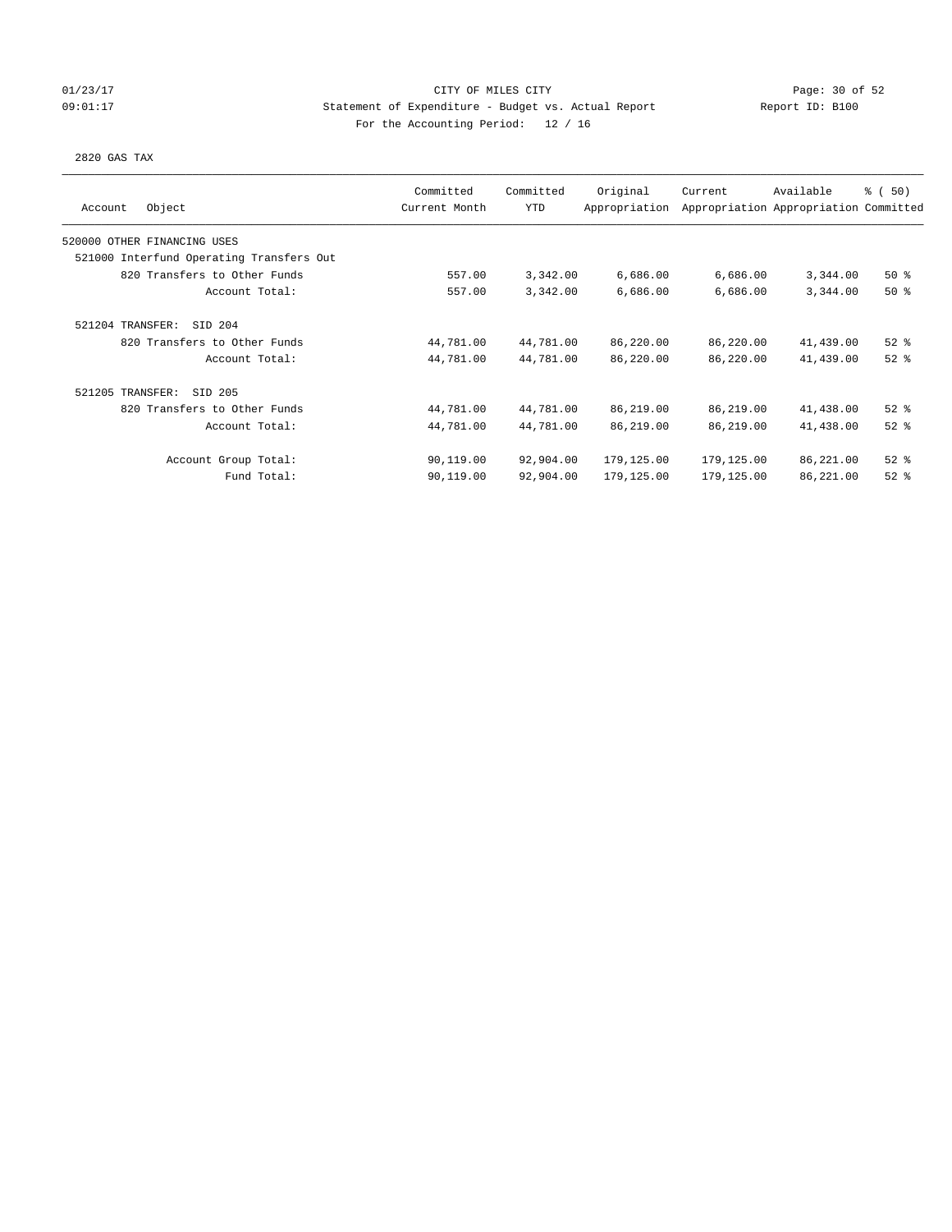CITY OF MILES CITY
Statement of Expenditure - Budget vs. Actual Report
For the Accounting Period: 12 / 16

2820 GAS TAX

| Account Object | Committed Current Month | Committed YTD | Original Appropriation | Current Appropriation | Available Appropriation | % ( 50) Committed |
|---|---|---|---|---|---|---|
| 520000 OTHER FINANCING USES | | | | | | |
| 521000 Interfund Operating Transfers Out | | | | | | |
| 820 Transfers to Other Funds | 557.00 | 3,342.00 | 6,686.00 | 6,686.00 | 3,344.00 | 50 % |
| Account Total: | 557.00 | 3,342.00 | 6,686.00 | 6,686.00 | 3,344.00 | 50 % |
| 521204 TRANSFER: SID 204 | | | | | | |
| 820 Transfers to Other Funds | 44,781.00 | 44,781.00 | 86,220.00 | 86,220.00 | 41,439.00 | 52 % |
| Account Total: | 44,781.00 | 44,781.00 | 86,220.00 | 86,220.00 | 41,439.00 | 52 % |
| 521205 TRANSFER: SID 205 | | | | | | |
| 820 Transfers to Other Funds | 44,781.00 | 44,781.00 | 86,219.00 | 86,219.00 | 41,438.00 | 52 % |
| Account Total: | 44,781.00 | 44,781.00 | 86,219.00 | 86,219.00 | 41,438.00 | 52 % |
| Account Group Total: | 90,119.00 | 92,904.00 | 179,125.00 | 179,125.00 | 86,221.00 | 52 % |
| Fund Total: | 90,119.00 | 92,904.00 | 179,125.00 | 179,125.00 | 86,221.00 | 52 % |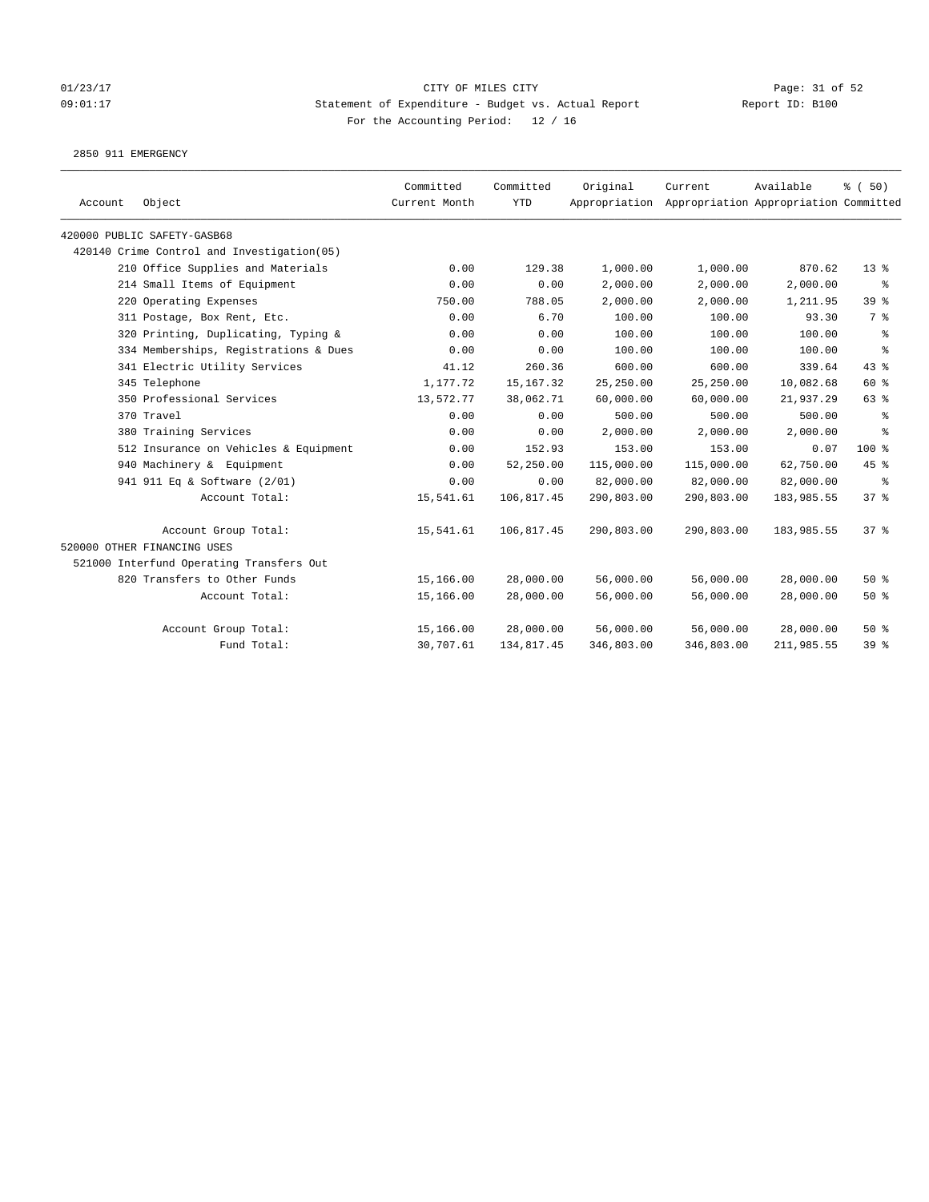CITY OF MILES CITY

Statement of Expenditure - Budget vs. Actual Report

For the Accounting Period: 12 / 16

01/23/17 09:01:17 Report ID: B100

2850 911 EMERGENCY

| Account | Object | Committed Current Month | Committed YTD | Original Appropriation | Current Appropriation | Available Appropriation | % ( 50) Committed |
|---|---|---|---|---|---|---|---|
| 420000 PUBLIC SAFETY-GASB68 | | | | | | | |
| 420140 Crime Control and Investigation(05) | | | | | | | |
| | 210 Office Supplies and Materials | 0.00 | 129.38 | 1,000.00 | 1,000.00 | 870.62 | 13 % |
| | 214 Small Items of Equipment | 0.00 | 0.00 | 2,000.00 | 2,000.00 | 2,000.00 | % |
| | 220 Operating Expenses | 750.00 | 788.05 | 2,000.00 | 2,000.00 | 1,211.95 | 39 % |
| | 311 Postage, Box Rent, Etc. | 0.00 | 6.70 | 100.00 | 100.00 | 93.30 | 7 % |
| | 320 Printing, Duplicating, Typing & | 0.00 | 0.00 | 100.00 | 100.00 | 100.00 | % |
| | 334 Memberships, Registrations & Dues | 0.00 | 0.00 | 100.00 | 100.00 | 100.00 | % |
| | 341 Electric Utility Services | 41.12 | 260.36 | 600.00 | 600.00 | 339.64 | 43 % |
| | 345 Telephone | 1,177.72 | 15,167.32 | 25,250.00 | 25,250.00 | 10,082.68 | 60 % |
| | 350 Professional Services | 13,572.77 | 38,062.71 | 60,000.00 | 60,000.00 | 21,937.29 | 63 % |
| | 370 Travel | 0.00 | 0.00 | 500.00 | 500.00 | 500.00 | % |
| | 380 Training Services | 0.00 | 0.00 | 2,000.00 | 2,000.00 | 2,000.00 | % |
| | 512 Insurance on Vehicles & Equipment | 0.00 | 152.93 | 153.00 | 153.00 | 0.07 | 100 % |
| | 940 Machinery & Equipment | 0.00 | 52,250.00 | 115,000.00 | 115,000.00 | 62,750.00 | 45 % |
| | 941 911 Eq & Software (2/01) | 0.00 | 0.00 | 82,000.00 | 82,000.00 | 82,000.00 | % |
| | Account Total: | 15,541.61 | 106,817.45 | 290,803.00 | 290,803.00 | 183,985.55 | 37 % |
| | Account Group Total: | 15,541.61 | 106,817.45 | 290,803.00 | 290,803.00 | 183,985.55 | 37 % |
| 520000 OTHER FINANCING USES | | | | | | | |
| 521000 Interfund Operating Transfers Out | | | | | | | |
| | 820 Transfers to Other Funds | 15,166.00 | 28,000.00 | 56,000.00 | 56,000.00 | 28,000.00 | 50 % |
| | Account Total: | 15,166.00 | 28,000.00 | 56,000.00 | 56,000.00 | 28,000.00 | 50 % |
| | Account Group Total: | 15,166.00 | 28,000.00 | 56,000.00 | 56,000.00 | 28,000.00 | 50 % |
| | Fund Total: | 30,707.61 | 134,817.45 | 346,803.00 | 346,803.00 | 211,985.55 | 39 % |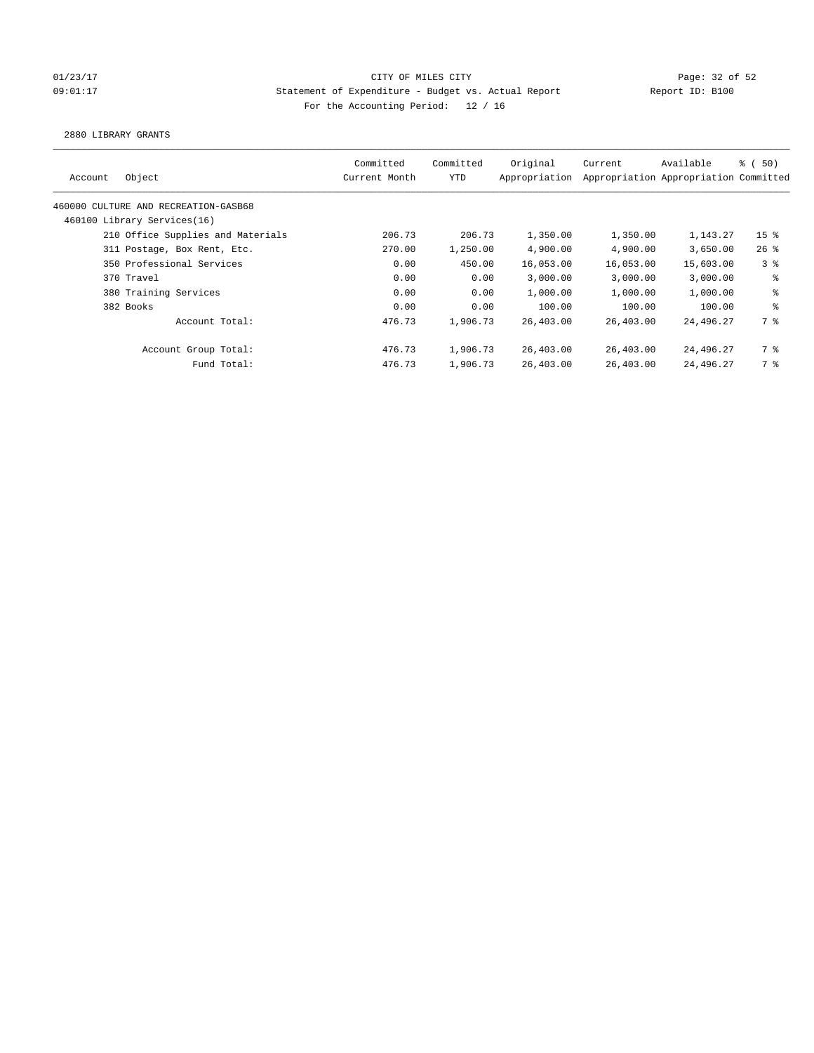CITY OF MILES CITY
Statement of Expenditure - Budget vs. Actual Report
For the Accounting Period: 12 / 16

01/23/17
09:01:17

Report ID: B100

2880 LIBRARY GRANTS

| Account Object | Committed Current Month | Committed YTD | Original Appropriation | Current Appropriation | Available Appropriation | % ( 50) Committed |
|---|---|---|---|---|---|---|
| 460000 CULTURE AND RECREATION-GASB68 | | | | | | |
| 460100 Library Services(16) | | | | | | |
| 210 Office Supplies and Materials | 206.73 | 206.73 | 1,350.00 | 1,350.00 | 1,143.27 | 15 % |
| 311 Postage, Box Rent, Etc. | 270.00 | 1,250.00 | 4,900.00 | 4,900.00 | 3,650.00 | 26 % |
| 350 Professional Services | 0.00 | 450.00 | 16,053.00 | 16,053.00 | 15,603.00 | 3 % |
| 370 Travel | 0.00 | 0.00 | 3,000.00 | 3,000.00 | 3,000.00 | % |
| 380 Training Services | 0.00 | 0.00 | 1,000.00 | 1,000.00 | 1,000.00 | % |
| 382 Books | 0.00 | 0.00 | 100.00 | 100.00 | 100.00 | % |
| Account Total: | 476.73 | 1,906.73 | 26,403.00 | 26,403.00 | 24,496.27 | 7 % |
| Account Group Total: | 476.73 | 1,906.73 | 26,403.00 | 26,403.00 | 24,496.27 | 7 % |
| Fund Total: | 476.73 | 1,906.73 | 26,403.00 | 26,403.00 | 24,496.27 | 7 % |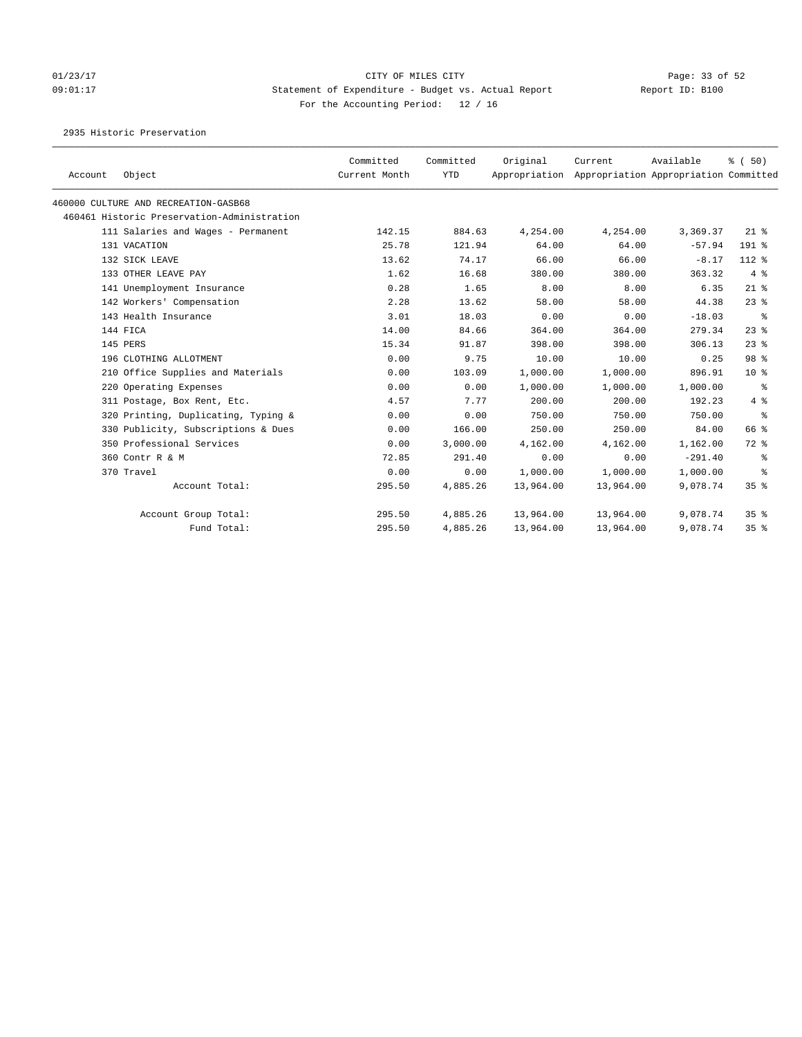CITY OF MILES CITY
Statement of Expenditure - Budget vs. Actual Report
For the Accounting Period: 12 / 16

01/23/17 09:01:17 — Report ID: B100

2935 Historic Preservation

| Account | Object | Committed Current Month | Committed YTD | Original Appropriation | Current Appropriation | Available Appropriation | % ( 50) Committed |
|---|---|---|---|---|---|---|---|
| 460000 CULTURE AND RECREATION-GASB68 | | | | | | | |
| 460461 Historic Preservation-Administration | | | | | | | |
| 111 | Salaries and Wages - Permanent | 142.15 | 884.63 | 4,254.00 | 4,254.00 | 3,369.37 | 21 % |
| 131 | VACATION | 25.78 | 121.94 | 64.00 | 64.00 | -57.94 | 191 % |
| 132 | SICK LEAVE | 13.62 | 74.17 | 66.00 | 66.00 | -8.17 | 112 % |
| 133 | OTHER LEAVE PAY | 1.62 | 16.68 | 380.00 | 380.00 | 363.32 | 4 % |
| 141 | Unemployment Insurance | 0.28 | 1.65 | 8.00 | 8.00 | 6.35 | 21 % |
| 142 | Workers' Compensation | 2.28 | 13.62 | 58.00 | 58.00 | 44.38 | 23 % |
| 143 | Health Insurance | 3.01 | 18.03 | 0.00 | 0.00 | -18.03 | % |
| 144 | FICA | 14.00 | 84.66 | 364.00 | 364.00 | 279.34 | 23 % |
| 145 | PERS | 15.34 | 91.87 | 398.00 | 398.00 | 306.13 | 23 % |
| 196 | CLOTHING ALLOTMENT | 0.00 | 9.75 | 10.00 | 10.00 | 0.25 | 98 % |
| 210 | Office Supplies and Materials | 0.00 | 103.09 | 1,000.00 | 1,000.00 | 896.91 | 10 % |
| 220 | Operating Expenses | 0.00 | 0.00 | 1,000.00 | 1,000.00 | 1,000.00 | % |
| 311 | Postage, Box Rent, Etc. | 4.57 | 7.77 | 200.00 | 200.00 | 192.23 | 4 % |
| 320 | Printing, Duplicating, Typing & | 0.00 | 0.00 | 750.00 | 750.00 | 750.00 | % |
| 330 | Publicity, Subscriptions & Dues | 0.00 | 166.00 | 250.00 | 250.00 | 84.00 | 66 % |
| 350 | Professional Services | 0.00 | 3,000.00 | 4,162.00 | 4,162.00 | 1,162.00 | 72 % |
| 360 | Contr R & M | 72.85 | 291.40 | 0.00 | 0.00 | -291.40 | % |
| 370 | Travel | 0.00 | 0.00 | 1,000.00 | 1,000.00 | 1,000.00 | % |
| | Account Total: | 295.50 | 4,885.26 | 13,964.00 | 13,964.00 | 9,078.74 | 35 % |
| | Account Group Total: | 295.50 | 4,885.26 | 13,964.00 | 13,964.00 | 9,078.74 | 35 % |
| | Fund Total: | 295.50 | 4,885.26 | 13,964.00 | 13,964.00 | 9,078.74 | 35 % |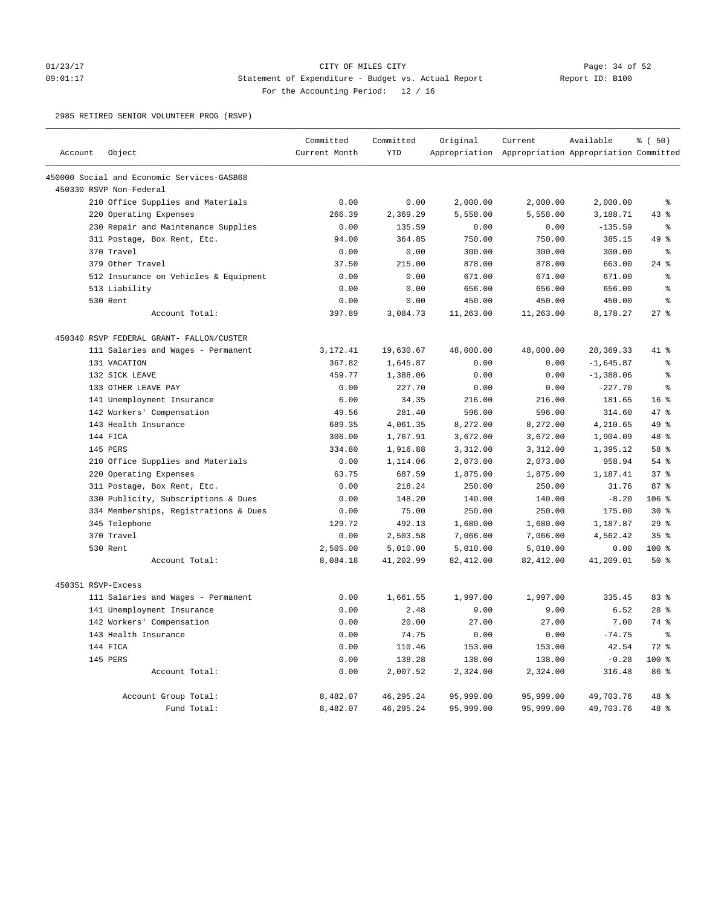CITY OF MILES CITY
Statement of Expenditure - Budget vs. Actual Report
For the Accounting Period: 12 / 16

01/23/17
09:01:17

Report ID: B100

2985 RETIRED SENIOR VOLUNTEER PROG (RSVP)

| Account | Object | Committed Current Month | Committed YTD | Original Appropriation | Current Appropriation | Available Appropriation | % ( 50) Committed |
|---|---|---|---|---|---|---|---|
| 450000 Social and Economic Services-GASB68 | | | | | | | |
| 450330 RSVP Non-Federal | | | | | | | |
| | 210 Office Supplies and Materials | 0.00 | 0.00 | 2,000.00 | 2,000.00 | 2,000.00 | % |
| | 220 Operating Expenses | 266.39 | 2,369.29 | 5,558.00 | 5,558.00 | 3,188.71 | 43 % |
| | 230 Repair and Maintenance Supplies | 0.00 | 135.59 | 0.00 | 0.00 | -135.59 | % |
| | 311 Postage, Box Rent, Etc. | 94.00 | 364.85 | 750.00 | 750.00 | 385.15 | 49 % |
| | 370 Travel | 0.00 | 0.00 | 300.00 | 300.00 | 300.00 | % |
| | 379 Other Travel | 37.50 | 215.00 | 878.00 | 878.00 | 663.00 | 24 % |
| | 512 Insurance on Vehicles & Equipment | 0.00 | 0.00 | 671.00 | 671.00 | 671.00 | % |
| | 513 Liability | 0.00 | 0.00 | 656.00 | 656.00 | 656.00 | % |
| | 530 Rent | 0.00 | 0.00 | 450.00 | 450.00 | 450.00 | % |
| | Account Total: | 397.89 | 3,084.73 | 11,263.00 | 11,263.00 | 8,178.27 | 27 % |
| 450340 RSVP FEDERAL GRANT- FALLON/CUSTER | | | | | | | |
| | 111 Salaries and Wages - Permanent | 3,172.41 | 19,630.67 | 48,000.00 | 48,000.00 | 28,369.33 | 41 % |
| | 131 VACATION | 367.82 | 1,645.87 | 0.00 | 0.00 | -1,645.87 | % |
| | 132 SICK LEAVE | 459.77 | 1,388.06 | 0.00 | 0.00 | -1,388.06 | % |
| | 133 OTHER LEAVE PAY | 0.00 | 227.70 | 0.00 | 0.00 | -227.70 | % |
| | 141 Unemployment Insurance | 6.00 | 34.35 | 216.00 | 216.00 | 181.65 | 16 % |
| | 142 Workers' Compensation | 49.56 | 281.40 | 596.00 | 596.00 | 314.60 | 47 % |
| | 143 Health Insurance | 689.35 | 4,061.35 | 8,272.00 | 8,272.00 | 4,210.65 | 49 % |
| | 144 FICA | 306.00 | 1,767.91 | 3,672.00 | 3,672.00 | 1,904.09 | 48 % |
| | 145 PERS | 334.80 | 1,916.88 | 3,312.00 | 3,312.00 | 1,395.12 | 58 % |
| | 210 Office Supplies and Materials | 0.00 | 1,114.06 | 2,073.00 | 2,073.00 | 958.94 | 54 % |
| | 220 Operating Expenses | 63.75 | 687.59 | 1,875.00 | 1,875.00 | 1,187.41 | 37 % |
| | 311 Postage, Box Rent, Etc. | 0.00 | 218.24 | 250.00 | 250.00 | 31.76 | 87 % |
| | 330 Publicity, Subscriptions & Dues | 0.00 | 148.20 | 140.00 | 140.00 | -8.20 | 106 % |
| | 334 Memberships, Registrations & Dues | 0.00 | 75.00 | 250.00 | 250.00 | 175.00 | 30 % |
| | 345 Telephone | 129.72 | 492.13 | 1,680.00 | 1,680.00 | 1,187.87 | 29 % |
| | 370 Travel | 0.00 | 2,503.58 | 7,066.00 | 7,066.00 | 4,562.42 | 35 % |
| | 530 Rent | 2,505.00 | 5,010.00 | 5,010.00 | 5,010.00 | 0.00 | 100 % |
| | Account Total: | 8,084.18 | 41,202.99 | 82,412.00 | 82,412.00 | 41,209.01 | 50 % |
| 450351 RSVP-Excess | | | | | | | |
| | 111 Salaries and Wages - Permanent | 0.00 | 1,661.55 | 1,997.00 | 1,997.00 | 335.45 | 83 % |
| | 141 Unemployment Insurance | 0.00 | 2.48 | 9.00 | 9.00 | 6.52 | 28 % |
| | 142 Workers' Compensation | 0.00 | 20.00 | 27.00 | 27.00 | 7.00 | 74 % |
| | 143 Health Insurance | 0.00 | 74.75 | 0.00 | 0.00 | -74.75 | % |
| | 144 FICA | 0.00 | 110.46 | 153.00 | 153.00 | 42.54 | 72 % |
| | 145 PERS | 0.00 | 138.28 | 138.00 | 138.00 | -0.28 | 100 % |
| | Account Total: | 0.00 | 2,007.52 | 2,324.00 | 2,324.00 | 316.48 | 86 % |
| | Account Group Total: | 8,482.07 | 46,295.24 | 95,999.00 | 95,999.00 | 49,703.76 | 48 % |
| | Fund Total: | 8,482.07 | 46,295.24 | 95,999.00 | 95,999.00 | 49,703.76 | 48 % |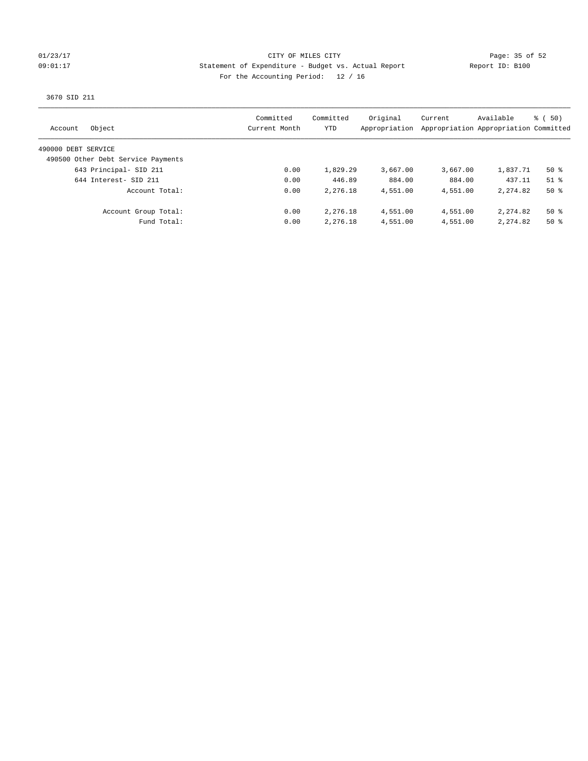CITY OF MILES CITY
Statement of Expenditure - Budget vs. Actual Report
For the Accounting Period: 12 / 16

01/23/17
09:01:17

Report ID: B100

3670 SID 211

| Account Object | Committed Current Month | Committed YTD | Original Appropriation | Current Appropriation | Available Appropriation | % ( 50) Committed |
|---|---|---|---|---|---|---|
| 490000 DEBT SERVICE | | | | | | |
| 490500 Other Debt Service Payments | | | | | | |
| 643 Principal- SID 211 | 0.00 | 1,829.29 | 3,667.00 | 3,667.00 | 1,837.71 | 50 % |
| 644 Interest- SID 211 | 0.00 | 446.89 | 884.00 | 884.00 | 437.11 | 51 % |
| Account Total: | 0.00 | 2,276.18 | 4,551.00 | 4,551.00 | 2,274.82 | 50 % |
| Account Group Total: | 0.00 | 2,276.18 | 4,551.00 | 4,551.00 | 2,274.82 | 50 % |
| Fund Total: | 0.00 | 2,276.18 | 4,551.00 | 4,551.00 | 2,274.82 | 50 % |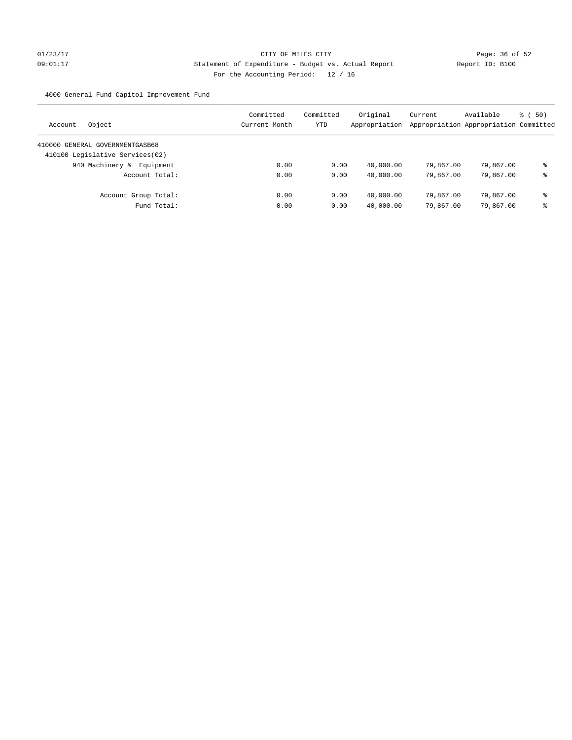CITY OF MILES CITY

Statement of Expenditure - Budget vs. Actual Report

For the Accounting Period: 12 / 16

4000 General Fund Capitol Improvement Fund

| Account Object | Committed Current Month | Committed YTD | Original Appropriation | Current Appropriation | Available Appropriation | % ( 50) Committed |
|---|---|---|---|---|---|---|
| 410000 GENERAL GOVERNMENTGASB68 | | | | | | |
| 410100 Legislative Services(02) | | | | | | |
| 940 Machinery & Equipment | 0.00 | 0.00 | 40,000.00 | 79,867.00 | 79,867.00 | % |
| Account Total: | 0.00 | 0.00 | 40,000.00 | 79,867.00 | 79,867.00 | % |
| Account Group Total: | 0.00 | 0.00 | 40,000.00 | 79,867.00 | 79,867.00 | % |
| Fund Total: | 0.00 | 0.00 | 40,000.00 | 79,867.00 | 79,867.00 | % |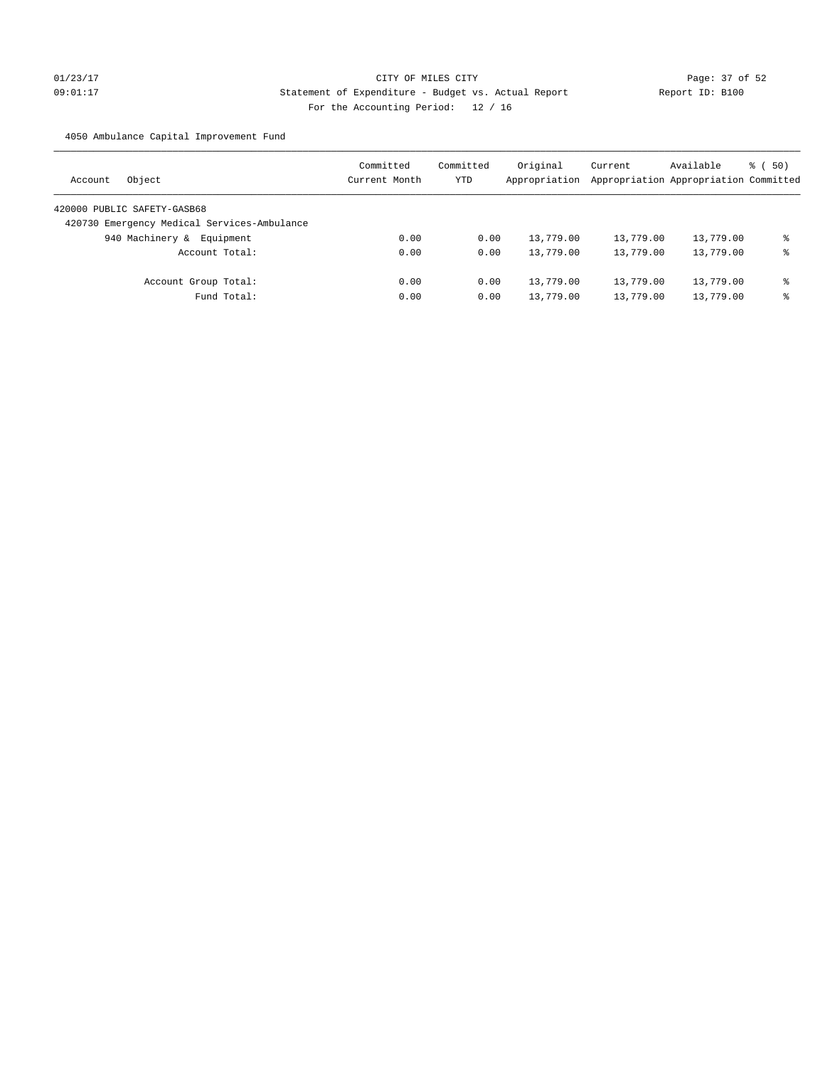CITY OF MILES CITY

Statement of Expenditure - Budget vs. Actual Report

Report ID: B100

For the Accounting Period: 12 / 16

01/23/17
09:01:17

4050 Ambulance Capital Improvement Fund

| Account Object | Committed Current Month | Committed YTD | Original Appropriation | Current Appropriation | Available Appropriation | % ( 50) Committed |
|---|---|---|---|---|---|---|
| 420000 PUBLIC SAFETY-GASB68 | | | | | | |
| 420730 Emergency Medical Services-Ambulance | | | | | | |
| 940 Machinery & Equipment | 0.00 | 0.00 | 13,779.00 | 13,779.00 | 13,779.00 | % |
| Account Total: | 0.00 | 0.00 | 13,779.00 | 13,779.00 | 13,779.00 | % |
| Account Group Total: | 0.00 | 0.00 | 13,779.00 | 13,779.00 | 13,779.00 | % |
| Fund Total: | 0.00 | 0.00 | 13,779.00 | 13,779.00 | 13,779.00 | % |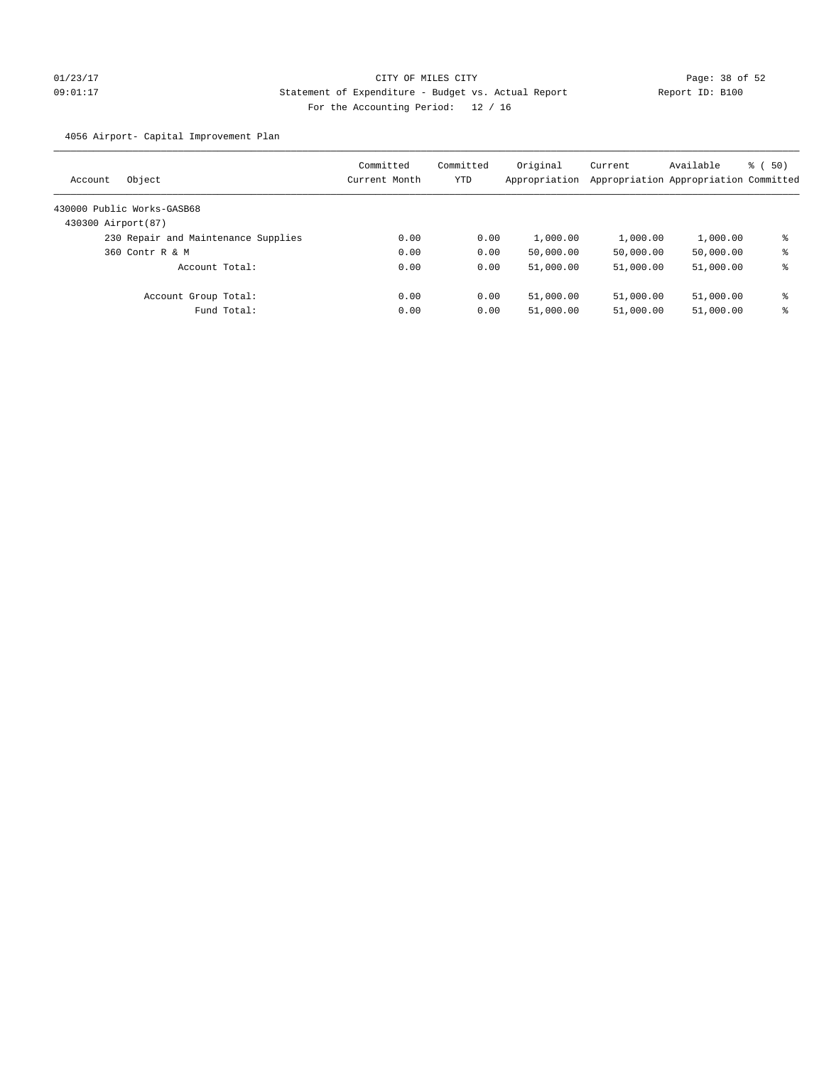CITY OF MILES CITY
Statement of Expenditure - Budget vs. Actual Report
Report ID: B100
For the Accounting Period: 12 / 16

01/23/17
09:01:17

4056 Airport- Capital Improvement Plan

| Account | Object | Committed Current Month | Committed YTD | Original Appropriation | Current Appropriation | Available Appropriation | % ( 50) Committed |
|---|---|---|---|---|---|---|---|
| 430000 Public Works-GASB68 | | | | | | | |
| 430300 Airport(87) | | | | | | | |
| | 230 Repair and Maintenance Supplies | 0.00 | 0.00 | 1,000.00 | 1,000.00 | 1,000.00 | % |
| | 360 Contr R & M | 0.00 | 0.00 | 50,000.00 | 50,000.00 | 50,000.00 | % |
| | Account Total: | 0.00 | 0.00 | 51,000.00 | 51,000.00 | 51,000.00 | % |
| | Account Group Total: | 0.00 | 0.00 | 51,000.00 | 51,000.00 | 51,000.00 | % |
| | Fund Total: | 0.00 | 0.00 | 51,000.00 | 51,000.00 | 51,000.00 | % |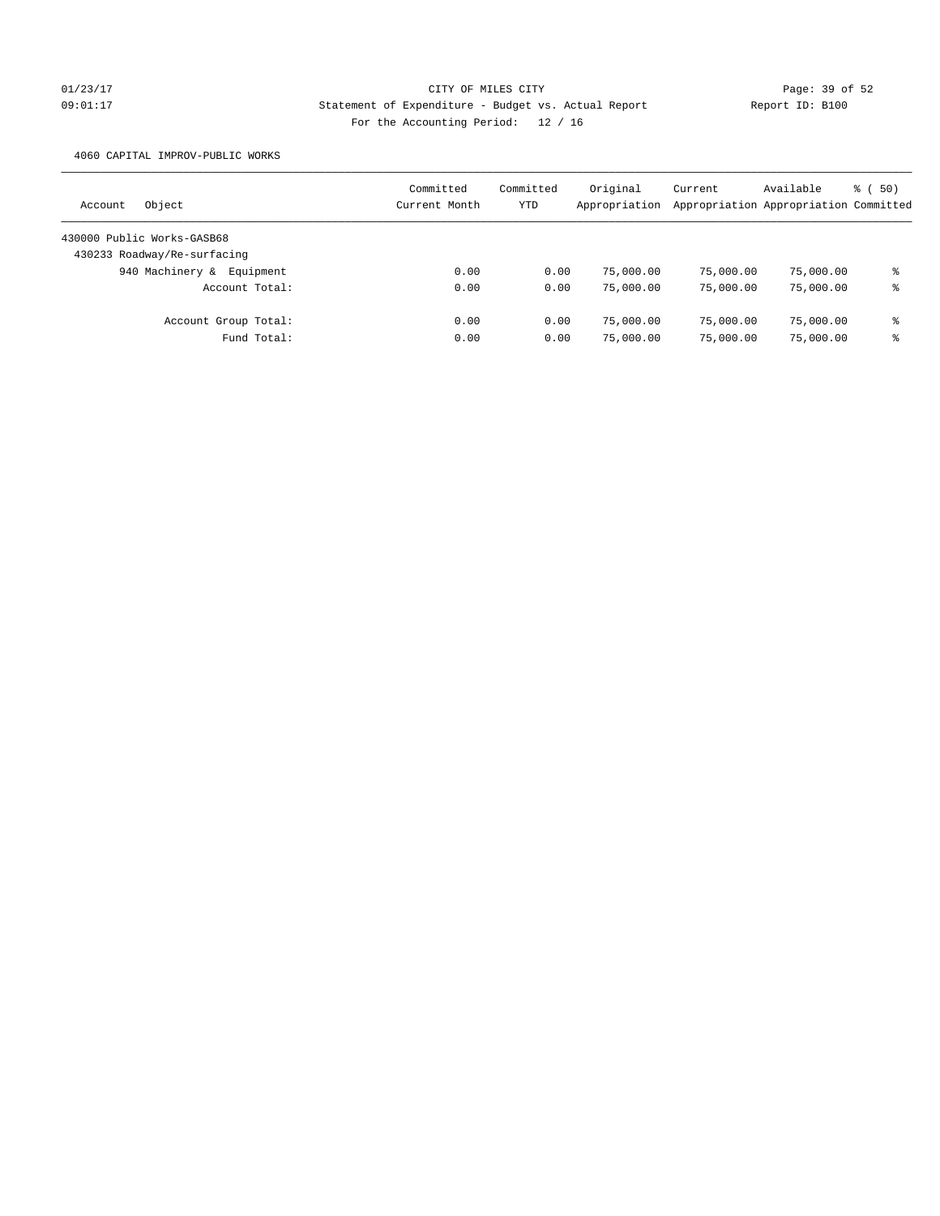CITY OF MILES CITY
Statement of Expenditure - Budget vs. Actual Report
Report ID: B100
For the Accounting Period: 12 / 16

4060 CAPITAL IMPROV-PUBLIC WORKS

| Account Object | Committed Current Month | Committed YTD | Original Appropriation | Current Appropriation | Available Appropriation | % ( 50) Committed |
|---|---|---|---|---|---|---|
| 430000 Public Works-GASB68 | | | | | | |
| 430233 Roadway/Re-surfacing | | | | | | |
| 940 Machinery & Equipment | 0.00 | 0.00 | 75,000.00 | 75,000.00 | 75,000.00 | % |
| Account Total: | 0.00 | 0.00 | 75,000.00 | 75,000.00 | 75,000.00 | % |
| Account Group Total: | 0.00 | 0.00 | 75,000.00 | 75,000.00 | 75,000.00 | % |
| Fund Total: | 0.00 | 0.00 | 75,000.00 | 75,000.00 | 75,000.00 | % |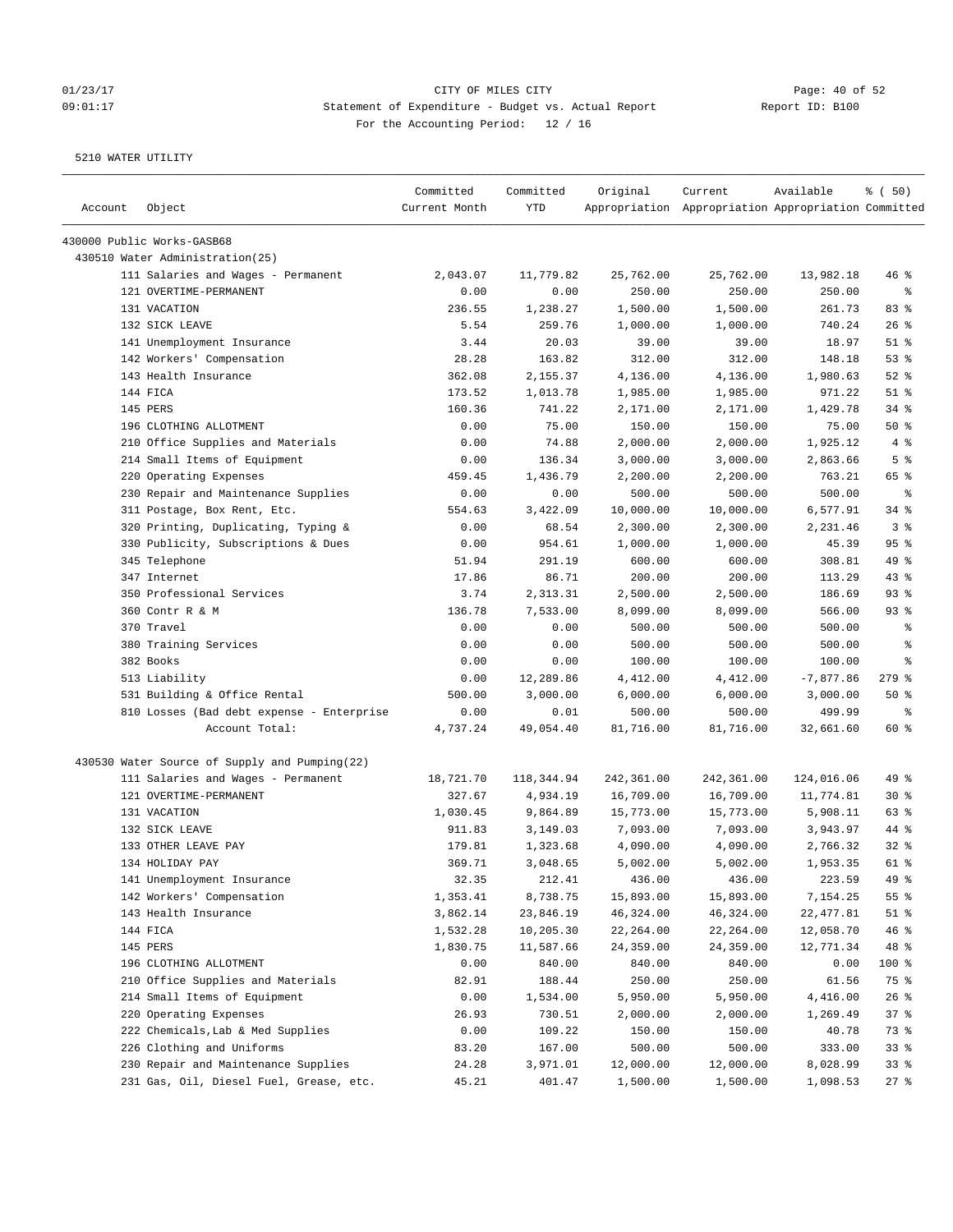CITY OF MILES CITY
Statement of Expenditure - Budget vs. Actual Report
For the Accounting Period: 12 / 16

5210 WATER UTILITY

| Account | Object | Committed Current Month | Committed YTD | Original Appropriation | Current Appropriation | Available Appropriation | % ( 50) Committed |
|---|---|---|---|---|---|---|---|
| 430000 Public Works-GASB68 | | | | | | | |
| 430510 Water Administration(25) | | | | | | | |
| | 111 Salaries and Wages - Permanent | 2,043.07 | 11,779.82 | 25,762.00 | 25,762.00 | 13,982.18 | 46 % |
| | 121 OVERTIME-PERMANENT | 0.00 | 0.00 | 250.00 | 250.00 | 250.00 | % |
| | 131 VACATION | 236.55 | 1,238.27 | 1,500.00 | 1,500.00 | 261.73 | 83 % |
| | 132 SICK LEAVE | 5.54 | 259.76 | 1,000.00 | 1,000.00 | 740.24 | 26 % |
| | 141 Unemployment Insurance | 3.44 | 20.03 | 39.00 | 39.00 | 18.97 | 51 % |
| | 142 Workers' Compensation | 28.28 | 163.82 | 312.00 | 312.00 | 148.18 | 53 % |
| | 143 Health Insurance | 362.08 | 2,155.37 | 4,136.00 | 4,136.00 | 1,980.63 | 52 % |
| | 144 FICA | 173.52 | 1,013.78 | 1,985.00 | 1,985.00 | 971.22 | 51 % |
| | 145 PERS | 160.36 | 741.22 | 2,171.00 | 2,171.00 | 1,429.78 | 34 % |
| | 196 CLOTHING ALLOTMENT | 0.00 | 75.00 | 150.00 | 150.00 | 75.00 | 50 % |
| | 210 Office Supplies and Materials | 0.00 | 74.88 | 2,000.00 | 2,000.00 | 1,925.12 | 4 % |
| | 214 Small Items of Equipment | 0.00 | 136.34 | 3,000.00 | 3,000.00 | 2,863.66 | 5 % |
| | 220 Operating Expenses | 459.45 | 1,436.79 | 2,200.00 | 2,200.00 | 763.21 | 65 % |
| | 230 Repair and Maintenance Supplies | 0.00 | 0.00 | 500.00 | 500.00 | 500.00 | % |
| | 311 Postage, Box Rent, Etc. | 554.63 | 3,422.09 | 10,000.00 | 10,000.00 | 6,577.91 | 34 % |
| | 320 Printing, Duplicating, Typing & | 0.00 | 68.54 | 2,300.00 | 2,300.00 | 2,231.46 | 3 % |
| | 330 Publicity, Subscriptions & Dues | 0.00 | 954.61 | 1,000.00 | 1,000.00 | 45.39 | 95 % |
| | 345 Telephone | 51.94 | 291.19 | 600.00 | 600.00 | 308.81 | 49 % |
| | 347 Internet | 17.86 | 86.71 | 200.00 | 200.00 | 113.29 | 43 % |
| | 350 Professional Services | 3.74 | 2,313.31 | 2,500.00 | 2,500.00 | 186.69 | 93 % |
| | 360 Contr R & M | 136.78 | 7,533.00 | 8,099.00 | 8,099.00 | 566.00 | 93 % |
| | 370 Travel | 0.00 | 0.00 | 500.00 | 500.00 | 500.00 | % |
| | 380 Training Services | 0.00 | 0.00 | 500.00 | 500.00 | 500.00 | % |
| | 382 Books | 0.00 | 0.00 | 100.00 | 100.00 | 100.00 | % |
| | 513 Liability | 0.00 | 12,289.86 | 4,412.00 | 4,412.00 | -7,877.86 | 279 % |
| | 531 Building & Office Rental | 500.00 | 3,000.00 | 6,000.00 | 6,000.00 | 3,000.00 | 50 % |
| | 810 Losses (Bad debt expense - Enterprise | 0.00 | 0.01 | 500.00 | 500.00 | 499.99 | % |
| | Account Total: | 4,737.24 | 49,054.40 | 81,716.00 | 81,716.00 | 32,661.60 | 60 % |
| 430530 Water Source of Supply and Pumping(22) | | | | | | | |
| | 111 Salaries and Wages - Permanent | 18,721.70 | 118,344.94 | 242,361.00 | 242,361.00 | 124,016.06 | 49 % |
| | 121 OVERTIME-PERMANENT | 327.67 | 4,934.19 | 16,709.00 | 16,709.00 | 11,774.81 | 30 % |
| | 131 VACATION | 1,030.45 | 9,864.89 | 15,773.00 | 15,773.00 | 5,908.11 | 63 % |
| | 132 SICK LEAVE | 911.83 | 3,149.03 | 7,093.00 | 7,093.00 | 3,943.97 | 44 % |
| | 133 OTHER LEAVE PAY | 179.81 | 1,323.68 | 4,090.00 | 4,090.00 | 2,766.32 | 32 % |
| | 134 HOLIDAY PAY | 369.71 | 3,048.65 | 5,002.00 | 5,002.00 | 1,953.35 | 61 % |
| | 141 Unemployment Insurance | 32.35 | 212.41 | 436.00 | 436.00 | 223.59 | 49 % |
| | 142 Workers' Compensation | 1,353.41 | 8,738.75 | 15,893.00 | 15,893.00 | 7,154.25 | 55 % |
| | 143 Health Insurance | 3,862.14 | 23,846.19 | 46,324.00 | 46,324.00 | 22,477.81 | 51 % |
| | 144 FICA | 1,532.28 | 10,205.30 | 22,264.00 | 22,264.00 | 12,058.70 | 46 % |
| | 145 PERS | 1,830.75 | 11,587.66 | 24,359.00 | 24,359.00 | 12,771.34 | 48 % |
| | 196 CLOTHING ALLOTMENT | 0.00 | 840.00 | 840.00 | 840.00 | 0.00 | 100 % |
| | 210 Office Supplies and Materials | 82.91 | 188.44 | 250.00 | 250.00 | 61.56 | 75 % |
| | 214 Small Items of Equipment | 0.00 | 1,534.00 | 5,950.00 | 5,950.00 | 4,416.00 | 26 % |
| | 220 Operating Expenses | 26.93 | 730.51 | 2,000.00 | 2,000.00 | 1,269.49 | 37 % |
| | 222 Chemicals,Lab & Med Supplies | 0.00 | 109.22 | 150.00 | 150.00 | 40.78 | 73 % |
| | 226 Clothing and Uniforms | 83.20 | 167.00 | 500.00 | 500.00 | 333.00 | 33 % |
| | 230 Repair and Maintenance Supplies | 24.28 | 3,971.01 | 12,000.00 | 12,000.00 | 8,028.99 | 33 % |
| | 231 Gas, Oil, Diesel Fuel, Grease, etc. | 45.21 | 401.47 | 1,500.00 | 1,500.00 | 1,098.53 | 27 % |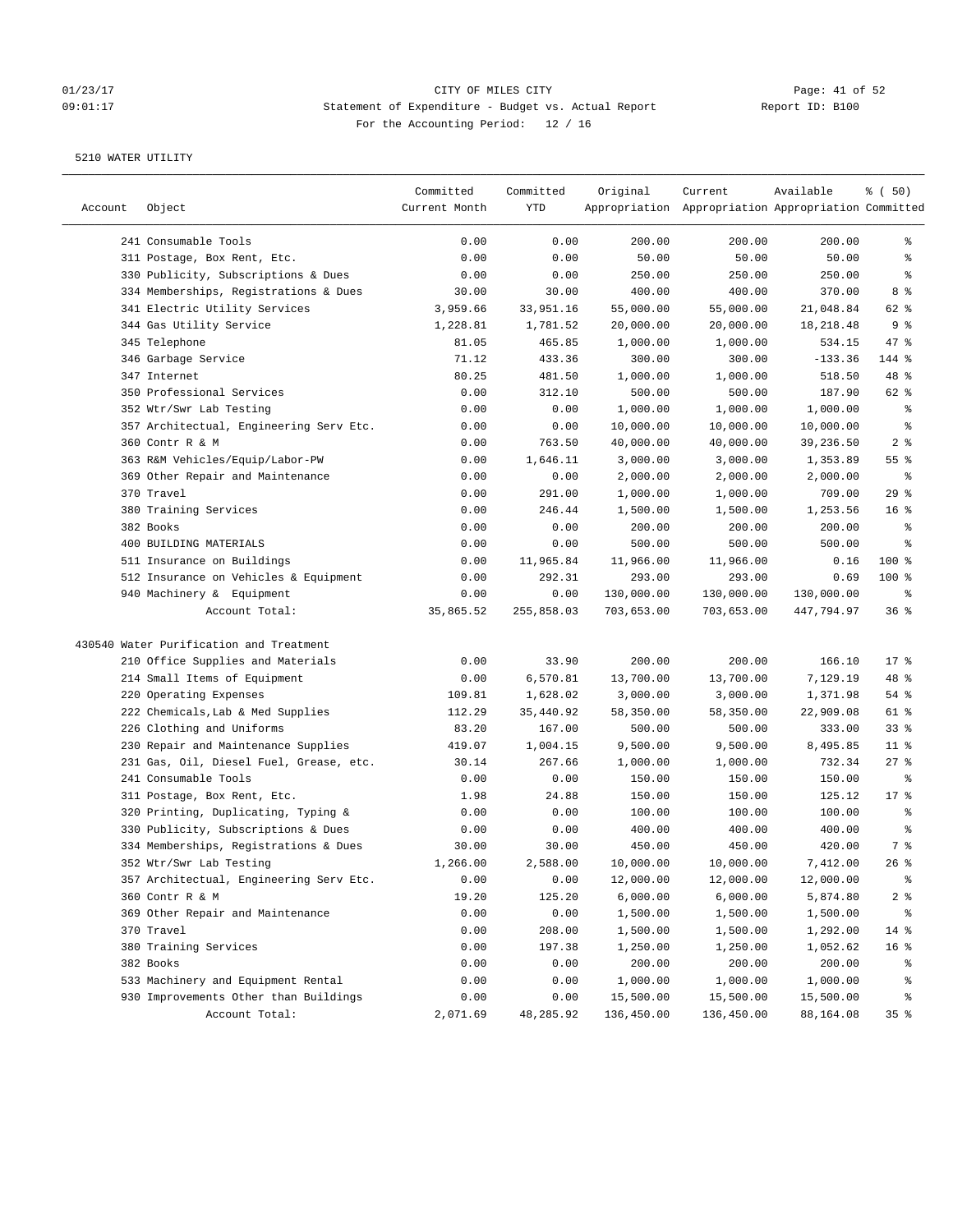01/23/17 CITY OF MILES CITY
09:01:17 Statement of Expenditure - Budget vs. Actual Report Report ID: B100
For the Accounting Period: 12 / 16

5210 WATER UTILITY

| Account | Object | Committed Current Month | Committed YTD | Original Appropriation | Current Appropriation | Available Appropriation | % ( 50) Committed |
|---|---|---|---|---|---|---|---|
| | 241 Consumable Tools | 0.00 | 0.00 | 200.00 | 200.00 | 200.00 | % |
| | 311 Postage, Box Rent, Etc. | 0.00 | 0.00 | 50.00 | 50.00 | 50.00 | % |
| | 330 Publicity, Subscriptions & Dues | 0.00 | 0.00 | 250.00 | 250.00 | 250.00 | % |
| | 334 Memberships, Registrations & Dues | 30.00 | 30.00 | 400.00 | 400.00 | 370.00 | 8 % |
| | 341 Electric Utility Services | 3,959.66 | 33,951.16 | 55,000.00 | 55,000.00 | 21,048.84 | 62 % |
| | 344 Gas Utility Service | 1,228.81 | 1,781.52 | 20,000.00 | 20,000.00 | 18,218.48 | 9 % |
| | 345 Telephone | 81.05 | 465.85 | 1,000.00 | 1,000.00 | 534.15 | 47 % |
| | 346 Garbage Service | 71.12 | 433.36 | 300.00 | 300.00 | -133.36 | 144 % |
| | 347 Internet | 80.25 | 481.50 | 1,000.00 | 1,000.00 | 518.50 | 48 % |
| | 350 Professional Services | 0.00 | 312.10 | 500.00 | 500.00 | 187.90 | 62 % |
| | 352 Wtr/Swr Lab Testing | 0.00 | 0.00 | 1,000.00 | 1,000.00 | 1,000.00 | % |
| | 357 Architectual, Engineering Serv Etc. | 0.00 | 0.00 | 10,000.00 | 10,000.00 | 10,000.00 | % |
| | 360 Contr R & M | 0.00 | 763.50 | 40,000.00 | 40,000.00 | 39,236.50 | 2 % |
| | 363 R&M Vehicles/Equip/Labor-PW | 0.00 | 1,646.11 | 3,000.00 | 3,000.00 | 1,353.89 | 55 % |
| | 369 Other Repair and Maintenance | 0.00 | 0.00 | 2,000.00 | 2,000.00 | 2,000.00 | % |
| | 370 Travel | 0.00 | 291.00 | 1,000.00 | 1,000.00 | 709.00 | 29 % |
| | 380 Training Services | 0.00 | 246.44 | 1,500.00 | 1,500.00 | 1,253.56 | 16 % |
| | 382 Books | 0.00 | 0.00 | 200.00 | 200.00 | 200.00 | % |
| | 400 BUILDING MATERIALS | 0.00 | 0.00 | 500.00 | 500.00 | 500.00 | % |
| | 511 Insurance on Buildings | 0.00 | 11,965.84 | 11,966.00 | 11,966.00 | 0.16 | 100 % |
| | 512 Insurance on Vehicles & Equipment | 0.00 | 292.31 | 293.00 | 293.00 | 0.69 | 100 % |
| | 940 Machinery & Equipment | 0.00 | 0.00 | 130,000.00 | 130,000.00 | 130,000.00 | % |
| | Account Total: | 35,865.52 | 255,858.03 | 703,653.00 | 703,653.00 | 447,794.97 | 36 % |
| 430540 Water Purification and Treatment | | | | | | | |
| | 210 Office Supplies and Materials | 0.00 | 33.90 | 200.00 | 200.00 | 166.10 | 17 % |
| | 214 Small Items of Equipment | 0.00 | 6,570.81 | 13,700.00 | 13,700.00 | 7,129.19 | 48 % |
| | 220 Operating Expenses | 109.81 | 1,628.02 | 3,000.00 | 3,000.00 | 1,371.98 | 54 % |
| | 222 Chemicals, Lab & Med Supplies | 112.29 | 35,440.92 | 58,350.00 | 58,350.00 | 22,909.08 | 61 % |
| | 226 Clothing and Uniforms | 83.20 | 167.00 | 500.00 | 500.00 | 333.00 | 33 % |
| | 230 Repair and Maintenance Supplies | 419.07 | 1,004.15 | 9,500.00 | 9,500.00 | 8,495.85 | 11 % |
| | 231 Gas, Oil, Diesel Fuel, Grease, etc. | 30.14 | 267.66 | 1,000.00 | 1,000.00 | 732.34 | 27 % |
| | 241 Consumable Tools | 0.00 | 0.00 | 150.00 | 150.00 | 150.00 | % |
| | 311 Postage, Box Rent, Etc. | 1.98 | 24.88 | 150.00 | 150.00 | 125.12 | 17 % |
| | 320 Printing, Duplicating, Typing & | 0.00 | 0.00 | 100.00 | 100.00 | 100.00 | % |
| | 330 Publicity, Subscriptions & Dues | 0.00 | 0.00 | 400.00 | 400.00 | 400.00 | % |
| | 334 Memberships, Registrations & Dues | 30.00 | 30.00 | 450.00 | 450.00 | 420.00 | 7 % |
| | 352 Wtr/Swr Lab Testing | 1,266.00 | 2,588.00 | 10,000.00 | 10,000.00 | 7,412.00 | 26 % |
| | 357 Architectual, Engineering Serv Etc. | 0.00 | 0.00 | 12,000.00 | 12,000.00 | 12,000.00 | % |
| | 360 Contr R & M | 19.20 | 125.20 | 6,000.00 | 6,000.00 | 5,874.80 | 2 % |
| | 369 Other Repair and Maintenance | 0.00 | 0.00 | 1,500.00 | 1,500.00 | 1,500.00 | % |
| | 370 Travel | 0.00 | 208.00 | 1,500.00 | 1,500.00 | 1,292.00 | 14 % |
| | 380 Training Services | 0.00 | 197.38 | 1,250.00 | 1,250.00 | 1,052.62 | 16 % |
| | 382 Books | 0.00 | 0.00 | 200.00 | 200.00 | 200.00 | % |
| | 533 Machinery and Equipment Rental | 0.00 | 0.00 | 1,000.00 | 1,000.00 | 1,000.00 | % |
| | 930 Improvements Other than Buildings | 0.00 | 0.00 | 15,500.00 | 15,500.00 | 15,500.00 | % |
| | Account Total: | 2,071.69 | 48,285.92 | 136,450.00 | 136,450.00 | 88,164.08 | 35 % |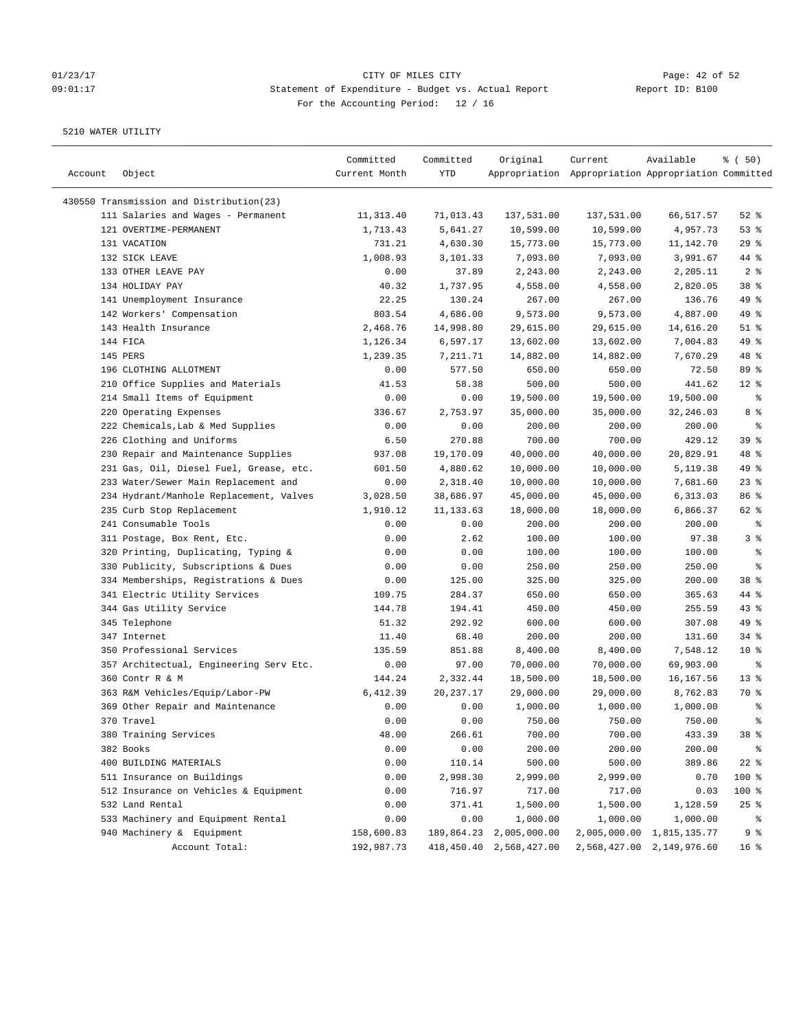01/23/17 CITY OF MILES CITY
09:01:17 Statement of Expenditure - Budget vs. Actual Report Report ID: B100
For the Accounting Period: 12 / 16

5210 WATER UTILITY

| Account | Object | Committed Current Month | Committed YTD | Original Appropriation | Current Appropriation | Available Appropriation | % ( 50) Committed |
|---|---|---|---|---|---|---|---|
| 430550 Transmission and Distribution(23) | | | | | | | |
| | 111 Salaries and Wages - Permanent | 11,313.40 | 71,013.43 | 137,531.00 | 137,531.00 | 66,517.57 | 52 % |
| | 121 OVERTIME-PERMANENT | 1,713.43 | 5,641.27 | 10,599.00 | 10,599.00 | 4,957.73 | 53 % |
| | 131 VACATION | 731.21 | 4,630.30 | 15,773.00 | 15,773.00 | 11,142.70 | 29 % |
| | 132 SICK LEAVE | 1,008.93 | 3,101.33 | 7,093.00 | 7,093.00 | 3,991.67 | 44 % |
| | 133 OTHER LEAVE PAY | 0.00 | 37.89 | 2,243.00 | 2,243.00 | 2,205.11 | 2 % |
| | 134 HOLIDAY PAY | 40.32 | 1,737.95 | 4,558.00 | 4,558.00 | 2,820.05 | 38 % |
| | 141 Unemployment Insurance | 22.25 | 130.24 | 267.00 | 267.00 | 136.76 | 49 % |
| | 142 Workers' Compensation | 803.54 | 4,686.00 | 9,573.00 | 9,573.00 | 4,887.00 | 49 % |
| | 143 Health Insurance | 2,468.76 | 14,998.80 | 29,615.00 | 29,615.00 | 14,616.20 | 51 % |
| | 144 FICA | 1,126.34 | 6,597.17 | 13,602.00 | 13,602.00 | 7,004.83 | 49 % |
| | 145 PERS | 1,239.35 | 7,211.71 | 14,882.00 | 14,882.00 | 7,670.29 | 48 % |
| | 196 CLOTHING ALLOTMENT | 0.00 | 577.50 | 650.00 | 650.00 | 72.50 | 89 % |
| | 210 Office Supplies and Materials | 41.53 | 58.38 | 500.00 | 500.00 | 441.62 | 12 % |
| | 214 Small Items of Equipment | 0.00 | 0.00 | 19,500.00 | 19,500.00 | 19,500.00 | % |
| | 220 Operating Expenses | 336.67 | 2,753.97 | 35,000.00 | 35,000.00 | 32,246.03 | 8 % |
| | 222 Chemicals,Lab & Med Supplies | 0.00 | 0.00 | 200.00 | 200.00 | 200.00 | % |
| | 226 Clothing and Uniforms | 6.50 | 270.88 | 700.00 | 700.00 | 429.12 | 39 % |
| | 230 Repair and Maintenance Supplies | 937.08 | 19,170.09 | 40,000.00 | 40,000.00 | 20,829.91 | 48 % |
| | 231 Gas, Oil, Diesel Fuel, Grease, etc. | 601.50 | 4,880.62 | 10,000.00 | 10,000.00 | 5,119.38 | 49 % |
| | 233 Water/Sewer Main Replacement and | 0.00 | 2,318.40 | 10,000.00 | 10,000.00 | 7,681.60 | 23 % |
| | 234 Hydrant/Manhole Replacement, Valves | 3,028.50 | 38,686.97 | 45,000.00 | 45,000.00 | 6,313.03 | 86 % |
| | 235 Curb Stop Replacement | 1,910.12 | 11,133.63 | 18,000.00 | 18,000.00 | 6,866.37 | 62 % |
| | 241 Consumable Tools | 0.00 | 0.00 | 200.00 | 200.00 | 200.00 | % |
| | 311 Postage, Box Rent, Etc. | 0.00 | 2.62 | 100.00 | 100.00 | 97.38 | 3 % |
| | 320 Printing, Duplicating, Typing & | 0.00 | 0.00 | 100.00 | 100.00 | 100.00 | % |
| | 330 Publicity, Subscriptions & Dues | 0.00 | 0.00 | 250.00 | 250.00 | 250.00 | % |
| | 334 Memberships, Registrations & Dues | 0.00 | 125.00 | 325.00 | 325.00 | 200.00 | 38 % |
| | 341 Electric Utility Services | 109.75 | 284.37 | 650.00 | 650.00 | 365.63 | 44 % |
| | 344 Gas Utility Service | 144.78 | 194.41 | 450.00 | 450.00 | 255.59 | 43 % |
| | 345 Telephone | 51.32 | 292.92 | 600.00 | 600.00 | 307.08 | 49 % |
| | 347 Internet | 11.40 | 68.40 | 200.00 | 200.00 | 131.60 | 34 % |
| | 350 Professional Services | 135.59 | 851.88 | 8,400.00 | 8,400.00 | 7,548.12 | 10 % |
| | 357 Architectual, Engineering Serv Etc. | 0.00 | 97.00 | 70,000.00 | 70,000.00 | 69,903.00 | % |
| | 360 Contr R & M | 144.24 | 2,332.44 | 18,500.00 | 18,500.00 | 16,167.56 | 13 % |
| | 363 R&M Vehicles/Equip/Labor-PW | 6,412.39 | 20,237.17 | 29,000.00 | 29,000.00 | 8,762.83 | 70 % |
| | 369 Other Repair and Maintenance | 0.00 | 0.00 | 1,000.00 | 1,000.00 | 1,000.00 | % |
| | 370 Travel | 0.00 | 0.00 | 750.00 | 750.00 | 750.00 | % |
| | 380 Training Services | 48.00 | 266.61 | 700.00 | 700.00 | 433.39 | 38 % |
| | 382 Books | 0.00 | 0.00 | 200.00 | 200.00 | 200.00 | % |
| | 400 BUILDING MATERIALS | 0.00 | 110.14 | 500.00 | 500.00 | 389.86 | 22 % |
| | 511 Insurance on Buildings | 0.00 | 2,998.30 | 2,999.00 | 2,999.00 | 0.70 | 100 % |
| | 512 Insurance on Vehicles & Equipment | 0.00 | 716.97 | 717.00 | 717.00 | 0.03 | 100 % |
| | 532 Land Rental | 0.00 | 371.41 | 1,500.00 | 1,500.00 | 1,128.59 | 25 % |
| | 533 Machinery and Equipment Rental | 0.00 | 0.00 | 1,000.00 | 1,000.00 | 1,000.00 | % |
| | 940 Machinery & Equipment | 158,600.83 | 189,864.23 | 2,005,000.00 | 2,005,000.00 | 1,815,135.77 | 9 % |
| | Account Total: | 192,987.73 | 418,450.40 | 2,568,427.00 | 2,568,427.00 | 2,149,976.60 | 16 % |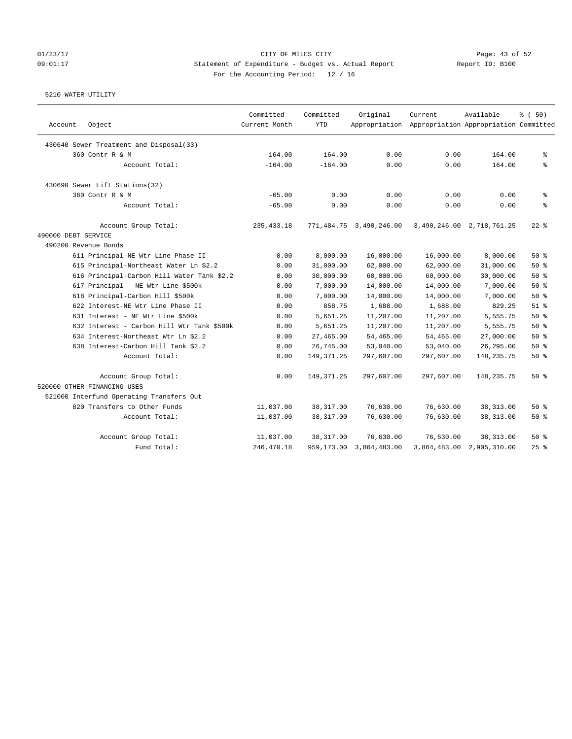01/23/17 CITY OF MILES CITY
09:01:17 Statement of Expenditure - Budget vs. Actual Report Report ID: B100
For the Accounting Period: 12 / 16

5210 WATER UTILITY

| Account Object | Committed Current Month | Committed YTD | Original Appropriation | Current Appropriation | Available Appropriation | % ( 50) Committed |
|---|---|---|---|---|---|---|
| 430640 Sewer Treatment and Disposal(33) | | | | | | |
| 360 Contr R & M | -164.00 | -164.00 | 0.00 | 0.00 | 164.00 | % |
| Account Total: | -164.00 | -164.00 | 0.00 | 0.00 | 164.00 | % |
| 430690 Sewer Lift Stations(32) | | | | | | |
| 360 Contr R & M | -65.00 | 0.00 | 0.00 | 0.00 | 0.00 | % |
| Account Total: | -65.00 | 0.00 | 0.00 | 0.00 | 0.00 | % |
| Account Group Total: | 235,433.18 | 771,484.75 | 3,490,246.00 | 3,490,246.00 | 2,718,761.25 | 22 % |
| 490000 DEBT SERVICE | | | | | | |
| 490200 Revenue Bonds | | | | | | |
| 611 Principal-NE Wtr Line Phase II | 0.00 | 8,000.00 | 16,000.00 | 16,000.00 | 8,000.00 | 50 % |
| 615 Principal-Northeast Water Ln $2.2 | 0.00 | 31,000.00 | 62,000.00 | 62,000.00 | 31,000.00 | 50 % |
| 616 Principal-Carbon Hill Water Tank $2.2 | 0.00 | 30,000.00 | 60,000.00 | 60,000.00 | 30,000.00 | 50 % |
| 617 Principal - NE Wtr Line $500k | 0.00 | 7,000.00 | 14,000.00 | 14,000.00 | 7,000.00 | 50 % |
| 618 Principal-Carbon Hill $500k | 0.00 | 7,000.00 | 14,000.00 | 14,000.00 | 7,000.00 | 50 % |
| 622 Interest-NE Wtr Line Phase II | 0.00 | 858.75 | 1,688.00 | 1,688.00 | 829.25 | 51 % |
| 631 Interest - NE Wtr Line $500k | 0.00 | 5,651.25 | 11,207.00 | 11,207.00 | 5,555.75 | 50 % |
| 632 Interest - Carbon Hill Wtr Tank $500k | 0.00 | 5,651.25 | 11,207.00 | 11,207.00 | 5,555.75 | 50 % |
| 634 Interest-Northeast Wtr Ln $2.2 | 0.00 | 27,465.00 | 54,465.00 | 54,465.00 | 27,000.00 | 50 % |
| 638 Interest-Carbon Hill Tank $2.2 | 0.00 | 26,745.00 | 53,040.00 | 53,040.00 | 26,295.00 | 50 % |
| Account Total: | 0.00 | 149,371.25 | 297,607.00 | 297,607.00 | 148,235.75 | 50 % |
| Account Group Total: | 0.00 | 149,371.25 | 297,607.00 | 297,607.00 | 148,235.75 | 50 % |
| 520000 OTHER FINANCING USES | | | | | | |
| 521000 Interfund Operating Transfers Out | | | | | | |
| 820 Transfers to Other Funds | 11,037.00 | 38,317.00 | 76,630.00 | 76,630.00 | 38,313.00 | 50 % |
| Account Total: | 11,037.00 | 38,317.00 | 76,630.00 | 76,630.00 | 38,313.00 | 50 % |
| Account Group Total: | 11,037.00 | 38,317.00 | 76,630.00 | 76,630.00 | 38,313.00 | 50 % |
| Fund Total: | 246,470.18 | 959,173.00 | 3,864,483.00 | 3,864,483.00 | 2,905,310.00 | 25 % |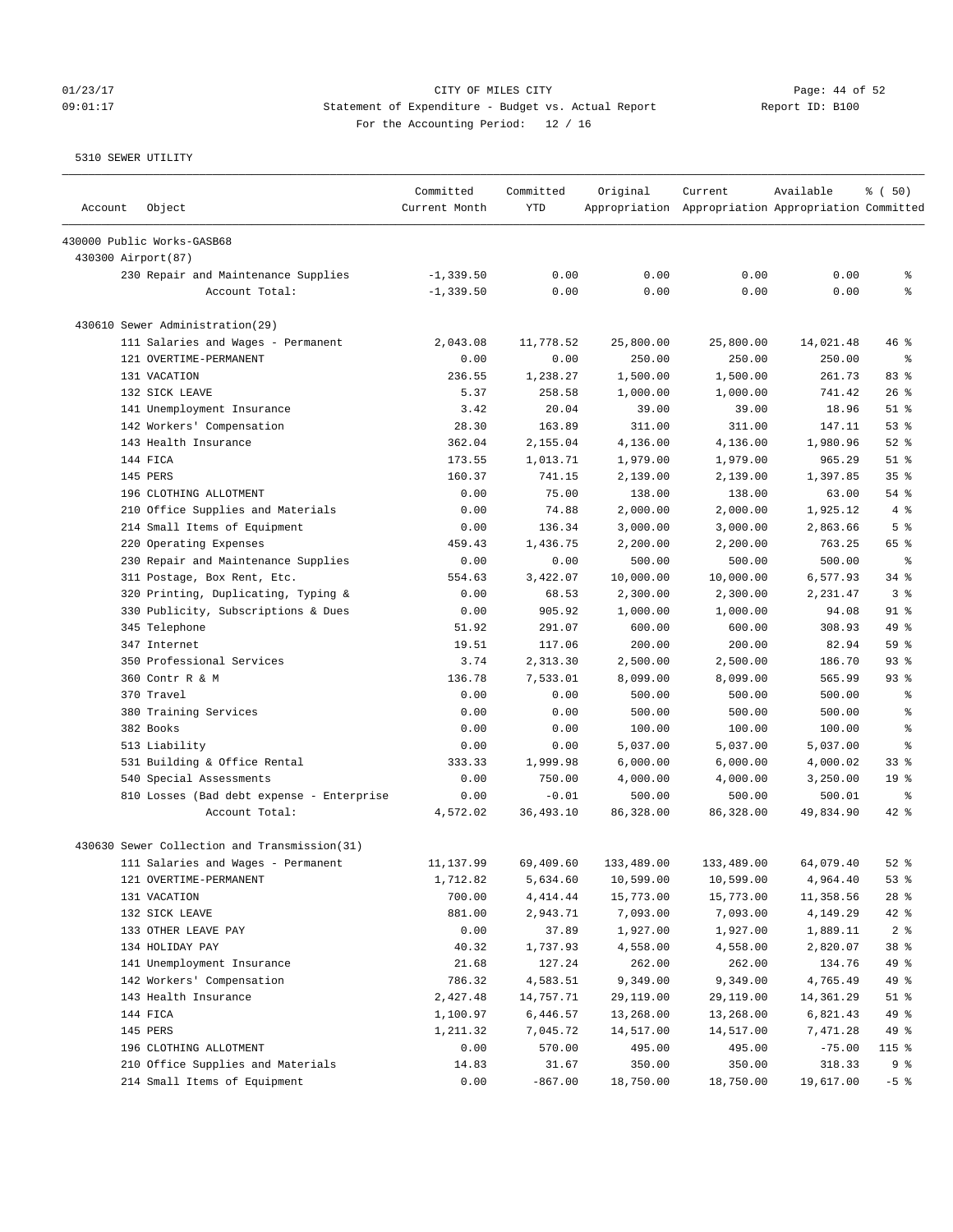CITY OF MILES CITY
Statement of Expenditure - Budget vs. Actual Report
For the Accounting Period: 12 / 16

01/23/17 09:01:17 Report ID: B100

5310 SEWER UTILITY

| Account | Object | Committed Current Month | Committed YTD | Original Appropriation | Current Appropriation | Available Appropriation | % ( 50) Committed |
|---|---|---|---|---|---|---|---|
| 430000 Public Works-GASB68 | | | | | | | |
| 430300 Airport(87) | | | | | | | |
| | 230 Repair and Maintenance Supplies | -1,339.50 | 0.00 | 0.00 | 0.00 | 0.00 | % |
| | Account Total: | -1,339.50 | 0.00 | 0.00 | 0.00 | 0.00 | % |
| 430610 Sewer Administration(29) | | | | | | | |
| | 111 Salaries and Wages - Permanent | 2,043.08 | 11,778.52 | 25,800.00 | 25,800.00 | 14,021.48 | 46 % |
| | 121 OVERTIME-PERMANENT | 0.00 | 0.00 | 250.00 | 250.00 | 250.00 | % |
| | 131 VACATION | 236.55 | 1,238.27 | 1,500.00 | 1,500.00 | 261.73 | 83 % |
| | 132 SICK LEAVE | 5.37 | 258.58 | 1,000.00 | 1,000.00 | 741.42 | 26 % |
| | 141 Unemployment Insurance | 3.42 | 20.04 | 39.00 | 39.00 | 18.96 | 51 % |
| | 142 Workers' Compensation | 28.30 | 163.89 | 311.00 | 311.00 | 147.11 | 53 % |
| | 143 Health Insurance | 362.04 | 2,155.04 | 4,136.00 | 4,136.00 | 1,980.96 | 52 % |
| | 144 FICA | 173.55 | 1,013.71 | 1,979.00 | 1,979.00 | 965.29 | 51 % |
| | 145 PERS | 160.37 | 741.15 | 2,139.00 | 2,139.00 | 1,397.85 | 35 % |
| | 196 CLOTHING ALLOTMENT | 0.00 | 75.00 | 138.00 | 138.00 | 63.00 | 54 % |
| | 210 Office Supplies and Materials | 0.00 | 74.88 | 2,000.00 | 2,000.00 | 1,925.12 | 4 % |
| | 214 Small Items of Equipment | 0.00 | 136.34 | 3,000.00 | 3,000.00 | 2,863.66 | 5 % |
| | 220 Operating Expenses | 459.43 | 1,436.75 | 2,200.00 | 2,200.00 | 763.25 | 65 % |
| | 230 Repair and Maintenance Supplies | 0.00 | 0.00 | 500.00 | 500.00 | 500.00 | % |
| | 311 Postage, Box Rent, Etc. | 554.63 | 3,422.07 | 10,000.00 | 10,000.00 | 6,577.93 | 34 % |
| | 320 Printing, Duplicating, Typing & | 0.00 | 68.53 | 2,300.00 | 2,300.00 | 2,231.47 | 3 % |
| | 330 Publicity, Subscriptions & Dues | 0.00 | 905.92 | 1,000.00 | 1,000.00 | 94.08 | 91 % |
| | 345 Telephone | 51.92 | 291.07 | 600.00 | 600.00 | 308.93 | 49 % |
| | 347 Internet | 19.51 | 117.06 | 200.00 | 200.00 | 82.94 | 59 % |
| | 350 Professional Services | 3.74 | 2,313.30 | 2,500.00 | 2,500.00 | 186.70 | 93 % |
| | 360 Contr R & M | 136.78 | 7,533.01 | 8,099.00 | 8,099.00 | 565.99 | 93 % |
| | 370 Travel | 0.00 | 0.00 | 500.00 | 500.00 | 500.00 | % |
| | 380 Training Services | 0.00 | 0.00 | 500.00 | 500.00 | 500.00 | % |
| | 382 Books | 0.00 | 0.00 | 100.00 | 100.00 | 100.00 | % |
| | 513 Liability | 0.00 | 0.00 | 5,037.00 | 5,037.00 | 5,037.00 | % |
| | 531 Building & Office Rental | 333.33 | 1,999.98 | 6,000.00 | 6,000.00 | 4,000.02 | 33 % |
| | 540 Special Assessments | 0.00 | 750.00 | 4,000.00 | 4,000.00 | 3,250.00 | 19 % |
| | 810 Losses (Bad debt expense - Enterprise | 0.00 | -0.01 | 500.00 | 500.00 | 500.01 | % |
| | Account Total: | 4,572.02 | 36,493.10 | 86,328.00 | 86,328.00 | 49,834.90 | 42 % |
| 430630 Sewer Collection and Transmission(31) | | | | | | | |
| | 111 Salaries and Wages - Permanent | 11,137.99 | 69,409.60 | 133,489.00 | 133,489.00 | 64,079.40 | 52 % |
| | 121 OVERTIME-PERMANENT | 1,712.82 | 5,634.60 | 10,599.00 | 10,599.00 | 4,964.40 | 53 % |
| | 131 VACATION | 700.00 | 4,414.44 | 15,773.00 | 15,773.00 | 11,358.56 | 28 % |
| | 132 SICK LEAVE | 881.00 | 2,943.71 | 7,093.00 | 7,093.00 | 4,149.29 | 42 % |
| | 133 OTHER LEAVE PAY | 0.00 | 37.89 | 1,927.00 | 1,927.00 | 1,889.11 | 2 % |
| | 134 HOLIDAY PAY | 40.32 | 1,737.93 | 4,558.00 | 4,558.00 | 2,820.07 | 38 % |
| | 141 Unemployment Insurance | 21.68 | 127.24 | 262.00 | 262.00 | 134.76 | 49 % |
| | 142 Workers' Compensation | 786.32 | 4,583.51 | 9,349.00 | 9,349.00 | 4,765.49 | 49 % |
| | 143 Health Insurance | 2,427.48 | 14,757.71 | 29,119.00 | 29,119.00 | 14,361.29 | 51 % |
| | 144 FICA | 1,100.97 | 6,446.57 | 13,268.00 | 13,268.00 | 6,821.43 | 49 % |
| | 145 PERS | 1,211.32 | 7,045.72 | 14,517.00 | 14,517.00 | 7,471.28 | 49 % |
| | 196 CLOTHING ALLOTMENT | 0.00 | 570.00 | 495.00 | 495.00 | -75.00 | 115 % |
| | 210 Office Supplies and Materials | 14.83 | 31.67 | 350.00 | 350.00 | 318.33 | 9 % |
| | 214 Small Items of Equipment | 0.00 | -867.00 | 18,750.00 | 18,750.00 | 19,617.00 | -5 % |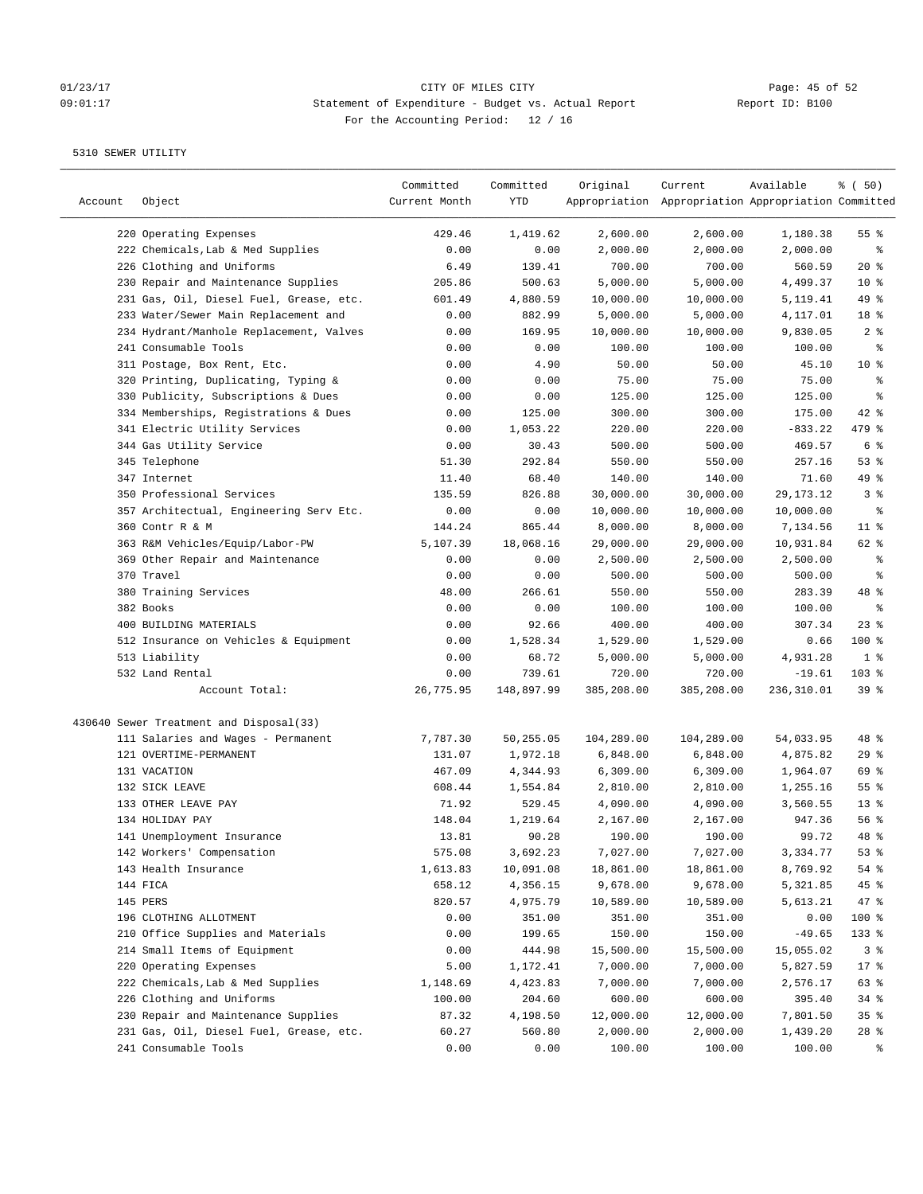CITY OF MILES CITY
Statement of Expenditure - Budget vs. Actual Report
For the Accounting Period: 12 / 16

01/23/17
09:01:17
Report ID: B100

5310 SEWER UTILITY

| Account | Object | Committed Current Month | Committed YTD | Original Appropriation | Current Appropriation | Available Appropriation | % ( 50) Committed |
|---|---|---|---|---|---|---|---|
| | 220 Operating Expenses | 429.46 | 1,419.62 | 2,600.00 | 2,600.00 | 1,180.38 | 55 % |
| | 222 Chemicals,Lab & Med Supplies | 0.00 | 0.00 | 2,000.00 | 2,000.00 | 2,000.00 | % |
| | 226 Clothing and Uniforms | 6.49 | 139.41 | 700.00 | 700.00 | 560.59 | 20 % |
| | 230 Repair and Maintenance Supplies | 205.86 | 500.63 | 5,000.00 | 5,000.00 | 4,499.37 | 10 % |
| | 231 Gas, Oil, Diesel Fuel, Grease, etc. | 601.49 | 4,880.59 | 10,000.00 | 10,000.00 | 5,119.41 | 49 % |
| | 233 Water/Sewer Main Replacement and | 0.00 | 882.99 | 5,000.00 | 5,000.00 | 4,117.01 | 18 % |
| | 234 Hydrant/Manhole Replacement, Valves | 0.00 | 169.95 | 10,000.00 | 10,000.00 | 9,830.05 | 2 % |
| | 241 Consumable Tools | 0.00 | 0.00 | 100.00 | 100.00 | 100.00 | % |
| | 311 Postage, Box Rent, Etc. | 0.00 | 4.90 | 50.00 | 50.00 | 45.10 | 10 % |
| | 320 Printing, Duplicating, Typing & | 0.00 | 0.00 | 75.00 | 75.00 | 75.00 | % |
| | 330 Publicity, Subscriptions & Dues | 0.00 | 0.00 | 125.00 | 125.00 | 125.00 | % |
| | 334 Memberships, Registrations & Dues | 0.00 | 125.00 | 300.00 | 300.00 | 175.00 | 42 % |
| | 341 Electric Utility Services | 0.00 | 1,053.22 | 220.00 | 220.00 | -833.22 | 479 % |
| | 344 Gas Utility Service | 0.00 | 30.43 | 500.00 | 500.00 | 469.57 | 6 % |
| | 345 Telephone | 51.30 | 292.84 | 550.00 | 550.00 | 257.16 | 53 % |
| | 347 Internet | 11.40 | 68.40 | 140.00 | 140.00 | 71.60 | 49 % |
| | 350 Professional Services | 135.59 | 826.88 | 30,000.00 | 30,000.00 | 29,173.12 | 3 % |
| | 357 Architectual, Engineering Serv Etc. | 0.00 | 0.00 | 10,000.00 | 10,000.00 | 10,000.00 | % |
| | 360 Contr R & M | 144.24 | 865.44 | 8,000.00 | 8,000.00 | 7,134.56 | 11 % |
| | 363 R&M Vehicles/Equip/Labor-PW | 5,107.39 | 18,068.16 | 29,000.00 | 29,000.00 | 10,931.84 | 62 % |
| | 369 Other Repair and Maintenance | 0.00 | 0.00 | 2,500.00 | 2,500.00 | 2,500.00 | % |
| | 370 Travel | 0.00 | 0.00 | 500.00 | 500.00 | 500.00 | % |
| | 380 Training Services | 48.00 | 266.61 | 550.00 | 550.00 | 283.39 | 48 % |
| | 382 Books | 0.00 | 0.00 | 100.00 | 100.00 | 100.00 | % |
| | 400 BUILDING MATERIALS | 0.00 | 92.66 | 400.00 | 400.00 | 307.34 | 23 % |
| | 512 Insurance on Vehicles & Equipment | 0.00 | 1,528.34 | 1,529.00 | 1,529.00 | 0.66 | 100 % |
| | 513 Liability | 0.00 | 68.72 | 5,000.00 | 5,000.00 | 4,931.28 | 1 % |
| | 532 Land Rental | 0.00 | 739.61 | 720.00 | 720.00 | -19.61 | 103 % |
| | Account Total: | 26,775.95 | 148,897.99 | 385,208.00 | 385,208.00 | 236,310.01 | 39 % |
| 430640 | Sewer Treatment and Disposal(33) | | | | | | |
| | 111 Salaries and Wages - Permanent | 7,787.30 | 50,255.05 | 104,289.00 | 104,289.00 | 54,033.95 | 48 % |
| | 121 OVERTIME-PERMANENT | 131.07 | 1,972.18 | 6,848.00 | 6,848.00 | 4,875.82 | 29 % |
| | 131 VACATION | 467.09 | 4,344.93 | 6,309.00 | 6,309.00 | 1,964.07 | 69 % |
| | 132 SICK LEAVE | 608.44 | 1,554.84 | 2,810.00 | 2,810.00 | 1,255.16 | 55 % |
| | 133 OTHER LEAVE PAY | 71.92 | 529.45 | 4,090.00 | 4,090.00 | 3,560.55 | 13 % |
| | 134 HOLIDAY PAY | 148.04 | 1,219.64 | 2,167.00 | 2,167.00 | 947.36 | 56 % |
| | 141 Unemployment Insurance | 13.81 | 90.28 | 190.00 | 190.00 | 99.72 | 48 % |
| | 142 Workers' Compensation | 575.08 | 3,692.23 | 7,027.00 | 7,027.00 | 3,334.77 | 53 % |
| | 143 Health Insurance | 1,613.83 | 10,091.08 | 18,861.00 | 18,861.00 | 8,769.92 | 54 % |
| | 144 FICA | 658.12 | 4,356.15 | 9,678.00 | 9,678.00 | 5,321.85 | 45 % |
| | 145 PERS | 820.57 | 4,975.79 | 10,589.00 | 10,589.00 | 5,613.21 | 47 % |
| | 196 CLOTHING ALLOTMENT | 0.00 | 351.00 | 351.00 | 351.00 | 0.00 | 100 % |
| | 210 Office Supplies and Materials | 0.00 | 199.65 | 150.00 | 150.00 | -49.65 | 133 % |
| | 214 Small Items of Equipment | 0.00 | 444.98 | 15,500.00 | 15,500.00 | 15,055.02 | 3 % |
| | 220 Operating Expenses | 5.00 | 1,172.41 | 7,000.00 | 7,000.00 | 5,827.59 | 17 % |
| | 222 Chemicals,Lab & Med Supplies | 1,148.69 | 4,423.83 | 7,000.00 | 7,000.00 | 2,576.17 | 63 % |
| | 226 Clothing and Uniforms | 100.00 | 204.60 | 600.00 | 600.00 | 395.40 | 34 % |
| | 230 Repair and Maintenance Supplies | 87.32 | 4,198.50 | 12,000.00 | 12,000.00 | 7,801.50 | 35 % |
| | 231 Gas, Oil, Diesel Fuel, Grease, etc. | 60.27 | 560.80 | 2,000.00 | 2,000.00 | 1,439.20 | 28 % |
| | 241 Consumable Tools | 0.00 | 0.00 | 100.00 | 100.00 | 100.00 | % |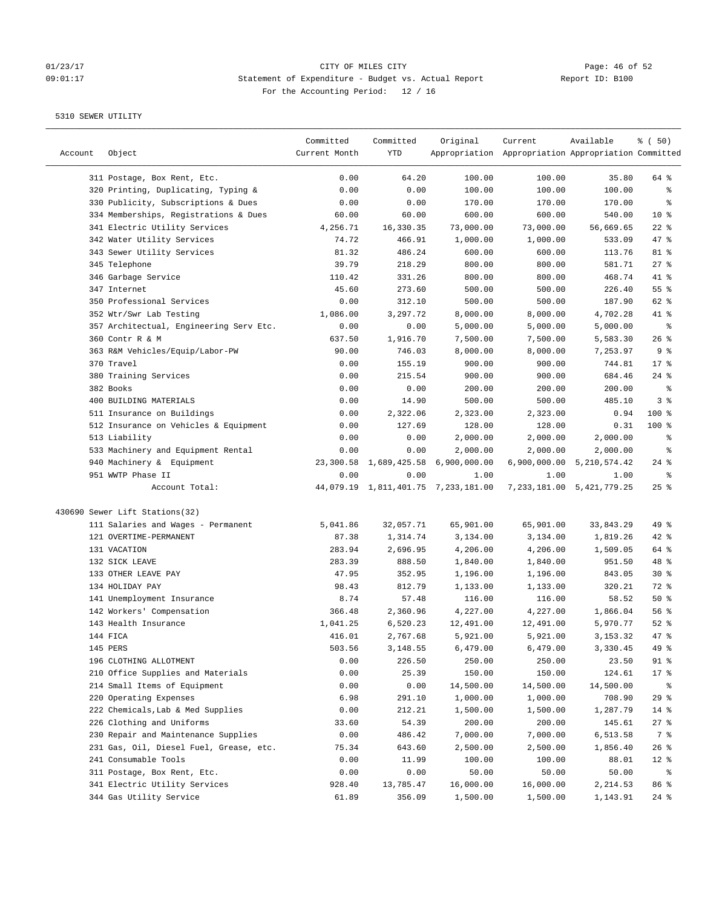CITY OF MILES CITY
Statement of Expenditure - Budget vs. Actual Report
For the Accounting Period: 12 / 16

5310 SEWER UTILITY

| Account | Object | Committed Current Month | Committed YTD | Original Appropriation | Current Appropriation | Available Appropriation | % ( 50) Committed |
|---|---|---|---|---|---|---|---|
| | 311 Postage, Box Rent, Etc. | 0.00 | 64.20 | 100.00 | 100.00 | 35.80 | 64 % |
| | 320 Printing, Duplicating, Typing & | 0.00 | 0.00 | 100.00 | 100.00 | 100.00 | % |
| | 330 Publicity, Subscriptions & Dues | 0.00 | 0.00 | 170.00 | 170.00 | 170.00 | % |
| | 334 Memberships, Registrations & Dues | 60.00 | 60.00 | 600.00 | 600.00 | 540.00 | 10 % |
| | 341 Electric Utility Services | 4,256.71 | 16,330.35 | 73,000.00 | 73,000.00 | 56,669.65 | 22 % |
| | 342 Water Utility Services | 74.72 | 466.91 | 1,000.00 | 1,000.00 | 533.09 | 47 % |
| | 343 Sewer Utility Services | 81.32 | 486.24 | 600.00 | 600.00 | 113.76 | 81 % |
| | 345 Telephone | 39.79 | 218.29 | 800.00 | 800.00 | 581.71 | 27 % |
| | 346 Garbage Service | 110.42 | 331.26 | 800.00 | 800.00 | 468.74 | 41 % |
| | 347 Internet | 45.60 | 273.60 | 500.00 | 500.00 | 226.40 | 55 % |
| | 350 Professional Services | 0.00 | 312.10 | 500.00 | 500.00 | 187.90 | 62 % |
| | 352 Wtr/Swr Lab Testing | 1,086.00 | 3,297.72 | 8,000.00 | 8,000.00 | 4,702.28 | 41 % |
| | 357 Architectual, Engineering Serv Etc. | 0.00 | 0.00 | 5,000.00 | 5,000.00 | 5,000.00 | % |
| | 360 Contr R & M | 637.50 | 1,916.70 | 7,500.00 | 7,500.00 | 5,583.30 | 26 % |
| | 363 R&M Vehicles/Equip/Labor-PW | 90.00 | 746.03 | 8,000.00 | 8,000.00 | 7,253.97 | 9 % |
| | 370 Travel | 0.00 | 155.19 | 900.00 | 900.00 | 744.81 | 17 % |
| | 380 Training Services | 0.00 | 215.54 | 900.00 | 900.00 | 684.46 | 24 % |
| | 382 Books | 0.00 | 0.00 | 200.00 | 200.00 | 200.00 | % |
| | 400 BUILDING MATERIALS | 0.00 | 14.90 | 500.00 | 500.00 | 485.10 | 3 % |
| | 511 Insurance on Buildings | 0.00 | 2,322.06 | 2,323.00 | 2,323.00 | 0.94 | 100 % |
| | 512 Insurance on Vehicles & Equipment | 0.00 | 127.69 | 128.00 | 128.00 | 0.31 | 100 % |
| | 513 Liability | 0.00 | 0.00 | 2,000.00 | 2,000.00 | 2,000.00 | % |
| | 533 Machinery and Equipment Rental | 0.00 | 0.00 | 2,000.00 | 2,000.00 | 2,000.00 | % |
| | 940 Machinery & Equipment | 23,300.58 | 1,689,425.58 | 6,900,000.00 | 6,900,000.00 | 5,210,574.42 | 24 % |
| | 951 WWTP Phase II | 0.00 | 0.00 | 1.00 | 1.00 | 1.00 | % |
| | Account Total: | 44,079.19 | 1,811,401.75 | 7,233,181.00 | 7,233,181.00 | 5,421,779.25 | 25 % |
| 430690 Sewer Lift Stations(32) | | | | | | | |
| | 111 Salaries and Wages - Permanent | 5,041.86 | 32,057.71 | 65,901.00 | 65,901.00 | 33,843.29 | 49 % |
| | 121 OVERTIME-PERMANENT | 87.38 | 1,314.74 | 3,134.00 | 3,134.00 | 1,819.26 | 42 % |
| | 131 VACATION | 283.94 | 2,696.95 | 4,206.00 | 4,206.00 | 1,509.05 | 64 % |
| | 132 SICK LEAVE | 283.39 | 888.50 | 1,840.00 | 1,840.00 | 951.50 | 48 % |
| | 133 OTHER LEAVE PAY | 47.95 | 352.95 | 1,196.00 | 1,196.00 | 843.05 | 30 % |
| | 134 HOLIDAY PAY | 98.43 | 812.79 | 1,133.00 | 1,133.00 | 320.21 | 72 % |
| | 141 Unemployment Insurance | 8.74 | 57.48 | 116.00 | 116.00 | 58.52 | 50 % |
| | 142 Workers' Compensation | 366.48 | 2,360.96 | 4,227.00 | 4,227.00 | 1,866.04 | 56 % |
| | 143 Health Insurance | 1,041.25 | 6,520.23 | 12,491.00 | 12,491.00 | 5,970.77 | 52 % |
| | 144 FICA | 416.01 | 2,767.68 | 5,921.00 | 5,921.00 | 3,153.32 | 47 % |
| | 145 PERS | 503.56 | 3,148.55 | 6,479.00 | 6,479.00 | 3,330.45 | 49 % |
| | 196 CLOTHING ALLOTMENT | 0.00 | 226.50 | 250.00 | 250.00 | 23.50 | 91 % |
| | 210 Office Supplies and Materials | 0.00 | 25.39 | 150.00 | 150.00 | 124.61 | 17 % |
| | 214 Small Items of Equipment | 0.00 | 0.00 | 14,500.00 | 14,500.00 | 14,500.00 | % |
| | 220 Operating Expenses | 6.98 | 291.10 | 1,000.00 | 1,000.00 | 708.90 | 29 % |
| | 222 Chemicals,Lab & Med Supplies | 0.00 | 212.21 | 1,500.00 | 1,500.00 | 1,287.79 | 14 % |
| | 226 Clothing and Uniforms | 33.60 | 54.39 | 200.00 | 200.00 | 145.61 | 27 % |
| | 230 Repair and Maintenance Supplies | 0.00 | 486.42 | 7,000.00 | 7,000.00 | 6,513.58 | 7 % |
| | 231 Gas, Oil, Diesel Fuel, Grease, etc. | 75.34 | 643.60 | 2,500.00 | 2,500.00 | 1,856.40 | 26 % |
| | 241 Consumable Tools | 0.00 | 11.99 | 100.00 | 100.00 | 88.01 | 12 % |
| | 311 Postage, Box Rent, Etc. | 0.00 | 0.00 | 50.00 | 50.00 | 50.00 | % |
| | 341 Electric Utility Services | 928.40 | 13,785.47 | 16,000.00 | 16,000.00 | 2,214.53 | 86 % |
| | 344 Gas Utility Service | 61.89 | 356.09 | 1,500.00 | 1,500.00 | 1,143.91 | 24 % |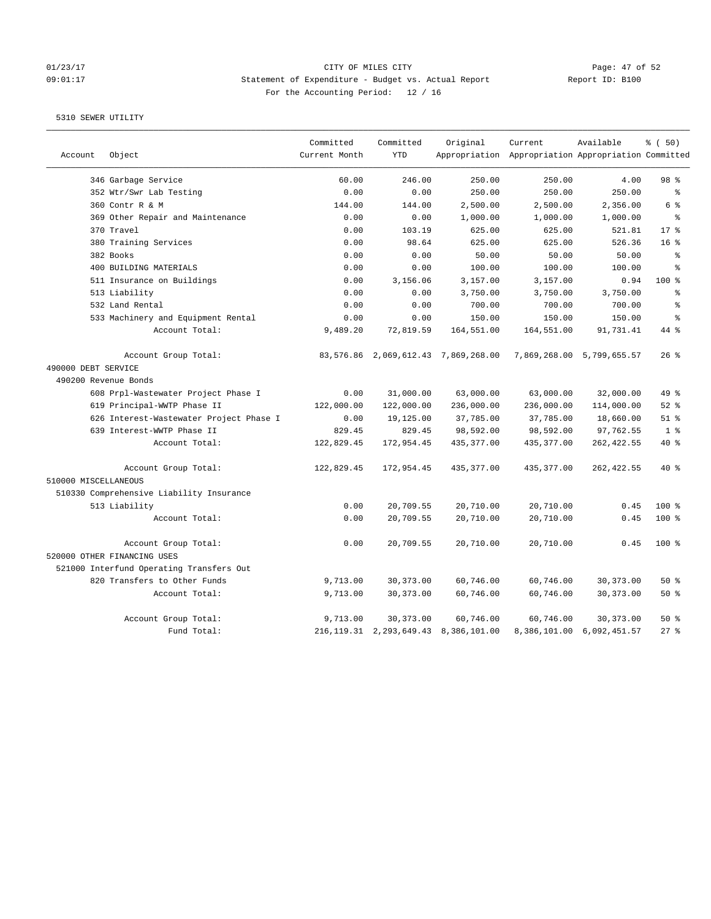CITY OF MILES CITY
Statement of Expenditure - Budget vs. Actual Report
For the Accounting Period: 12 / 16

5310 SEWER UTILITY

| Account | Object | Committed Current Month | Committed YTD | Original Appropriation | Current Appropriation | Available Appropriation | % ( 50) Committed |
|---|---|---|---|---|---|---|---|
| | 346 Garbage Service | 60.00 | 246.00 | 250.00 | 250.00 | 4.00 | 98 % |
| | 352 Wtr/Swr Lab Testing | 0.00 | 0.00 | 250.00 | 250.00 | 250.00 | % |
| | 360 Contr R & M | 144.00 | 144.00 | 2,500.00 | 2,500.00 | 2,356.00 | 6 % |
| | 369 Other Repair and Maintenance | 0.00 | 0.00 | 1,000.00 | 1,000.00 | 1,000.00 | % |
| | 370 Travel | 0.00 | 103.19 | 625.00 | 625.00 | 521.81 | 17 % |
| | 380 Training Services | 0.00 | 98.64 | 625.00 | 625.00 | 526.36 | 16 % |
| | 382 Books | 0.00 | 0.00 | 50.00 | 50.00 | 50.00 | % |
| | 400 BUILDING MATERIALS | 0.00 | 0.00 | 100.00 | 100.00 | 100.00 | % |
| | 511 Insurance on Buildings | 0.00 | 3,156.06 | 3,157.00 | 3,157.00 | 0.94 | 100 % |
| | 513 Liability | 0.00 | 0.00 | 3,750.00 | 3,750.00 | 3,750.00 | % |
| | 532 Land Rental | 0.00 | 0.00 | 700.00 | 700.00 | 700.00 | % |
| | 533 Machinery and Equipment Rental | 0.00 | 0.00 | 150.00 | 150.00 | 150.00 | % |
| | Account Total: | 9,489.20 | 72,819.59 | 164,551.00 | 164,551.00 | 91,731.41 | 44 % |
| | Account Group Total: | 83,576.86 | 2,069,612.43 | 7,869,268.00 | 7,869,268.00 | 5,799,655.57 | 26 % |
| 490000 DEBT SERVICE | | | | | | | |
| 490200 Revenue Bonds | | | | | | | |
| | 608 Prpl-Wastewater Project Phase I | 0.00 | 31,000.00 | 63,000.00 | 63,000.00 | 32,000.00 | 49 % |
| | 619 Principal-WWTP Phase II | 122,000.00 | 122,000.00 | 236,000.00 | 236,000.00 | 114,000.00 | 52 % |
| | 626 Interest-Wastewater Project Phase I | 0.00 | 19,125.00 | 37,785.00 | 37,785.00 | 18,660.00 | 51 % |
| | 639 Interest-WWTP Phase II | 829.45 | 829.45 | 98,592.00 | 98,592.00 | 97,762.55 | 1 % |
| | Account Total: | 122,829.45 | 172,954.45 | 435,377.00 | 435,377.00 | 262,422.55 | 40 % |
| | Account Group Total: | 122,829.45 | 172,954.45 | 435,377.00 | 435,377.00 | 262,422.55 | 40 % |
| 510000 MISCELLANEOUS | | | | | | | |
| 510330 Comprehensive Liability Insurance | | | | | | | |
| | 513 Liability | 0.00 | 20,709.55 | 20,710.00 | 20,710.00 | 0.45 | 100 % |
| | Account Total: | 0.00 | 20,709.55 | 20,710.00 | 20,710.00 | 0.45 | 100 % |
| | Account Group Total: | 0.00 | 20,709.55 | 20,710.00 | 20,710.00 | 0.45 | 100 % |
| 520000 OTHER FINANCING USES | | | | | | | |
| 521000 Interfund Operating Transfers Out | | | | | | | |
| | 820 Transfers to Other Funds | 9,713.00 | 30,373.00 | 60,746.00 | 60,746.00 | 30,373.00 | 50 % |
| | Account Total: | 9,713.00 | 30,373.00 | 60,746.00 | 60,746.00 | 30,373.00 | 50 % |
| | Account Group Total: | 9,713.00 | 30,373.00 | 60,746.00 | 60,746.00 | 30,373.00 | 50 % |
| | Fund Total: | 216,119.31 | 2,293,649.43 | 8,386,101.00 | 8,386,101.00 | 6,092,451.57 | 27 % |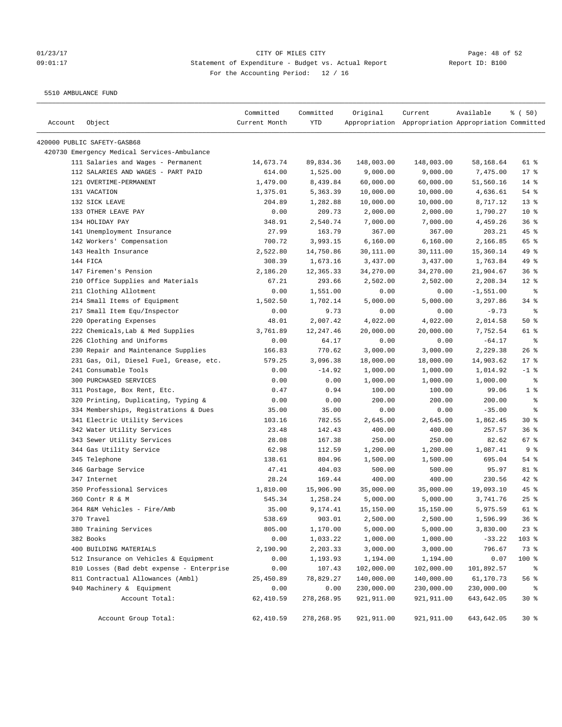CITY OF MILES CITY
Statement of Expenditure - Budget vs. Actual Report
For the Accounting Period: 12 / 16

01/23/17
09:01:17

Report ID: B100

5510 AMBULANCE FUND

| Account Object | Committed Current Month | Committed YTD | Original Appropriation | Current Appropriation | Available Appropriation | % ( 50) Committed |
|---|---|---|---|---|---|---|
| 420000 PUBLIC SAFETY-GASB68 | | | | | | |
| 420730 Emergency Medical Services-Ambulance | | | | | | |
| 111 Salaries and Wages - Permanent | 14,673.74 | 89,834.36 | 148,003.00 | 148,003.00 | 58,168.64 | 61 % |
| 112 SALARIES AND WAGES - PART PAID | 614.00 | 1,525.00 | 9,000.00 | 9,000.00 | 7,475.00 | 17 % |
| 121 OVERTIME-PERMANENT | 1,479.00 | 8,439.84 | 60,000.00 | 60,000.00 | 51,560.16 | 14 % |
| 131 VACATION | 1,375.01 | 5,363.39 | 10,000.00 | 10,000.00 | 4,636.61 | 54 % |
| 132 SICK LEAVE | 204.89 | 1,282.88 | 10,000.00 | 10,000.00 | 8,717.12 | 13 % |
| 133 OTHER LEAVE PAY | 0.00 | 209.73 | 2,000.00 | 2,000.00 | 1,790.27 | 10 % |
| 134 HOLIDAY PAY | 348.91 | 2,540.74 | 7,000.00 | 7,000.00 | 4,459.26 | 36 % |
| 141 Unemployment Insurance | 27.99 | 163.79 | 367.00 | 367.00 | 203.21 | 45 % |
| 142 Workers' Compensation | 700.72 | 3,993.15 | 6,160.00 | 6,160.00 | 2,166.85 | 65 % |
| 143 Health Insurance | 2,522.80 | 14,750.86 | 30,111.00 | 30,111.00 | 15,360.14 | 49 % |
| 144 FICA | 308.39 | 1,673.16 | 3,437.00 | 3,437.00 | 1,763.84 | 49 % |
| 147 Firemen's Pension | 2,186.20 | 12,365.33 | 34,270.00 | 34,270.00 | 21,904.67 | 36 % |
| 210 Office Supplies and Materials | 67.21 | 293.66 | 2,502.00 | 2,502.00 | 2,208.34 | 12 % |
| 211 Clothing Allotment | 0.00 | 1,551.00 | 0.00 | 0.00 | -1,551.00 | % |
| 214 Small Items of Equipment | 1,502.50 | 1,702.14 | 5,000.00 | 5,000.00 | 3,297.86 | 34 % |
| 217 Small Item Equ/Inspector | 0.00 | 9.73 | 0.00 | 0.00 | -9.73 | % |
| 220 Operating Expenses | 48.01 | 2,007.42 | 4,022.00 | 4,022.00 | 2,014.58 | 50 % |
| 222 Chemicals,Lab & Med Supplies | 3,761.89 | 12,247.46 | 20,000.00 | 20,000.00 | 7,752.54 | 61 % |
| 226 Clothing and Uniforms | 0.00 | 64.17 | 0.00 | 0.00 | -64.17 | % |
| 230 Repair and Maintenance Supplies | 166.83 | 770.62 | 3,000.00 | 3,000.00 | 2,229.38 | 26 % |
| 231 Gas, Oil, Diesel Fuel, Grease, etc. | 579.25 | 3,096.38 | 18,000.00 | 18,000.00 | 14,903.62 | 17 % |
| 241 Consumable Tools | 0.00 | -14.92 | 1,000.00 | 1,000.00 | 1,014.92 | -1 % |
| 300 PURCHASED SERVICES | 0.00 | 0.00 | 1,000.00 | 1,000.00 | 1,000.00 | % |
| 311 Postage, Box Rent, Etc. | 0.47 | 0.94 | 100.00 | 100.00 | 99.06 | 1 % |
| 320 Printing, Duplicating, Typing & | 0.00 | 0.00 | 200.00 | 200.00 | 200.00 | % |
| 334 Memberships, Registrations & Dues | 35.00 | 35.00 | 0.00 | 0.00 | -35.00 | % |
| 341 Electric Utility Services | 103.16 | 782.55 | 2,645.00 | 2,645.00 | 1,862.45 | 30 % |
| 342 Water Utility Services | 23.48 | 142.43 | 400.00 | 400.00 | 257.57 | 36 % |
| 343 Sewer Utility Services | 28.08 | 167.38 | 250.00 | 250.00 | 82.62 | 67 % |
| 344 Gas Utility Service | 62.98 | 112.59 | 1,200.00 | 1,200.00 | 1,087.41 | 9 % |
| 345 Telephone | 138.61 | 804.96 | 1,500.00 | 1,500.00 | 695.04 | 54 % |
| 346 Garbage Service | 47.41 | 404.03 | 500.00 | 500.00 | 95.97 | 81 % |
| 347 Internet | 28.24 | 169.44 | 400.00 | 400.00 | 230.56 | 42 % |
| 350 Professional Services | 1,810.00 | 15,906.90 | 35,000.00 | 35,000.00 | 19,093.10 | 45 % |
| 360 Contr R & M | 545.34 | 1,258.24 | 5,000.00 | 5,000.00 | 3,741.76 | 25 % |
| 364 R&M Vehicles - Fire/Amb | 35.00 | 9,174.41 | 15,150.00 | 15,150.00 | 5,975.59 | 61 % |
| 370 Travel | 538.69 | 903.01 | 2,500.00 | 2,500.00 | 1,596.99 | 36 % |
| 380 Training Services | 805.00 | 1,170.00 | 5,000.00 | 5,000.00 | 3,830.00 | 23 % |
| 382 Books | 0.00 | 1,033.22 | 1,000.00 | 1,000.00 | -33.22 | 103 % |
| 400 BUILDING MATERIALS | 2,190.90 | 2,203.33 | 3,000.00 | 3,000.00 | 796.67 | 73 % |
| 512 Insurance on Vehicles & Equipment | 0.00 | 1,193.93 | 1,194.00 | 1,194.00 | 0.07 | 100 % |
| 810 Losses (Bad debt expense - Enterprise | 0.00 | 107.43 | 102,000.00 | 102,000.00 | 101,892.57 | % |
| 811 Contractual Allowances (Ambl) | 25,450.89 | 78,829.27 | 140,000.00 | 140,000.00 | 61,170.73 | 56 % |
| 940 Machinery & Equipment | 0.00 | 0.00 | 230,000.00 | 230,000.00 | 230,000.00 | % |
| Account Total: | 62,410.59 | 278,268.95 | 921,911.00 | 921,911.00 | 643,642.05 | 30 % |
| Account Group Total: | 62,410.59 | 278,268.95 | 921,911.00 | 921,911.00 | 643,642.05 | 30 % |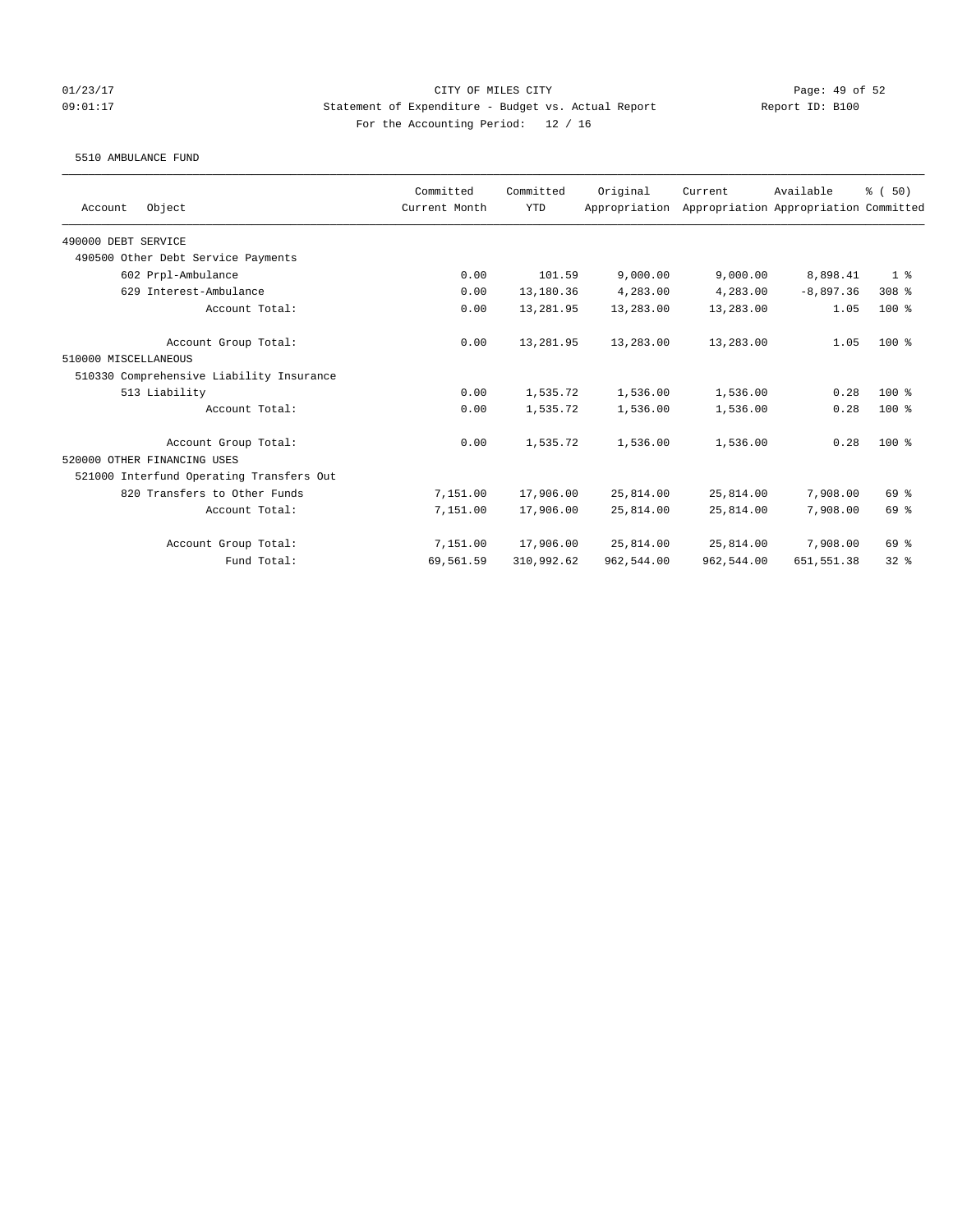CITY OF MILES CITY
Statement of Expenditure - Budget vs. Actual Report
For the Accounting Period: 12 / 16

01/23/17 09:01:17 Report ID: B100

5510 AMBULANCE FUND

| Account Object | Committed Current Month | Committed YTD | Original Appropriation | Current Appropriation | Available Appropriation | % ( 50) Committed |
|---|---|---|---|---|---|---|
| 490000 DEBT SERVICE | | | | | | |
| 490500 Other Debt Service Payments | | | | | | |
| 602 Prpl-Ambulance | 0.00 | 101.59 | 9,000.00 | 9,000.00 | 8,898.41 | 1 % |
| 629 Interest-Ambulance | 0.00 | 13,180.36 | 4,283.00 | 4,283.00 | -8,897.36 | 308 % |
| Account Total: | 0.00 | 13,281.95 | 13,283.00 | 13,283.00 | 1.05 | 100 % |
| Account Group Total: | 0.00 | 13,281.95 | 13,283.00 | 13,283.00 | 1.05 | 100 % |
| 510000 MISCELLANEOUS | | | | | | |
| 510330 Comprehensive Liability Insurance | | | | | | |
| 513 Liability | 0.00 | 1,535.72 | 1,536.00 | 1,536.00 | 0.28 | 100 % |
| Account Total: | 0.00 | 1,535.72 | 1,536.00 | 1,536.00 | 0.28 | 100 % |
| Account Group Total: | 0.00 | 1,535.72 | 1,536.00 | 1,536.00 | 0.28 | 100 % |
| 520000 OTHER FINANCING USES | | | | | | |
| 521000 Interfund Operating Transfers Out | | | | | | |
| 820 Transfers to Other Funds | 7,151.00 | 17,906.00 | 25,814.00 | 25,814.00 | 7,908.00 | 69 % |
| Account Total: | 7,151.00 | 17,906.00 | 25,814.00 | 25,814.00 | 7,908.00 | 69 % |
| Account Group Total: | 7,151.00 | 17,906.00 | 25,814.00 | 25,814.00 | 7,908.00 | 69 % |
| Fund Total: | 69,561.59 | 310,992.62 | 962,544.00 | 962,544.00 | 651,551.38 | 32 % |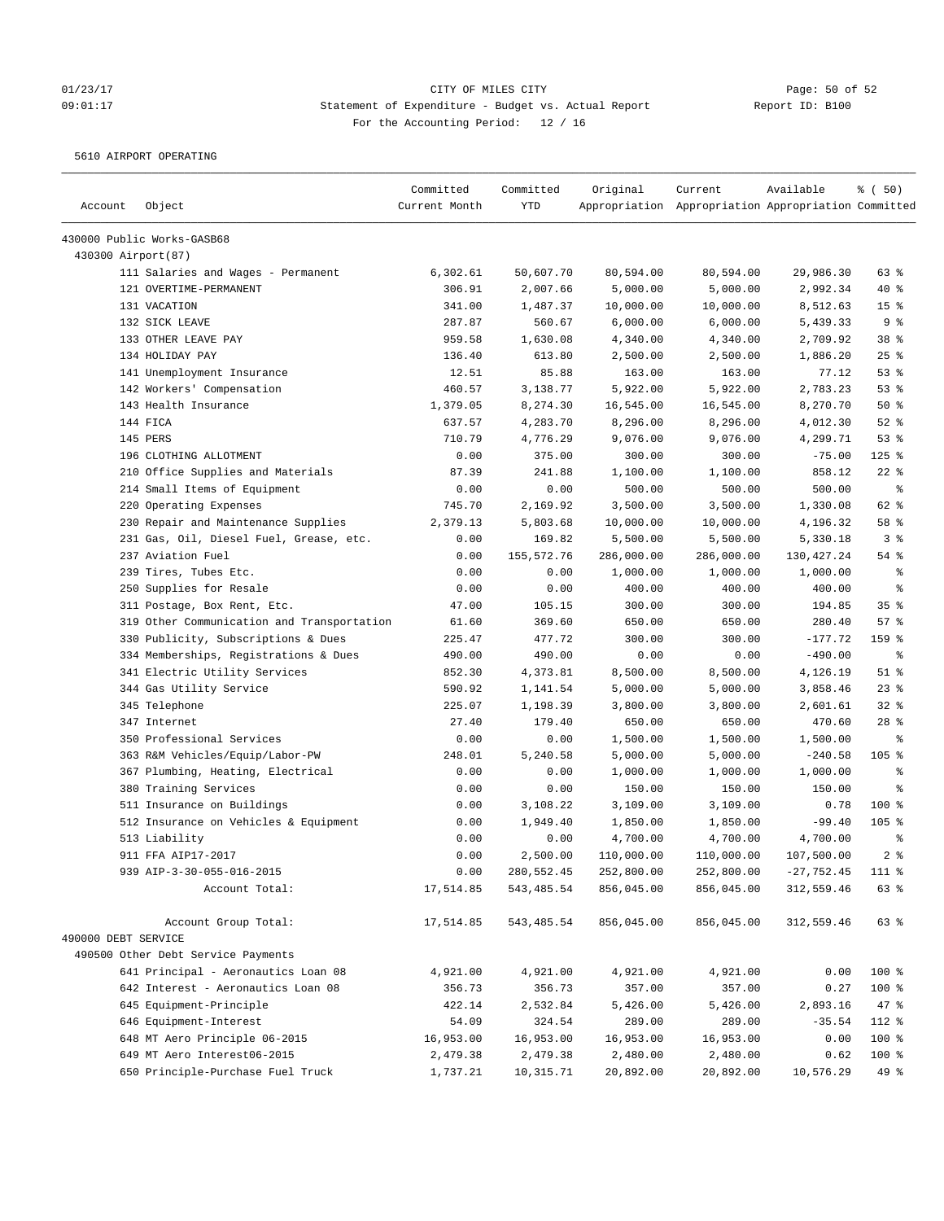01/23/17 CITY OF MILES CITY
09:01:17 Statement of Expenditure - Budget vs. Actual Report Report ID: B100
For the Accounting Period: 12 / 16

5610 AIRPORT OPERATING

| Account | Object | Committed Current Month | Committed YTD | Original Appropriation | Current Appropriation | Available Appropriation | % ( 50) Committed |
|---|---|---|---|---|---|---|---|
| 430000 Public Works-GASB68 | | | | | | | |
| 430300 Airport(87) | | | | | | | |
| | 111 Salaries and Wages - Permanent | 6,302.61 | 50,607.70 | 80,594.00 | 80,594.00 | 29,986.30 | 63 % |
| | 121 OVERTIME-PERMANENT | 306.91 | 2,007.66 | 5,000.00 | 5,000.00 | 2,992.34 | 40 % |
| | 131 VACATION | 341.00 | 1,487.37 | 10,000.00 | 10,000.00 | 8,512.63 | 15 % |
| | 132 SICK LEAVE | 287.87 | 560.67 | 6,000.00 | 6,000.00 | 5,439.33 | 9 % |
| | 133 OTHER LEAVE PAY | 959.58 | 1,630.08 | 4,340.00 | 4,340.00 | 2,709.92 | 38 % |
| | 134 HOLIDAY PAY | 136.40 | 613.80 | 2,500.00 | 2,500.00 | 1,886.20 | 25 % |
| | 141 Unemployment Insurance | 12.51 | 85.88 | 163.00 | 163.00 | 77.12 | 53 % |
| | 142 Workers' Compensation | 460.57 | 3,138.77 | 5,922.00 | 5,922.00 | 2,783.23 | 53 % |
| | 143 Health Insurance | 1,379.05 | 8,274.30 | 16,545.00 | 16,545.00 | 8,270.70 | 50 % |
| | 144 FICA | 637.57 | 4,283.70 | 8,296.00 | 8,296.00 | 4,012.30 | 52 % |
| | 145 PERS | 710.79 | 4,776.29 | 9,076.00 | 9,076.00 | 4,299.71 | 53 % |
| | 196 CLOTHING ALLOTMENT | 0.00 | 375.00 | 300.00 | 300.00 | -75.00 | 125 % |
| | 210 Office Supplies and Materials | 87.39 | 241.88 | 1,100.00 | 1,100.00 | 858.12 | 22 % |
| | 214 Small Items of Equipment | 0.00 | 0.00 | 500.00 | 500.00 | 500.00 | % |
| | 220 Operating Expenses | 745.70 | 2,169.92 | 3,500.00 | 3,500.00 | 1,330.08 | 62 % |
| | 230 Repair and Maintenance Supplies | 2,379.13 | 5,803.68 | 10,000.00 | 10,000.00 | 4,196.32 | 58 % |
| | 231 Gas, Oil, Diesel Fuel, Grease, etc. | 0.00 | 169.82 | 5,500.00 | 5,500.00 | 5,330.18 | 3 % |
| | 237 Aviation Fuel | 0.00 | 155,572.76 | 286,000.00 | 286,000.00 | 130,427.24 | 54 % |
| | 239 Tires, Tubes Etc. | 0.00 | 0.00 | 1,000.00 | 1,000.00 | 1,000.00 | % |
| | 250 Supplies for Resale | 0.00 | 0.00 | 400.00 | 400.00 | 400.00 | % |
| | 311 Postage, Box Rent, Etc. | 47.00 | 105.15 | 300.00 | 300.00 | 194.85 | 35 % |
| | 319 Other Communication and Transportation | 61.60 | 369.60 | 650.00 | 650.00 | 280.40 | 57 % |
| | 330 Publicity, Subscriptions & Dues | 225.47 | 477.72 | 300.00 | 300.00 | -177.72 | 159 % |
| | 334 Memberships, Registrations & Dues | 490.00 | 490.00 | 0.00 | 0.00 | -490.00 | % |
| | 341 Electric Utility Services | 852.30 | 4,373.81 | 8,500.00 | 8,500.00 | 4,126.19 | 51 % |
| | 344 Gas Utility Service | 590.92 | 1,141.54 | 5,000.00 | 5,000.00 | 3,858.46 | 23 % |
| | 345 Telephone | 225.07 | 1,198.39 | 3,800.00 | 3,800.00 | 2,601.61 | 32 % |
| | 347 Internet | 27.40 | 179.40 | 650.00 | 650.00 | 470.60 | 28 % |
| | 350 Professional Services | 0.00 | 0.00 | 1,500.00 | 1,500.00 | 1,500.00 | % |
| | 363 R&M Vehicles/Equip/Labor-PW | 248.01 | 5,240.58 | 5,000.00 | 5,000.00 | -240.58 | 105 % |
| | 367 Plumbing, Heating, Electrical | 0.00 | 0.00 | 1,000.00 | 1,000.00 | 1,000.00 | % |
| | 380 Training Services | 0.00 | 0.00 | 150.00 | 150.00 | 150.00 | % |
| | 511 Insurance on Buildings | 0.00 | 3,108.22 | 3,109.00 | 3,109.00 | 0.78 | 100 % |
| | 512 Insurance on Vehicles & Equipment | 0.00 | 1,949.40 | 1,850.00 | 1,850.00 | -99.40 | 105 % |
| | 513 Liability | 0.00 | 0.00 | 4,700.00 | 4,700.00 | 4,700.00 | % |
| | 911 FFA AIP17-2017 | 0.00 | 2,500.00 | 110,000.00 | 110,000.00 | 107,500.00 | 2 % |
| | 939 AIP-3-30-055-016-2015 | 0.00 | 280,552.45 | 252,800.00 | 252,800.00 | -27,752.45 | 111 % |
| | Account Total: | 17,514.85 | 543,485.54 | 856,045.00 | 856,045.00 | 312,559.46 | 63 % |
| | Account Group Total: | 17,514.85 | 543,485.54 | 856,045.00 | 856,045.00 | 312,559.46 | 63 % |
| 490000 DEBT SERVICE | | | | | | | |
| 490500 Other Debt Service Payments | | | | | | | |
| | 641 Principal - Aeronautics Loan 08 | 4,921.00 | 4,921.00 | 4,921.00 | 4,921.00 | 0.00 | 100 % |
| | 642 Interest - Aeronautics Loan 08 | 356.73 | 356.73 | 357.00 | 357.00 | 0.27 | 100 % |
| | 645 Equipment-Principle | 422.14 | 2,532.84 | 5,426.00 | 5,426.00 | 2,893.16 | 47 % |
| | 646 Equipment-Interest | 54.09 | 324.54 | 289.00 | 289.00 | -35.54 | 112 % |
| | 648 MT Aero Principle 06-2015 | 16,953.00 | 16,953.00 | 16,953.00 | 16,953.00 | 0.00 | 100 % |
| | 649 MT Aero Interest06-2015 | 2,479.38 | 2,479.38 | 2,480.00 | 2,480.00 | 0.62 | 100 % |
| | 650 Principle-Purchase Fuel Truck | 1,737.21 | 10,315.71 | 20,892.00 | 20,892.00 | 10,576.29 | 49 % |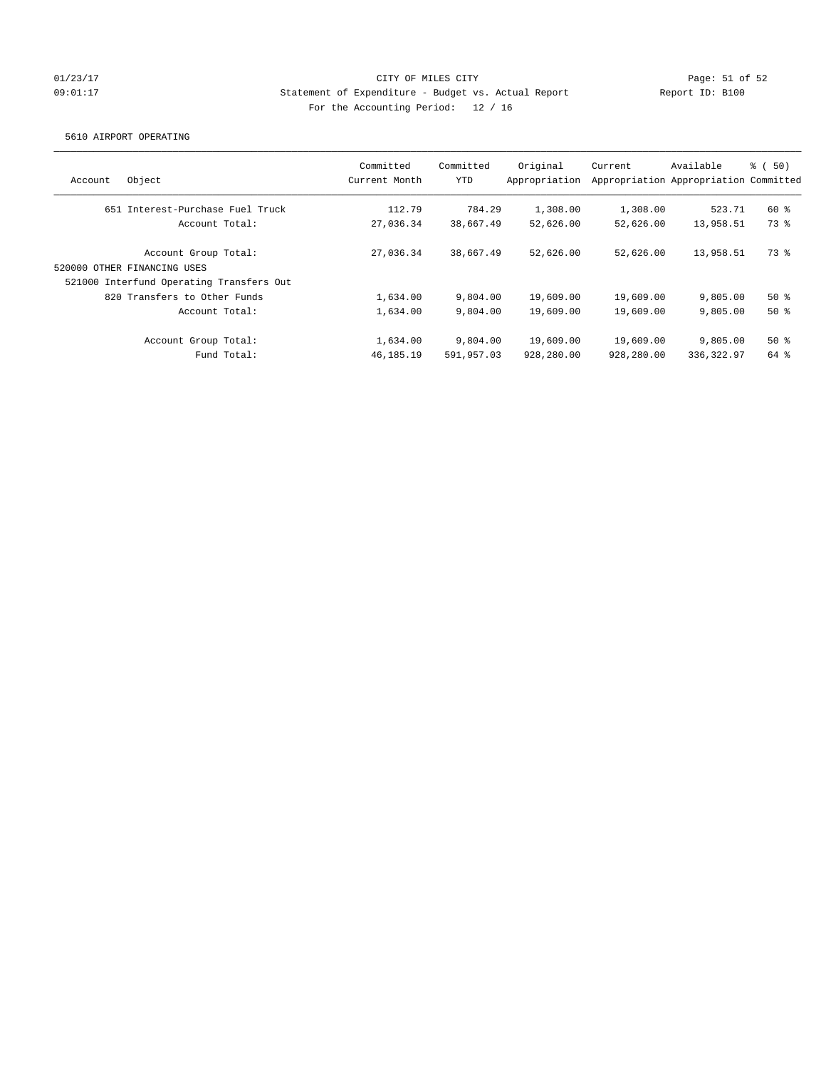CITY OF MILES CITY
Statement of Expenditure - Budget vs. Actual Report
For the Accounting Period: 12 / 16

01/23/17 09:01:17 — Report ID: B100

5610 AIRPORT OPERATING

| Account | Object | Committed Current Month | Committed YTD | Original Appropriation | Current Appropriation | Available Appropriation | % ( 50) Committed |
|---|---|---|---|---|---|---|---|
| 651 | Interest-Purchase Fuel Truck | 112.79 | 784.29 | 1,308.00 | 1,308.00 | 523.71 | 60 % |
| | Account Total: | 27,036.34 | 38,667.49 | 52,626.00 | 52,626.00 | 13,958.51 | 73 % |
| | Account Group Total: | 27,036.34 | 38,667.49 | 52,626.00 | 52,626.00 | 13,958.51 | 73 % |
| 520000 OTHER FINANCING USES | | | | | | | |
| 521000 Interfund Operating Transfers Out | | | | | | | |
| 820 | Transfers to Other Funds | 1,634.00 | 9,804.00 | 19,609.00 | 19,609.00 | 9,805.00 | 50 % |
| | Account Total: | 1,634.00 | 9,804.00 | 19,609.00 | 19,609.00 | 9,805.00 | 50 % |
| | Account Group Total: | 1,634.00 | 9,804.00 | 19,609.00 | 19,609.00 | 9,805.00 | 50 % |
| | Fund Total: | 46,185.19 | 591,957.03 | 928,280.00 | 928,280.00 | 336,322.97 | 64 % |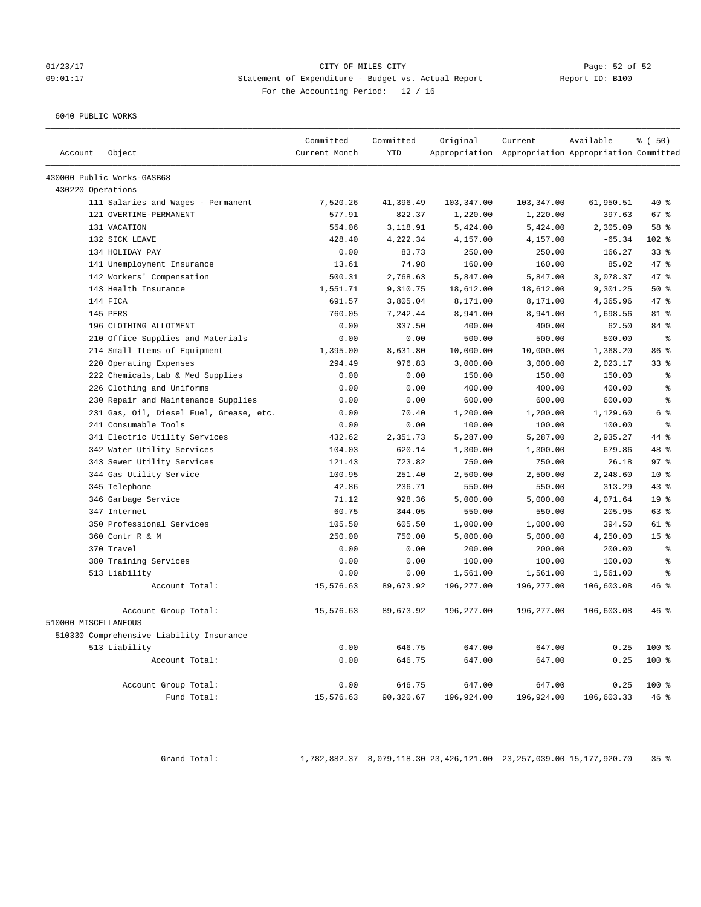CITY OF MILES CITY
Statement of Expenditure - Budget vs. Actual Report
For the Accounting Period: 12 / 16

01/23/17
09:01:17

Report ID: B100

6040 PUBLIC WORKS

| Account | Object | Committed Current Month | Committed YTD | Original Appropriation | Current Appropriation | Available Appropriation | % ( 50) Committed |
|---|---|---|---|---|---|---|---|
| 430000 Public Works-GASB68 | | | | | | | |
| 430220 Operations | | | | | | | |
| | 111 Salaries and Wages - Permanent | 7,520.26 | 41,396.49 | 103,347.00 | 103,347.00 | 61,950.51 | 40 % |
| | 121 OVERTIME-PERMANENT | 577.91 | 822.37 | 1,220.00 | 1,220.00 | 397.63 | 67 % |
| | 131 VACATION | 554.06 | 3,118.91 | 5,424.00 | 5,424.00 | 2,305.09 | 58 % |
| | 132 SICK LEAVE | 428.40 | 4,222.34 | 4,157.00 | 4,157.00 | -65.34 | 102 % |
| | 134 HOLIDAY PAY | 0.00 | 83.73 | 250.00 | 250.00 | 166.27 | 33 % |
| | 141 Unemployment Insurance | 13.61 | 74.98 | 160.00 | 160.00 | 85.02 | 47 % |
| | 142 Workers' Compensation | 500.31 | 2,768.63 | 5,847.00 | 5,847.00 | 3,078.37 | 47 % |
| | 143 Health Insurance | 1,551.71 | 9,310.75 | 18,612.00 | 18,612.00 | 9,301.25 | 50 % |
| | 144 FICA | 691.57 | 3,805.04 | 8,171.00 | 8,171.00 | 4,365.96 | 47 % |
| | 145 PERS | 760.05 | 7,242.44 | 8,941.00 | 8,941.00 | 1,698.56 | 81 % |
| | 196 CLOTHING ALLOTMENT | 0.00 | 337.50 | 400.00 | 400.00 | 62.50 | 84 % |
| | 210 Office Supplies and Materials | 0.00 | 0.00 | 500.00 | 500.00 | 500.00 | % |
| | 214 Small Items of Equipment | 1,395.00 | 8,631.80 | 10,000.00 | 10,000.00 | 1,368.20 | 86 % |
| | 220 Operating Expenses | 294.49 | 976.83 | 3,000.00 | 3,000.00 | 2,023.17 | 33 % |
| | 222 Chemicals,Lab & Med Supplies | 0.00 | 0.00 | 150.00 | 150.00 | 150.00 | % |
| | 226 Clothing and Uniforms | 0.00 | 0.00 | 400.00 | 400.00 | 400.00 | % |
| | 230 Repair and Maintenance Supplies | 0.00 | 0.00 | 600.00 | 600.00 | 600.00 | % |
| | 231 Gas, Oil, Diesel Fuel, Grease, etc. | 0.00 | 70.40 | 1,200.00 | 1,200.00 | 1,129.60 | 6 % |
| | 241 Consumable Tools | 0.00 | 0.00 | 100.00 | 100.00 | 100.00 | % |
| | 341 Electric Utility Services | 432.62 | 2,351.73 | 5,287.00 | 5,287.00 | 2,935.27 | 44 % |
| | 342 Water Utility Services | 104.03 | 620.14 | 1,300.00 | 1,300.00 | 679.86 | 48 % |
| | 343 Sewer Utility Services | 121.43 | 723.82 | 750.00 | 750.00 | 26.18 | 97 % |
| | 344 Gas Utility Service | 100.95 | 251.40 | 2,500.00 | 2,500.00 | 2,248.60 | 10 % |
| | 345 Telephone | 42.86 | 236.71 | 550.00 | 550.00 | 313.29 | 43 % |
| | 346 Garbage Service | 71.12 | 928.36 | 5,000.00 | 5,000.00 | 4,071.64 | 19 % |
| | 347 Internet | 60.75 | 344.05 | 550.00 | 550.00 | 205.95 | 63 % |
| | 350 Professional Services | 105.50 | 605.50 | 1,000.00 | 1,000.00 | 394.50 | 61 % |
| | 360 Contr R & M | 250.00 | 750.00 | 5,000.00 | 5,000.00 | 4,250.00 | 15 % |
| | 370 Travel | 0.00 | 0.00 | 200.00 | 200.00 | 200.00 | % |
| | 380 Training Services | 0.00 | 0.00 | 100.00 | 100.00 | 100.00 | % |
| | 513 Liability | 0.00 | 0.00 | 1,561.00 | 1,561.00 | 1,561.00 | % |
| | Account Total: | 15,576.63 | 89,673.92 | 196,277.00 | 196,277.00 | 106,603.08 | 46 % |
| | Account Group Total: | 15,576.63 | 89,673.92 | 196,277.00 | 196,277.00 | 106,603.08 | 46 % |
| 510000 MISCELLANEOUS | | | | | | | |
| 510330 Comprehensive Liability Insurance | | | | | | | |
| | 513 Liability | 0.00 | 646.75 | 647.00 | 647.00 | 0.25 | 100 % |
| | Account Total: | 0.00 | 646.75 | 647.00 | 647.00 | 0.25 | 100 % |
| | Account Group Total: | 0.00 | 646.75 | 647.00 | 647.00 | 0.25 | 100 % |
| | Fund Total: | 15,576.63 | 90,320.67 | 196,924.00 | 196,924.00 | 106,603.33 | 46 % |
| | Grand Total: | 1,782,882.37 | 8,079,118.30 | 23,426,121.00 | 23,257,039.00 | 15,177,920.70 | 35 % |